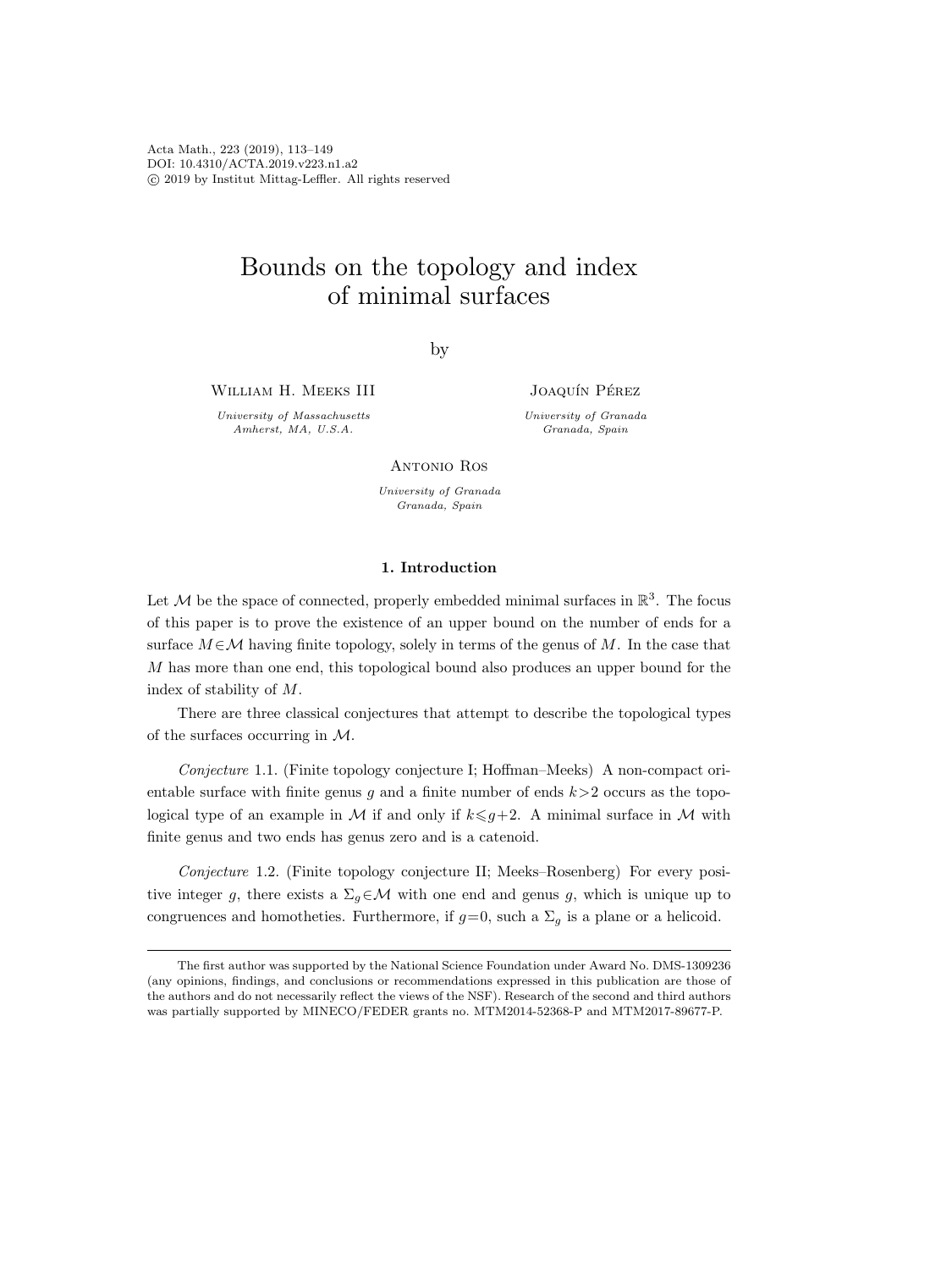Acta Math., 223 (2019), 113–149
DOI: 10.4310/ACTA.2019.v223.n1.a2
© 2019 by Institut Mittag-Leffler. All rights reserved

# Bounds on the topology and index of minimal surfaces

by

William H. Meeks III
*University of Massachusetts*
*Amherst, MA, U.S.A.*

Joaquín Pérez
*University of Granada*
*Granada, Spain*

Antonio Ros
*University of Granada*
*Granada, Spain*

## 1. Introduction

Let $\mathcal{M}$ be the space of connected, properly embedded minimal surfaces in $\mathbb{R}^3$. The focus of this paper is to prove the existence of an upper bound on the number of ends for a surface $M \in \mathcal{M}$ having finite topology, solely in terms of the genus of $M$. In the case that $M$ has more than one end, this topological bound also produces an upper bound for the index of stability of $M$.

There are three classical conjectures that attempt to describe the topological types of the surfaces occurring in $\mathcal{M}$.

*Conjecture* 1.1. (Finite topology conjecture I; Hoffman–Meeks) A non-compact orientable surface with finite genus $g$ and a finite number of ends $k>2$ occurs as the topological type of an example in $\mathcal{M}$ if and only if $k \leqslant g+2$. A minimal surface in $\mathcal{M}$ with finite genus and two ends has genus zero and is a catenoid.

*Conjecture* 1.2. (Finite topology conjecture II; Meeks–Rosenberg) For every positive integer $g$, there exists a $\Sigma_g \in \mathcal{M}$ with one end and genus $g$, which is unique up to congruences and homotheties. Furthermore, if $g=0$, such a $\Sigma_g$ is a plane or a helicoid.

The first author was supported by the National Science Foundation under Award No. DMS-1309236 (any opinions, findings, and conclusions or recommendations expressed in this publication are those of the authors and do not necessarily reflect the views of the NSF). Research of the second and third authors was partially supported by MINECO/FEDER grants no. MTM2014-52368-P and MTM2017-89677-P.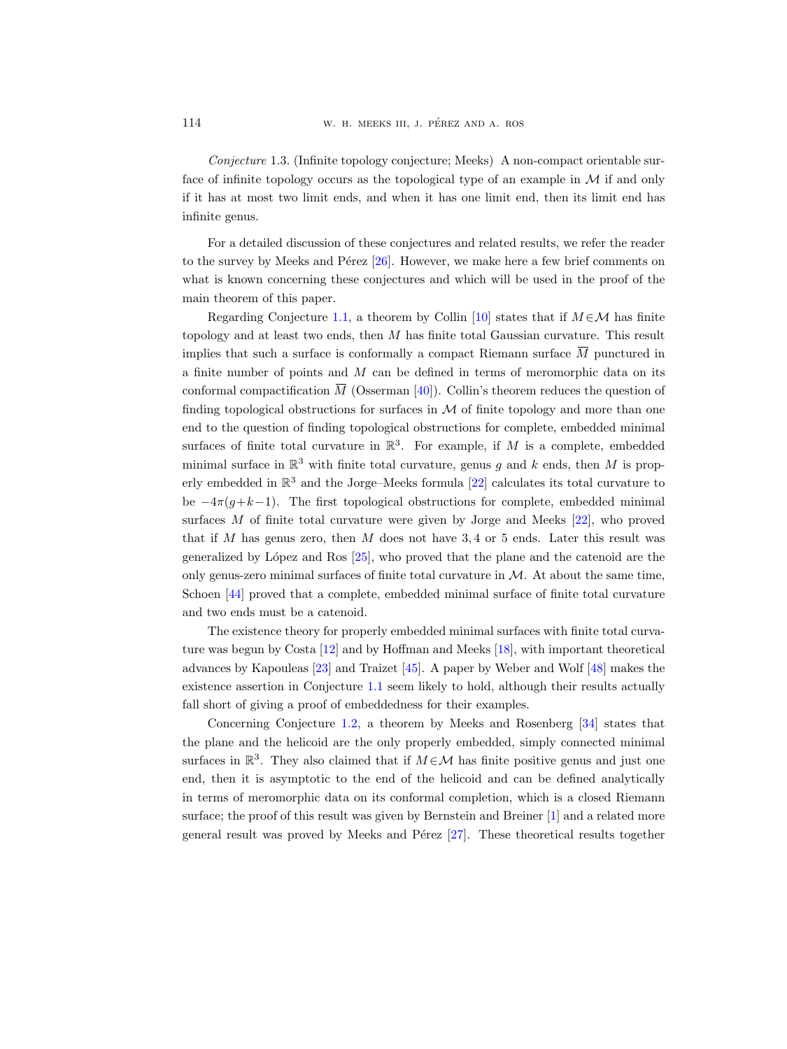*Conjecture* 1.3. (Infinite topology conjecture; Meeks) A non-compact orientable surface of infinite topology occurs as the topological type of an example in $\mathcal{M}$ if and only if it has at most two limit ends, and when it has one limit end, then its limit end has infinite genus.

For a detailed discussion of these conjectures and related results, we refer the reader to the survey by Meeks and Pérez [26]. However, we make here a few brief comments on what is known concerning these conjectures and which will be used in the proof of the main theorem of this paper.

Regarding Conjecture 1.1, a theorem by Collin [10] states that if $M \in \mathcal{M}$ has finite topology and at least two ends, then $M$ has finite total Gaussian curvature. This result implies that such a surface is conformally a compact Riemann surface $\overline{M}$ punctured in a finite number of points and $M$ can be defined in terms of meromorphic data on its conformal compactification $\overline{M}$ (Osserman [40]). Collin's theorem reduces the question of finding topological obstructions for surfaces in $\mathcal{M}$ of finite topology and more than one end to the question of finding topological obstructions for complete, embedded minimal surfaces of finite total curvature in $\mathbb{R}^3$. For example, if $M$ is a complete, embedded minimal surface in $\mathbb{R}^3$ with finite total curvature, genus $g$ and $k$ ends, then $M$ is properly embedded in $\mathbb{R}^3$ and the Jorge–Meeks formula [22] calculates its total curvature to be $-4\pi(g+k-1)$. The first topological obstructions for complete, embedded minimal surfaces $M$ of finite total curvature were given by Jorge and Meeks [22], who proved that if $M$ has genus zero, then $M$ does not have $3, 4$ or $5$ ends. Later this result was generalized by López and Ros [25], who proved that the plane and the catenoid are the only genus-zero minimal surfaces of finite total curvature in $\mathcal{M}$. At about the same time, Schoen [44] proved that a complete, embedded minimal surface of finite total curvature and two ends must be a catenoid.

The existence theory for properly embedded minimal surfaces with finite total curvature was begun by Costa [12] and by Hoffman and Meeks [18], with important theoretical advances by Kapouleas [23] and Traizet [45]. A paper by Weber and Wolf [48] makes the existence assertion in Conjecture 1.1 seem likely to hold, although their results actually fall short of giving a proof of embeddedness for their examples.

Concerning Conjecture 1.2, a theorem by Meeks and Rosenberg [34] states that the plane and the helicoid are the only properly embedded, simply connected minimal surfaces in $\mathbb{R}^3$. They also claimed that if $M \in \mathcal{M}$ has finite positive genus and just one end, then it is asymptotic to the end of the helicoid and can be defined analytically in terms of meromorphic data on its conformal completion, which is a closed Riemann surface; the proof of this result was given by Bernstein and Breiner [1] and a related more general result was proved by Meeks and Pérez [27]. These theoretical results together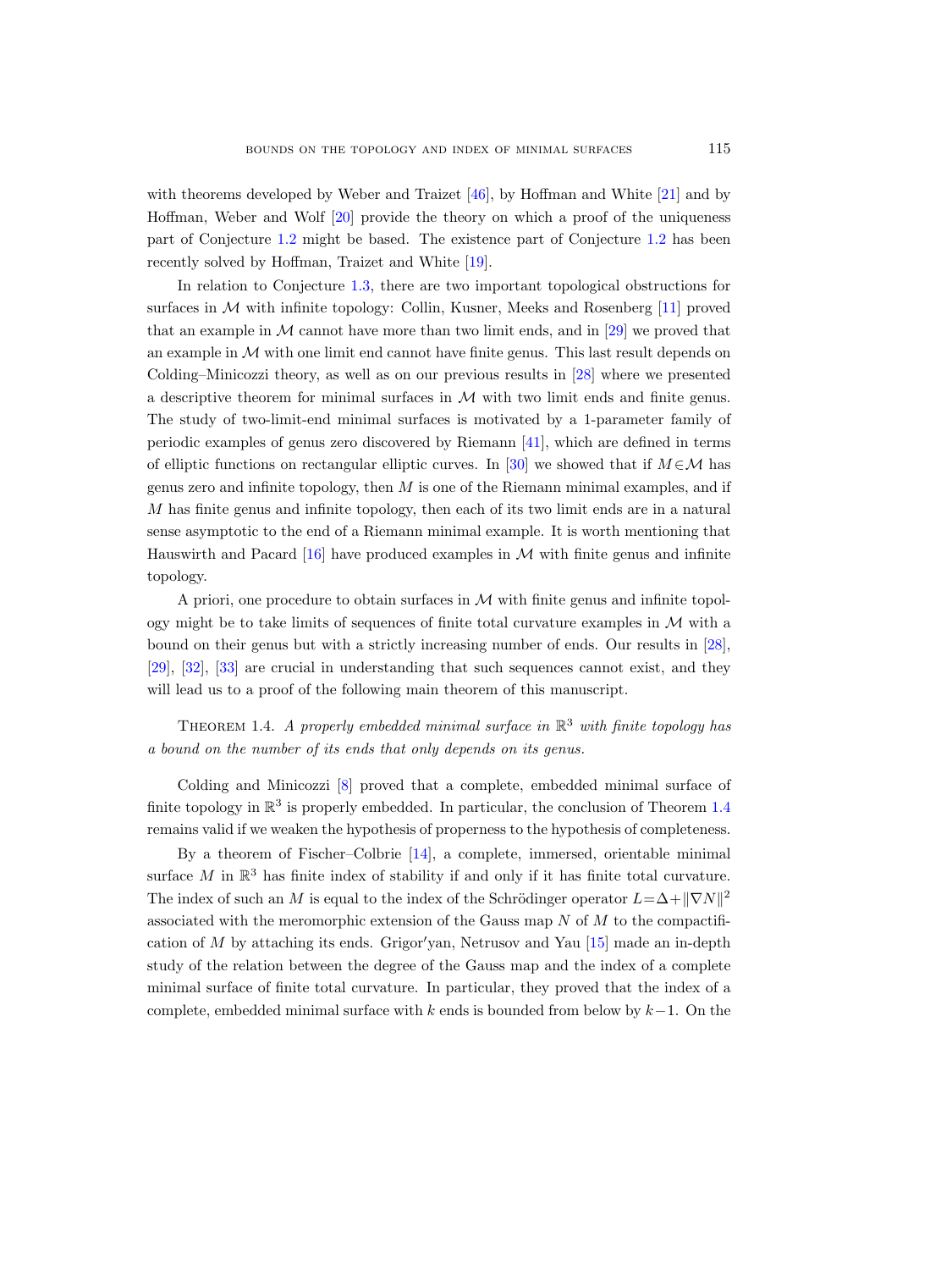with theorems developed by Weber and Traizet [46], by Hoffman and White [21] and by Hoffman, Weber and Wolf [20] provide the theory on which a proof of the uniqueness part of Conjecture 1.2 might be based. The existence part of Conjecture 1.2 has been recently solved by Hoffman, Traizet and White [19].

In relation to Conjecture 1.3, there are two important topological obstructions for surfaces in $\mathcal{M}$ with infinite topology: Collin, Kusner, Meeks and Rosenberg [11] proved that an example in $\mathcal{M}$ cannot have more than two limit ends, and in [29] we proved that an example in $\mathcal{M}$ with one limit end cannot have finite genus. This last result depends on Colding–Minicozzi theory, as well as on our previous results in [28] where we presented a descriptive theorem for minimal surfaces in $\mathcal{M}$ with two limit ends and finite genus. The study of two-limit-end minimal surfaces is motivated by a 1-parameter family of periodic examples of genus zero discovered by Riemann [41], which are defined in terms of elliptic functions on rectangular elliptic curves. In [30] we showed that if $M\in\mathcal{M}$ has genus zero and infinite topology, then $M$ is one of the Riemann minimal examples, and if $M$ has finite genus and infinite topology, then each of its two limit ends are in a natural sense asymptotic to the end of a Riemann minimal example. It is worth mentioning that Hauswirth and Pacard [16] have produced examples in $\mathcal{M}$ with finite genus and infinite topology.

A priori, one procedure to obtain surfaces in $\mathcal{M}$ with finite genus and infinite topology might be to take limits of sequences of finite total curvature examples in $\mathcal{M}$ with a bound on their genus but with a strictly increasing number of ends. Our results in [28], [29], [32], [33] are crucial in understanding that such sequences cannot exist, and they will lead us to a proof of the following main theorem of this manuscript.

THEOREM 1.4. *A properly embedded minimal surface in $\mathbb{R}^3$ with finite topology has a bound on the number of its ends that only depends on its genus.*

Colding and Minicozzi [8] proved that a complete, embedded minimal surface of finite topology in $\mathbb{R}^3$ is properly embedded. In particular, the conclusion of Theorem 1.4 remains valid if we weaken the hypothesis of properness to the hypothesis of completeness.

By a theorem of Fischer–Colbrie [14], a complete, immersed, orientable minimal surface $M$ in $\mathbb{R}^3$ has finite index of stability if and only if it has finite total curvature. The index of such an $M$ is equal to the index of the Schrödinger operator $L=\Delta+\|\nabla N\|^2$ associated with the meromorphic extension of the Gauss map $N$ of $M$ to the compactification of $M$ by attaching its ends. Grigor′yan, Netrusov and Yau [15] made an in-depth study of the relation between the degree of the Gauss map and the index of a complete minimal surface of finite total curvature. In particular, they proved that the index of a complete, embedded minimal surface with $k$ ends is bounded from below by $k-1$. On the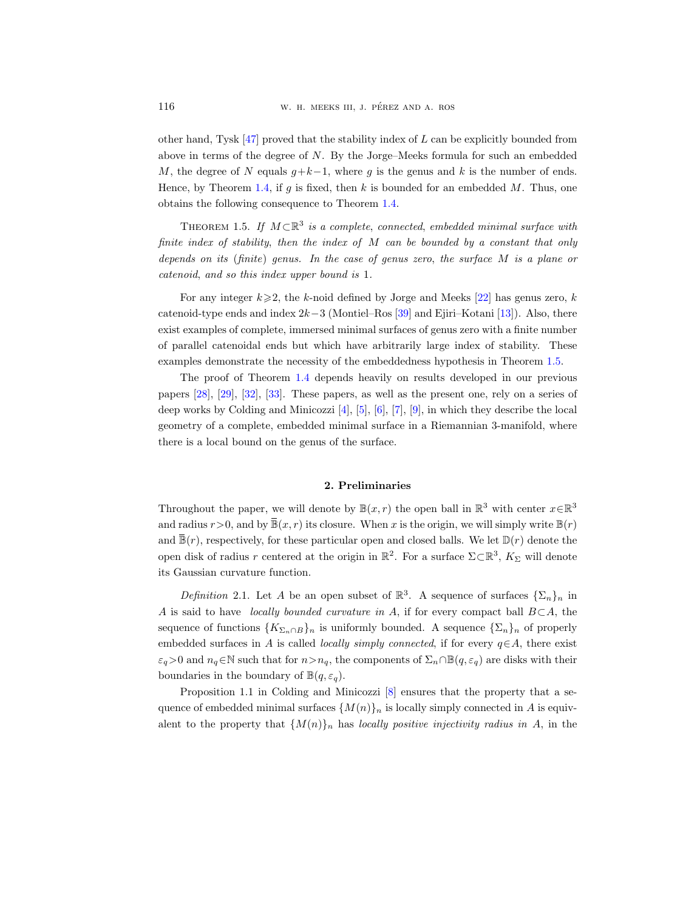other hand, Tysk [47] proved that the stability index of $L$ can be explicitly bounded from above in terms of the degree of $N$. By the Jorge–Meeks formula for such an embedded $M$, the degree of $N$ equals $g+k-1$, where $g$ is the genus and $k$ is the number of ends. Hence, by Theorem 1.4, if $g$ is fixed, then $k$ is bounded for an embedded $M$. Thus, one obtains the following consequence to Theorem 1.4.

Theorem 1.5. *If $M\subset\mathbb{R}^3$ is a complete, connected, embedded minimal surface with finite index of stability, then the index of $M$ can be bounded by a constant that only depends on its (finite) genus. In the case of genus zero, the surface $M$ is a plane or catenoid, and so this index upper bound is* 1.

For any integer $k\geqslant 2$, the $k$-noid defined by Jorge and Meeks [22] has genus zero, $k$ catenoid-type ends and index $2k-3$ (Montiel–Ros [39] and Ejiri–Kotani [13]). Also, there exist examples of complete, immersed minimal surfaces of genus zero with a finite number of parallel catenoidal ends but which have arbitrarily large index of stability. These examples demonstrate the necessity of the embeddedness hypothesis in Theorem 1.5.

The proof of Theorem 1.4 depends heavily on results developed in our previous papers [28], [29], [32], [33]. These papers, as well as the present one, rely on a series of deep works by Colding and Minicozzi [4], [5], [6], [7], [9], in which they describe the local geometry of a complete, embedded minimal surface in a Riemannian 3-manifold, where there is a local bound on the genus of the surface.

## 2. Preliminaries

Throughout the paper, we will denote by $\mathbb{B}(x,r)$ the open ball in $\mathbb{R}^3$ with center $x\in\mathbb{R}^3$ and radius $r>0$, and by $\overline{\mathbb{B}}(x,r)$ its closure. When $x$ is the origin, we will simply write $\mathbb{B}(r)$ and $\overline{\mathbb{B}}(r)$, respectively, for these particular open and closed balls. We let $\mathbb{D}(r)$ denote the open disk of radius $r$ centered at the origin in $\mathbb{R}^2$. For a surface $\Sigma\subset\mathbb{R}^3$, $K_\Sigma$ will denote its Gaussian curvature function.

*Definition* 2.1. Let $A$ be an open subset of $\mathbb{R}^3$. A sequence of surfaces $\{\Sigma_n\}_n$ in $A$ is said to have *locally bounded curvature in* $A$, if for every compact ball $B\subset A$, the sequence of functions $\{K_{\Sigma_n\cap B}\}_n$ is uniformly bounded. A sequence $\{\Sigma_n\}_n$ of properly embedded surfaces in $A$ is called *locally simply connected*, if for every $q\in A$, there exist $\varepsilon_q>0$ and $n_q\in\mathbb{N}$ such that for $n>n_q$, the components of $\Sigma_n\cap\mathbb{B}(q,\varepsilon_q)$ are disks with their boundaries in the boundary of $\mathbb{B}(q,\varepsilon_q)$.

Proposition 1.1 in Colding and Minicozzi [8] ensures that the property that a sequence of embedded minimal surfaces $\{M(n)\}_n$ is locally simply connected in $A$ is equivalent to the property that $\{M(n)\}_n$ has *locally positive injectivity radius in* $A$, in the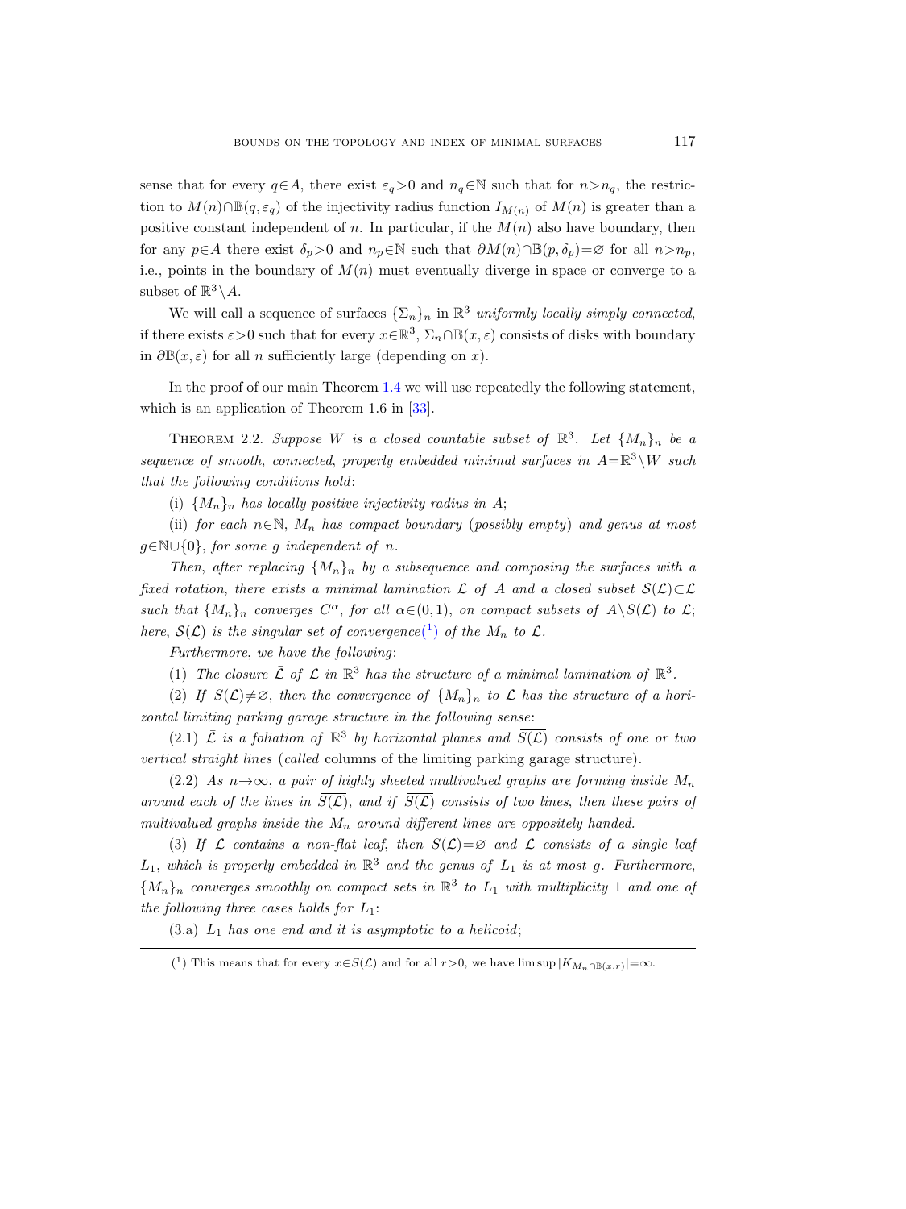sense that for every $q \in A$, there exist $\varepsilon_q > 0$ and $n_q \in \mathbb{N}$ such that for $n > n_q$, the restriction to $M(n) \cap \mathbb{B}(q, \varepsilon_q)$ of the injectivity radius function $I_{M(n)}$ of $M(n)$ is greater than a positive constant independent of $n$. In particular, if the $M(n)$ also have boundary, then for any $p \in A$ there exist $\delta_p > 0$ and $n_p \in \mathbb{N}$ such that $\partial M(n) \cap \mathbb{B}(p, \delta_p) = \varnothing$ for all $n > n_p$, i.e., points in the boundary of $M(n)$ must eventually diverge in space or converge to a subset of $\mathbb{R}^3 \setminus A$.

We will call a sequence of surfaces $\{\Sigma_n\}_n$ in $\mathbb{R}^3$ *uniformly locally simply connected*, if there exists $\varepsilon > 0$ such that for every $x \in \mathbb{R}^3$, $\Sigma_n \cap \mathbb{B}(x, \varepsilon)$ consists of disks with boundary in $\partial \mathbb{B}(x, \varepsilon)$ for all $n$ sufficiently large (depending on $x$).

In the proof of our main Theorem 1.4 we will use repeatedly the following statement, which is an application of Theorem 1.6 in [33].

THEOREM 2.2. *Suppose $W$ is a closed countable subset of $\mathbb{R}^3$. Let $\{M_n\}_n$ be a sequence of smooth, connected, properly embedded minimal surfaces in $A = \mathbb{R}^3 \setminus W$ such that the following conditions hold*:

(i) *$\{M_n\}_n$ has locally positive injectivity radius in $A$*;

(ii) *for each $n \in \mathbb{N}$, $M_n$ has compact boundary (possibly empty) and genus at most $g \in \mathbb{N} \cup \{0\}$, for some $g$ independent of $n$.*

*Then, after replacing $\{M_n\}_n$ by a subsequence and composing the surfaces with a fixed rotation, there exists a minimal lamination $\mathcal{L}$ of $A$ and a closed subset $\mathcal{S}(\mathcal{L}) \subset \mathcal{L}$ such that $\{M_n\}_n$ converges $C^\alpha$, for all $\alpha \in (0,1)$, on compact subsets of $A \setminus S(\mathcal{L})$ to $\mathcal{L}$; here, $\mathcal{S}(\mathcal{L})$ is the singular set of convergence*[1] *of the $M_n$ to $\mathcal{L}$.*

*Furthermore, we have the following*:

(1) *The closure $\bar{\mathcal{L}}$ of $\mathcal{L}$ in $\mathbb{R}^3$ has the structure of a minimal lamination of $\mathbb{R}^3$.*

(2) *If $S(\mathcal{L}) \neq \varnothing$, then the convergence of $\{M_n\}_n$ to $\bar{\mathcal{L}}$ has the structure of a horizontal limiting parking garage structure in the following sense*:

(2.1) *$\bar{\mathcal{L}}$ is a foliation of $\mathbb{R}^3$ by horizontal planes and $\overline{S(\mathcal{L})}$ consists of one or two vertical straight lines (called* columns of the limiting parking garage structure*).*

(2.2) *As $n \to \infty$, a pair of highly sheeted multivalued graphs are forming inside $M_n$ around each of the lines in $\overline{S(\mathcal{L})}$, and if $\overline{S(\mathcal{L})}$ consists of two lines, then these pairs of multivalued graphs inside the $M_n$ around different lines are oppositely handed.*

(3) *If $\bar{\mathcal{L}}$ contains a non-flat leaf, then $S(\mathcal{L}) = \varnothing$ and $\bar{\mathcal{L}}$ consists of a single leaf $L_1$, which is properly embedded in $\mathbb{R}^3$ and the genus of $L_1$ is at most $g$. Furthermore, $\{M_n\}_n$ converges smoothly on compact sets in $\mathbb{R}^3$ to $L_1$ with multiplicity 1 and one of the following three cases holds for $L_1$*:

(3.a) *$L_1$ has one end and it is asymptotic to a helicoid*;

[1] This means that for every $x \in S(\mathcal{L})$ and for all $r > 0$, we have $\limsup |K_{M_n \cap \mathbb{B}(x,r)}| = \infty$.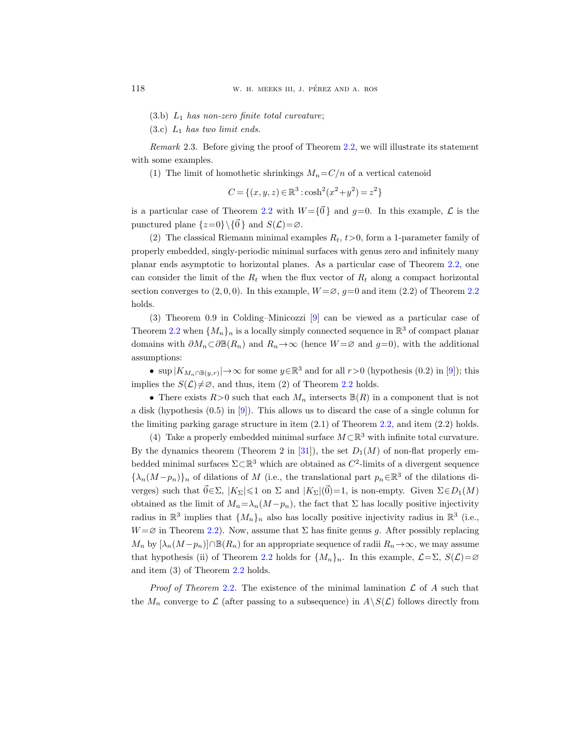(3.b) $L_1$ *has non-zero finite total curvature*;

(3.c) $L_1$ *has two limit ends.*

*Remark* 2.3. Before giving the proof of Theorem 2.2, we will illustrate its statement with some examples.

(1) The limit of homothetic shrinkings $M_n = C/n$ of a vertical catenoid

$$C = \{(x,y,z) \in \mathbb{R}^3 : \cosh^2(x^2+y^2) = z^2\}$$

is a particular case of Theorem 2.2 with $W=\{\vec{0}\}$ and $g=0$. In this example, $\mathcal{L}$ is the punctured plane $\{z=0\}\setminus\{\vec{0}\}$ and $S(\mathcal{L})=\varnothing$.

(2) The classical Riemann minimal examples $R_t$, $t>0$, form a 1-parameter family of properly embedded, singly-periodic minimal surfaces with genus zero and infinitely many planar ends asymptotic to horizontal planes. As a particular case of Theorem 2.2, one can consider the limit of the $R_t$ when the flux vector of $R_t$ along a compact horizontal section converges to $(2,0,0)$. In this example, $W=\varnothing$, $g=0$ and item (2.2) of Theorem 2.2 holds.

(3) Theorem 0.9 in Colding–Minicozzi [9] can be viewed as a particular case of Theorem 2.2 when $\{M_n\}_n$ is a locally simply connected sequence in $\mathbb{R}^3$ of compact planar domains with $\partial M_n \subset \partial \mathbb{B}(R_n)$ and $R_n \to \infty$ (hence $W=\varnothing$ and $g=0$), with the additional assumptions:

- $\sup |K_{M_n\cap \mathbb{B}(y,r)}| \to \infty$ for some $y \in \mathbb{R}^3$ and for all $r>0$ (hypothesis (0.2) in [9]); this implies the $S(\mathcal{L})\neq\varnothing$, and thus, item (2) of Theorem 2.2 holds.
- There exists $R>0$ such that each $M_n$ intersects $\mathbb{B}(R)$ in a component that is not a disk (hypothesis (0.5) in [9]). This allows us to discard the case of a single column for the limiting parking garage structure in item (2.1) of Theorem 2.2, and item (2.2) holds.

(4) Take a properly embedded minimal surface $M\subset\mathbb{R}^3$ with infinite total curvature. By the dynamics theorem (Theorem 2 in [31]), the set $D_1(M)$ of non-flat properly embedded minimal surfaces $\Sigma\subset\mathbb{R}^3$ which are obtained as $C^2$-limits of a divergent sequence $\{\lambda_n(M-p_n)\}_n$ of dilations of $M$ (i.e., the translational part $p_n\in\mathbb{R}^3$ of the dilations diverges) such that $\vec{0}\in\Sigma$, $|K_\Sigma|\leqslant 1$ on $\Sigma$ and $|K_\Sigma|(\vec{0})=1$, is non-empty. Given $\Sigma\in D_1(M)$ obtained as the limit of $M_n=\lambda_n(M-p_n)$, the fact that $\Sigma$ has locally positive injectivity radius in $\mathbb{R}^3$ implies that $\{M_n\}_n$ also has locally positive injectivity radius in $\mathbb{R}^3$ (i.e., $W=\varnothing$ in Theorem 2.2). Now, assume that $\Sigma$ has finite genus $g$. After possibly replacing $M_n$ by $[\lambda_n(M-p_n)]\cap\mathbb{B}(R_n)$ for an appropriate sequence of radii $R_n\to\infty$, we may assume that hypothesis (ii) of Theorem 2.2 holds for $\{M_n\}_n$. In this example, $\mathcal{L}=\Sigma$, $S(\mathcal{L})=\varnothing$ and item (3) of Theorem 2.2 holds.

*Proof of Theorem* 2.2. The existence of the minimal lamination $\mathcal{L}$ of $A$ such that the $M_n$ converge to $\mathcal{L}$ (after passing to a subsequence) in $A\setminus S(\mathcal{L})$ follows directly from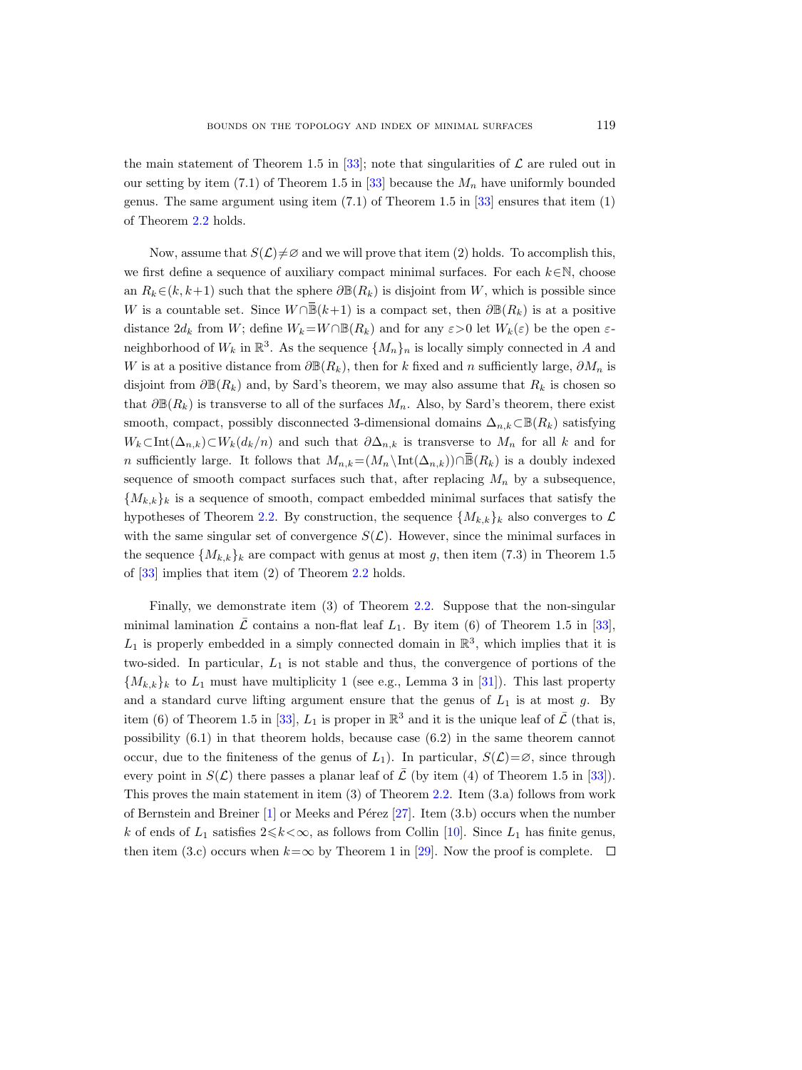the main statement of Theorem 1.5 in [33]; note that singularities of $\mathcal{L}$ are ruled out in our setting by item (7.1) of Theorem 1.5 in [33] because the $M_n$ have uniformly bounded genus. The same argument using item (7.1) of Theorem 1.5 in [33] ensures that item (1) of Theorem 2.2 holds.

Now, assume that $S(\mathcal{L})\neq\varnothing$ and we will prove that item (2) holds. To accomplish this, we first define a sequence of auxiliary compact minimal surfaces. For each $k\in\mathbb{N}$, choose an $R_k\in(k,k+1)$ such that the sphere $\partial\mathbb{B}(R_k)$ is disjoint from $W$, which is possible since $W$ is a countable set. Since $W\cap\overline{\mathbb{B}}(k+1)$ is a compact set, then $\partial\mathbb{B}(R_k)$ is at a positive distance $2d_k$ from $W$; define $W_k=W\cap\mathbb{B}(R_k)$ and for any $\varepsilon>0$ let $W_k(\varepsilon)$ be the open $\varepsilon$-neighborhood of $W_k$ in $\mathbb{R}^3$. As the sequence $\{M_n\}_n$ is locally simply connected in $A$ and $W$ is at a positive distance from $\partial\mathbb{B}(R_k)$, then for $k$ fixed and $n$ sufficiently large, $\partial M_n$ is disjoint from $\partial\mathbb{B}(R_k)$ and, by Sard's theorem, we may also assume that $R_k$ is chosen so that $\partial\mathbb{B}(R_k)$ is transverse to all of the surfaces $M_n$. Also, by Sard's theorem, there exist smooth, compact, possibly disconnected 3-dimensional domains $\Delta_{n,k}\subset\mathbb{B}(R_k)$ satisfying $W_k\subset\operatorname{Int}(\Delta_{n,k})\subset W_k(d_k/n)$ and such that $\partial\Delta_{n,k}$ is transverse to $M_n$ for all $k$ and for $n$ sufficiently large. It follows that $M_{n,k}=(M_n\setminus\operatorname{Int}(\Delta_{n,k}))\cap\overline{\mathbb{B}}(R_k)$ is a doubly indexed sequence of smooth compact surfaces such that, after replacing $M_n$ by a subsequence, $\{M_{k,k}\}_k$ is a sequence of smooth, compact embedded minimal surfaces that satisfy the hypotheses of Theorem 2.2. By construction, the sequence $\{M_{k,k}\}_k$ also converges to $\mathcal{L}$ with the same singular set of convergence $S(\mathcal{L})$. However, since the minimal surfaces in the sequence $\{M_{k,k}\}_k$ are compact with genus at most $g$, then item (7.3) in Theorem 1.5 of [33] implies that item (2) of Theorem 2.2 holds.

Finally, we demonstrate item (3) of Theorem 2.2. Suppose that the non-singular minimal lamination $\bar{\mathcal{L}}$ contains a non-flat leaf $L_1$. By item (6) of Theorem 1.5 in [33], $L_1$ is properly embedded in a simply connected domain in $\mathbb{R}^3$, which implies that it is two-sided. In particular, $L_1$ is not stable and thus, the convergence of portions of the $\{M_{k,k}\}_k$ to $L_1$ must have multiplicity 1 (see e.g., Lemma 3 in [31]). This last property and a standard curve lifting argument ensure that the genus of $L_1$ is at most $g$. By item (6) of Theorem 1.5 in [33], $L_1$ is proper in $\mathbb{R}^3$ and it is the unique leaf of $\bar{\mathcal{L}}$ (that is, possibility (6.1) in that theorem holds, because case (6.2) in the same theorem cannot occur, due to the finiteness of the genus of $L_1$). In particular, $S(\mathcal{L})=\varnothing$, since through every point in $S(\mathcal{L})$ there passes a planar leaf of $\bar{\mathcal{L}}$ (by item (4) of Theorem 1.5 in [33]). This proves the main statement in item (3) of Theorem 2.2. Item (3.a) follows from work of Bernstein and Breiner [1] or Meeks and Pérez [27]. Item (3.b) occurs when the number $k$ of ends of $L_1$ satisfies $2\leqslant k<\infty$, as follows from Collin [10]. Since $L_1$ has finite genus, then item (3.c) occurs when $k=\infty$ by Theorem 1 in [29]. Now the proof is complete. $\square$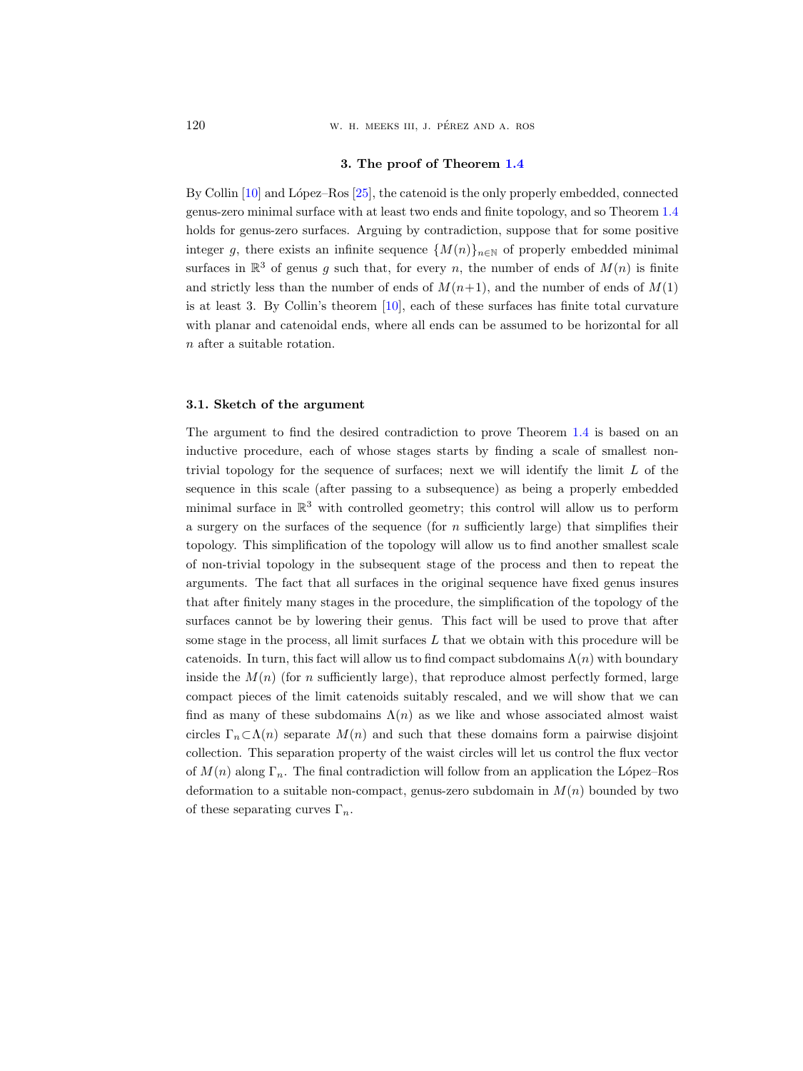## 3. The proof of Theorem 1.4

By Collin [10] and López–Ros [25], the catenoid is the only properly embedded, connected genus-zero minimal surface with at least two ends and finite topology, and so Theorem 1.4 holds for genus-zero surfaces. Arguing by contradiction, suppose that for some positive integer $g$, there exists an infinite sequence $\{M(n)\}_{n\in\mathbb{N}}$ of properly embedded minimal surfaces in $\mathbb{R}^3$ of genus $g$ such that, for every $n$, the number of ends of $M(n)$ is finite and strictly less than the number of ends of $M(n+1)$, and the number of ends of $M(1)$ is at least 3. By Collin's theorem [10], each of these surfaces has finite total curvature with planar and catenoidal ends, where all ends can be assumed to be horizontal for all $n$ after a suitable rotation.

### 3.1. Sketch of the argument

The argument to find the desired contradiction to prove Theorem 1.4 is based on an inductive procedure, each of whose stages starts by finding a scale of smallest non-trivial topology for the sequence of surfaces; next we will identify the limit $L$ of the sequence in this scale (after passing to a subsequence) as being a properly embedded minimal surface in $\mathbb{R}^3$ with controlled geometry; this control will allow us to perform a surgery on the surfaces of the sequence (for $n$ sufficiently large) that simplifies their topology. This simplification of the topology will allow us to find another smallest scale of non-trivial topology in the subsequent stage of the process and then to repeat the arguments. The fact that all surfaces in the original sequence have fixed genus insures that after finitely many stages in the procedure, the simplification of the topology of the surfaces cannot be by lowering their genus. This fact will be used to prove that after some stage in the process, all limit surfaces $L$ that we obtain with this procedure will be catenoids. In turn, this fact will allow us to find compact subdomains $\Lambda(n)$ with boundary inside the $M(n)$ (for $n$ sufficiently large), that reproduce almost perfectly formed, large compact pieces of the limit catenoids suitably rescaled, and we will show that we can find as many of these subdomains $\Lambda(n)$ as we like and whose associated almost waist circles $\Gamma_n\subset\Lambda(n)$ separate $M(n)$ and such that these domains form a pairwise disjoint collection. This separation property of the waist circles will let us control the flux vector of $M(n)$ along $\Gamma_n$. The final contradiction will follow from an application the López–Ros deformation to a suitable non-compact, genus-zero subdomain in $M(n)$ bounded by two of these separating curves $\Gamma_n$.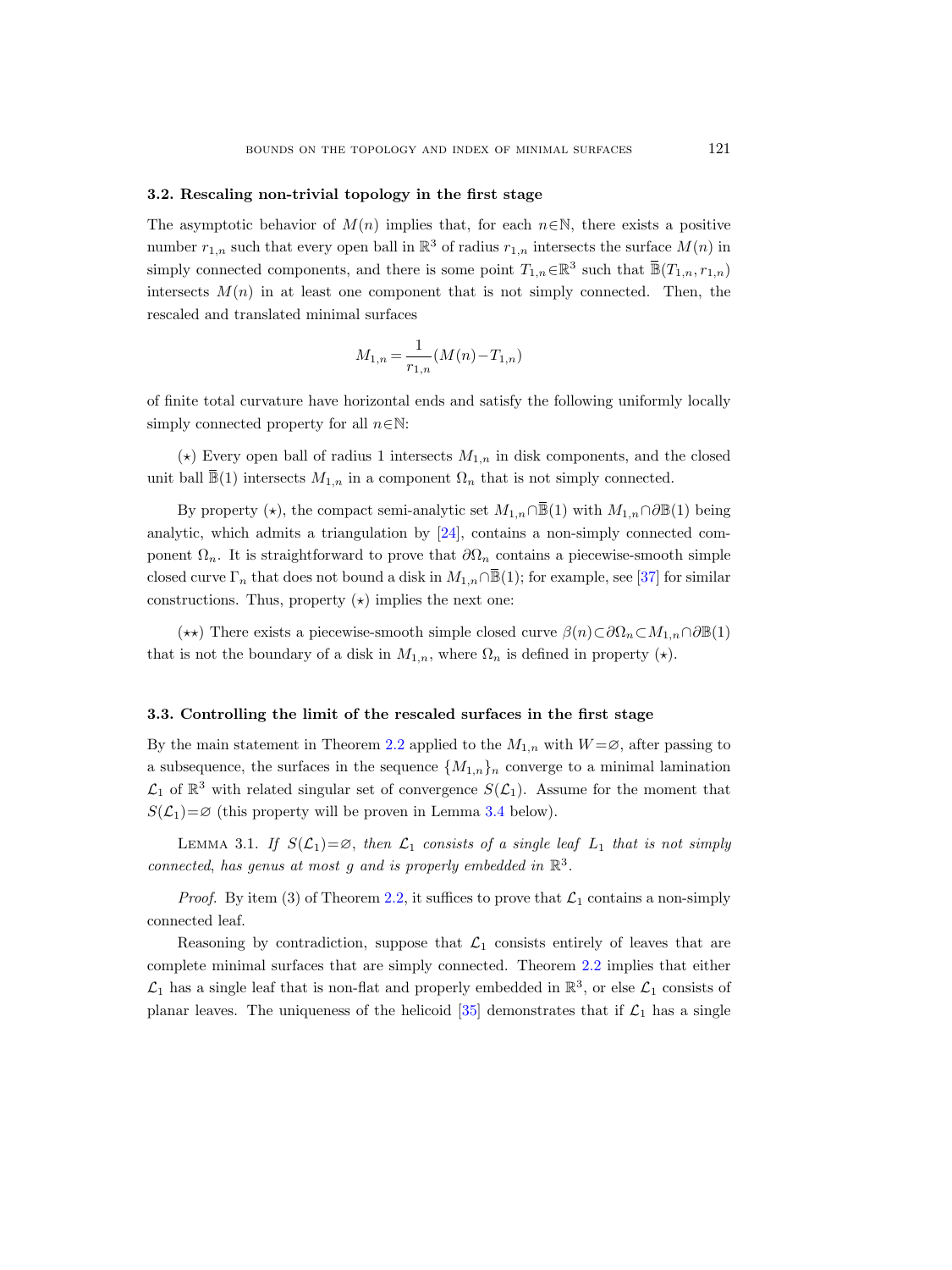### 3.2. Rescaling non-trivial topology in the first stage

The asymptotic behavior of $M(n)$ implies that, for each $n\in\mathbb{N}$, there exists a positive number $r_{1,n}$ such that every open ball in $\mathbb{R}^3$ of radius $r_{1,n}$ intersects the surface $M(n)$ in simply connected components, and there is some point $T_{1,n}\in\mathbb{R}^3$ such that $\overline{\mathbb{B}}(T_{1,n}, r_{1,n})$ intersects $M(n)$ in at least one component that is not simply connected. Then, the rescaled and translated minimal surfaces

$$M_{1,n} = \frac{1}{r_{1,n}}(M(n) - T_{1,n})$$

of finite total curvature have horizontal ends and satisfy the following uniformly locally simply connected property for all $n\in\mathbb{N}$:

($\star$) Every open ball of radius 1 intersects $M_{1,n}$ in disk components, and the closed unit ball $\overline{\mathbb{B}}(1)$ intersects $M_{1,n}$ in a component $\Omega_n$ that is not simply connected.

By property ($\star$), the compact semi-analytic set $M_{1,n}\cap\overline{\mathbb{B}}(1)$ with $M_{1,n}\cap\partial\mathbb{B}(1)$ being analytic, which admits a triangulation by [24], contains a non-simply connected component $\Omega_n$. It is straightforward to prove that $\partial\Omega_n$ contains a piecewise-smooth simple closed curve $\Gamma_n$ that does not bound a disk in $M_{1,n}\cap\overline{\mathbb{B}}(1)$; for example, see [37] for similar constructions. Thus, property ($\star$) implies the next one:

($\star\star$) There exists a piecewise-smooth simple closed curve $\beta(n)\subset\partial\Omega_n\subset M_{1,n}\cap\partial\mathbb{B}(1)$ that is not the boundary of a disk in $M_{1,n}$, where $\Omega_n$ is defined in property ($\star$).

### 3.3. Controlling the limit of the rescaled surfaces in the first stage

By the main statement in Theorem 2.2 applied to the $M_{1,n}$ with $W=\varnothing$, after passing to a subsequence, the surfaces in the sequence $\{M_{1,n}\}_n$ converge to a minimal lamination $\mathcal{L}_1$ of $\mathbb{R}^3$ with related singular set of convergence $S(\mathcal{L}_1)$. Assume for the moment that $S(\mathcal{L}_1)=\varnothing$ (this property will be proven in Lemma 3.4 below).

Lemma 3.1. *If $S(\mathcal{L}_1)=\varnothing$, then $\mathcal{L}_1$ consists of a single leaf $L_1$ that is not simply connected, has genus at most $g$ and is properly embedded in $\mathbb{R}^3$.*

*Proof.* By item (3) of Theorem 2.2, it suffices to prove that $\mathcal{L}_1$ contains a non-simply connected leaf.

Reasoning by contradiction, suppose that $\mathcal{L}_1$ consists entirely of leaves that are complete minimal surfaces that are simply connected. Theorem 2.2 implies that either $\mathcal{L}_1$ has a single leaf that is non-flat and properly embedded in $\mathbb{R}^3$, or else $\mathcal{L}_1$ consists of planar leaves. The uniqueness of the helicoid [35] demonstrates that if $\mathcal{L}_1$ has a single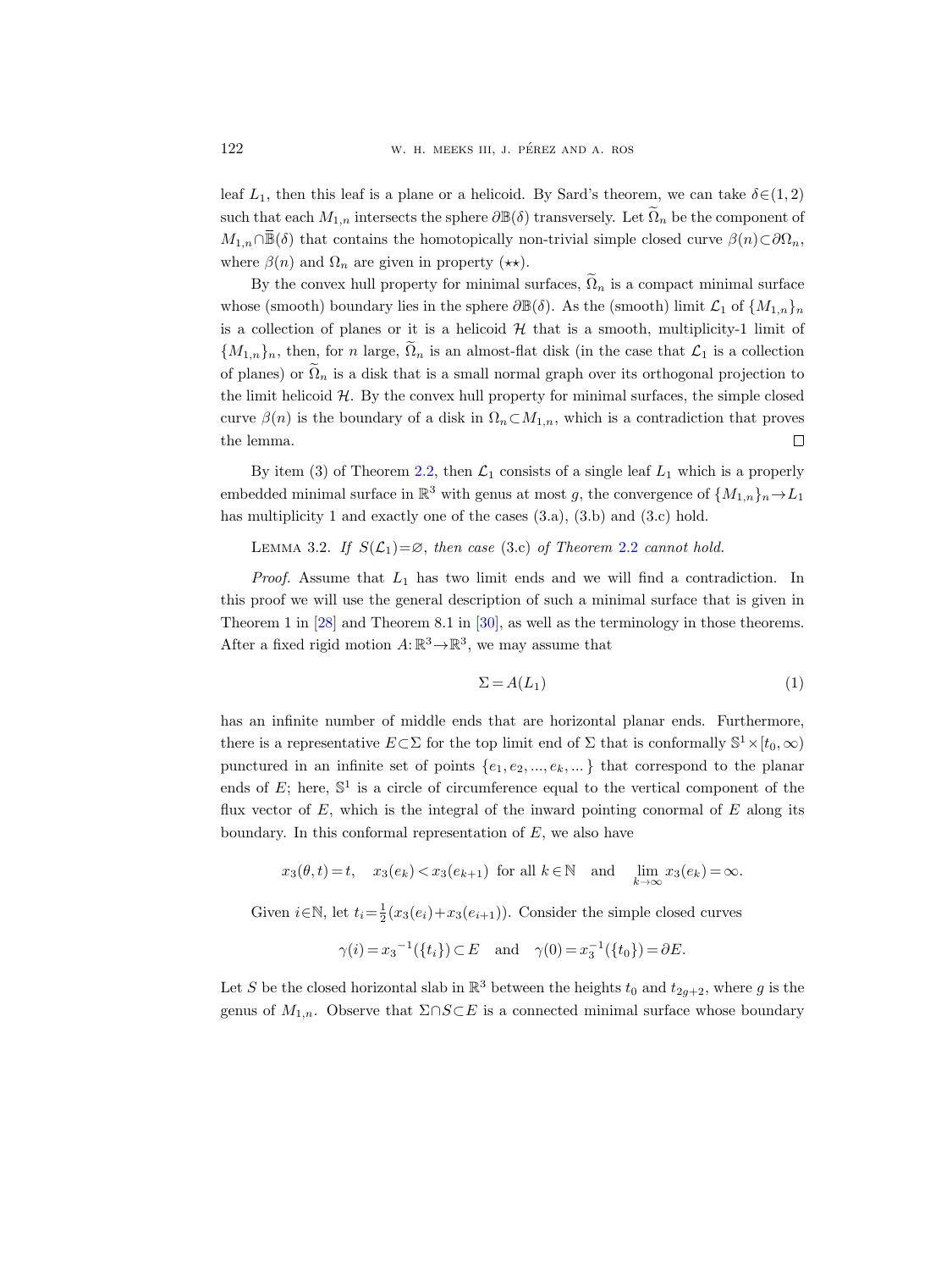leaf $L_1$, then this leaf is a plane or a helicoid. By Sard's theorem, we can take $\delta\in(1,2)$ such that each $M_{1,n}$ intersects the sphere $\partial\mathbb{B}(\delta)$ transversely. Let $\widetilde{\Omega}_n$ be the component of $M_{1,n}\cap\overline{\mathbb{B}}(\delta)$ that contains the homotopically non-trivial simple closed curve $\beta(n)\subset\partial\Omega_n$, where $\beta(n)$ and $\Omega_n$ are given in property $(\star\star)$.

By the convex hull property for minimal surfaces, $\widetilde{\Omega}_n$ is a compact minimal surface whose (smooth) boundary lies in the sphere $\partial\mathbb{B}(\delta)$. As the (smooth) limit $\mathcal{L}_1$ of $\{M_{1,n}\}_n$ is a collection of planes or it is a helicoid $\mathcal{H}$ that is a smooth, multiplicity-1 limit of $\{M_{1,n}\}_n$, then, for $n$ large, $\widetilde{\Omega}_n$ is an almost-flat disk (in the case that $\mathcal{L}_1$ is a collection of planes) or $\widetilde{\Omega}_n$ is a disk that is a small normal graph over its orthogonal projection to the limit helicoid $\mathcal{H}$. By the convex hull property for minimal surfaces, the simple closed curve $\beta(n)$ is the boundary of a disk in $\Omega_n\subset M_{1,n}$, which is a contradiction that proves the lemma. ∎

By item (3) of Theorem 2.2, then $\mathcal{L}_1$ consists of a single leaf $L_1$ which is a properly embedded minimal surface in $\mathbb{R}^3$ with genus at most $g$, the convergence of $\{M_{1,n}\}_n\to L_1$ has multiplicity 1 and exactly one of the cases (3.a), (3.b) and (3.c) hold.

Lemma 3.2. *If $S(\mathcal{L}_1)=\varnothing$, then case* (3.c) *of Theorem* 2.2 *cannot hold.*

*Proof.* Assume that $L_1$ has two limit ends and we will find a contradiction. In this proof we will use the general description of such a minimal surface that is given in Theorem 1 in [28] and Theorem 8.1 in [30], as well as the terminology in those theorems. After a fixed rigid motion $A:\mathbb{R}^3\to\mathbb{R}^3$, we may assume that

$$\Sigma = A(L_1) \tag{1}$$

has an infinite number of middle ends that are horizontal planar ends. Furthermore, there is a representative $E\subset\Sigma$ for the top limit end of $\Sigma$ that is conformally $\mathbb{S}^1\times[t_0,\infty)$ punctured in an infinite set of points $\{e_1,e_2,\dots,e_k,\dots\}$ that correspond to the planar ends of $E$; here, $\mathbb{S}^1$ is a circle of circumference equal to the vertical component of the flux vector of $E$, which is the integral of the inward pointing conormal of $E$ along its boundary. In this conformal representation of $E$, we also have

$$x_3(\theta,t)=t,\quad x_3(e_k)<x_3(e_{k+1}) \text{ for all } k\in\mathbb{N} \quad\text{and}\quad \lim_{k\to\infty}x_3(e_k)=\infty.$$

Given $i\in\mathbb{N}$, let $t_i=\frac{1}{2}(x_3(e_i)+x_3(e_{i+1}))$. Consider the simple closed curves

$$\gamma(i)={x_3}^{-1}(\{t_i\})\subset E \quad\text{and}\quad \gamma(0)=x_3^{-1}(\{t_0\})=\partial E.$$

Let $S$ be the closed horizontal slab in $\mathbb{R}^3$ between the heights $t_0$ and $t_{2g+2}$, where $g$ is the genus of $M_{1,n}$. Observe that $\Sigma\cap S\subset E$ is a connected minimal surface whose boundary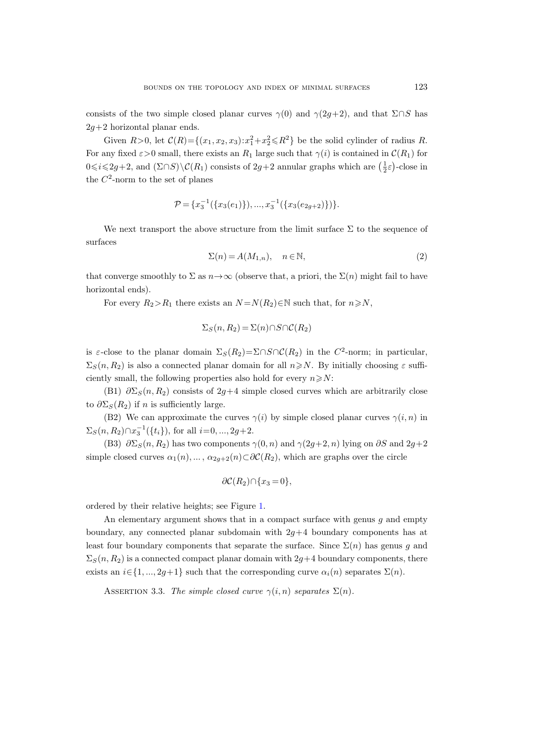consists of the two simple closed planar curves $\gamma(0)$ and $\gamma(2g+2)$, and that $\Sigma\cap S$ has $2g+2$ horizontal planar ends.

Given $R>0$, let $\mathcal{C}(R)=\{(x_1,x_2,x_3):x_1^2+x_2^2\leqslant R^2\}$ be the solid cylinder of radius $R$. For any fixed $\varepsilon>0$ small, there exists an $R_1$ large such that $\gamma(i)$ is contained in $\mathcal{C}(R_1)$ for $0\leqslant i\leqslant 2g+2$, and $(\Sigma\cap S)\setminus\mathcal{C}(R_1)$ consists of $2g+2$ annular graphs which are $\left(\frac{1}{2}\varepsilon\right)$-close in the $C^2$-norm to the set of planes

$$\mathcal{P}=\{x_3^{-1}(\{x_3(e_1)\}),...,x_3^{-1}(\{x_3(e_{2g+2})\})\}.$$

We next transport the above structure from the limit surface $\Sigma$ to the sequence of surfaces

$$\Sigma(n)=A(M_{1,n}),\quad n\in\mathbb{N},\tag{2}$$

that converge smoothly to $\Sigma$ as $n\to\infty$ (observe that, a priori, the $\Sigma(n)$ might fail to have horizontal ends).

For every $R_2>R_1$ there exists an $N=N(R_2)\in\mathbb{N}$ such that, for $n\geqslant N$,

$$\Sigma_S(n,R_2)=\Sigma(n)\cap S\cap\mathcal{C}(R_2)$$

is $\varepsilon$-close to the planar domain $\Sigma_S(R_2)=\Sigma\cap S\cap\mathcal{C}(R_2)$ in the $C^2$-norm; in particular, $\Sigma_S(n,R_2)$ is also a connected planar domain for all $n\geqslant N$. By initially choosing $\varepsilon$ sufficiently small, the following properties also hold for every $n\geqslant N$:

(B1) $\partial\Sigma_S(n,R_2)$ consists of $2g+4$ simple closed curves which are arbitrarily close to $\partial\Sigma_S(R_2)$ if $n$ is sufficiently large.

(B2) We can approximate the curves $\gamma(i)$ by simple closed planar curves $\gamma(i,n)$ in $\Sigma_S(n,R_2)\cap x_3^{-1}(\{t_i\})$, for all $i=0,...,2g+2$.

(B3) $\partial\Sigma_S(n,R_2)$ has two components $\gamma(0,n)$ and $\gamma(2g+2,n)$ lying on $\partial S$ and $2g+2$ simple closed curves $\alpha_1(n),...,\alpha_{2g+2}(n)\subset\partial\mathcal{C}(R_2)$, which are graphs over the circle

$$\partial\mathcal{C}(R_2)\cap\{x_3=0\},$$

ordered by their relative heights; see Figure 1.

An elementary argument shows that in a compact surface with genus $g$ and empty boundary, any connected planar subdomain with $2g+4$ boundary components has at least four boundary components that separate the surface. Since $\Sigma(n)$ has genus $g$ and $\Sigma_S(n,R_2)$ is a connected compact planar domain with $2g+4$ boundary components, there exists an $i\in\{1,...,2g+1\}$ such that the corresponding curve $\alpha_i(n)$ separates $\Sigma(n)$.

Assertion 3.3. *The simple closed curve $\gamma(i,n)$ separates $\Sigma(n)$.*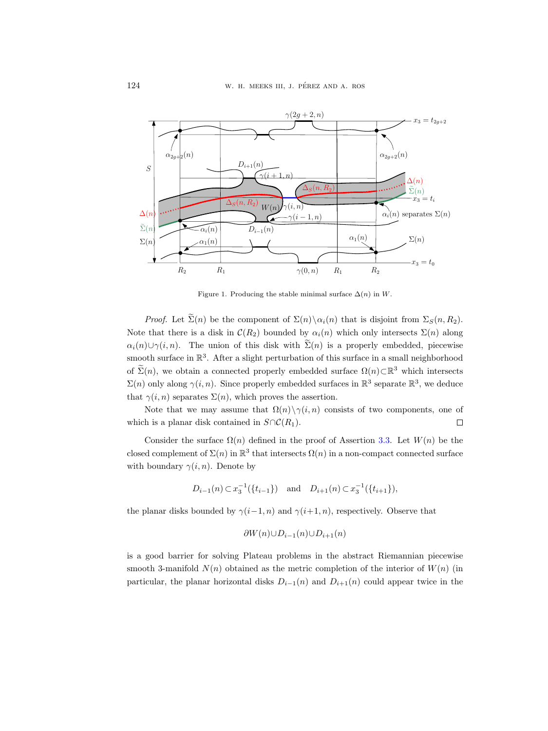Figure 1. Producing the stable minimal surface $\Delta(n)$ in $W$.

*Proof.* Let $\widetilde{\Sigma}(n)$ be the component of $\Sigma(n)\backslash\alpha_i(n)$ that is disjoint from $\Sigma_S(n,R_2)$. Note that there is a disk in $\mathcal{C}(R_2)$ bounded by $\alpha_i(n)$ which only intersects $\Sigma(n)$ along $\alpha_i(n)\cup\gamma(i,n)$. The union of this disk with $\widetilde{\Sigma}(n)$ is a properly embedded, piecewise smooth surface in $\mathbb{R}^3$. After a slight perturbation of this surface in a small neighborhood of $\widetilde{\Sigma}(n)$, we obtain a connected properly embedded surface $\Omega(n)\subset\mathbb{R}^3$ which intersects $\Sigma(n)$ only along $\gamma(i,n)$. Since properly embedded surfaces in $\mathbb{R}^3$ separate $\mathbb{R}^3$, we deduce that $\gamma(i,n)$ separates $\Sigma(n)$, which proves the assertion.

Note that we may assume that $\Omega(n)\backslash\gamma(i,n)$ consists of two components, one of which is a planar disk contained in $S\cap\mathcal{C}(R_1)$. □

Consider the surface $\Omega(n)$ defined in the proof of Assertion 3.3. Let $W(n)$ be the closed complement of $\Sigma(n)$ in $\mathbb{R}^3$ that intersects $\Omega(n)$ in a non-compact connected surface with boundary $\gamma(i,n)$. Denote by

$$D_{i-1}(n)\subset x_3^{-1}(\{t_{i-1}\}) \quad \text{and} \quad D_{i+1}(n)\subset x_3^{-1}(\{t_{i+1}\}),$$

the planar disks bounded by $\gamma(i-1,n)$ and $\gamma(i+1,n)$, respectively. Observe that

$$\partial W(n)\cup D_{i-1}(n)\cup D_{i+1}(n)$$

is a good barrier for solving Plateau problems in the abstract Riemannian piecewise smooth 3-manifold $N(n)$ obtained as the metric completion of the interior of $W(n)$ (in particular, the planar horizontal disks $D_{i-1}(n)$ and $D_{i+1}(n)$ could appear twice in the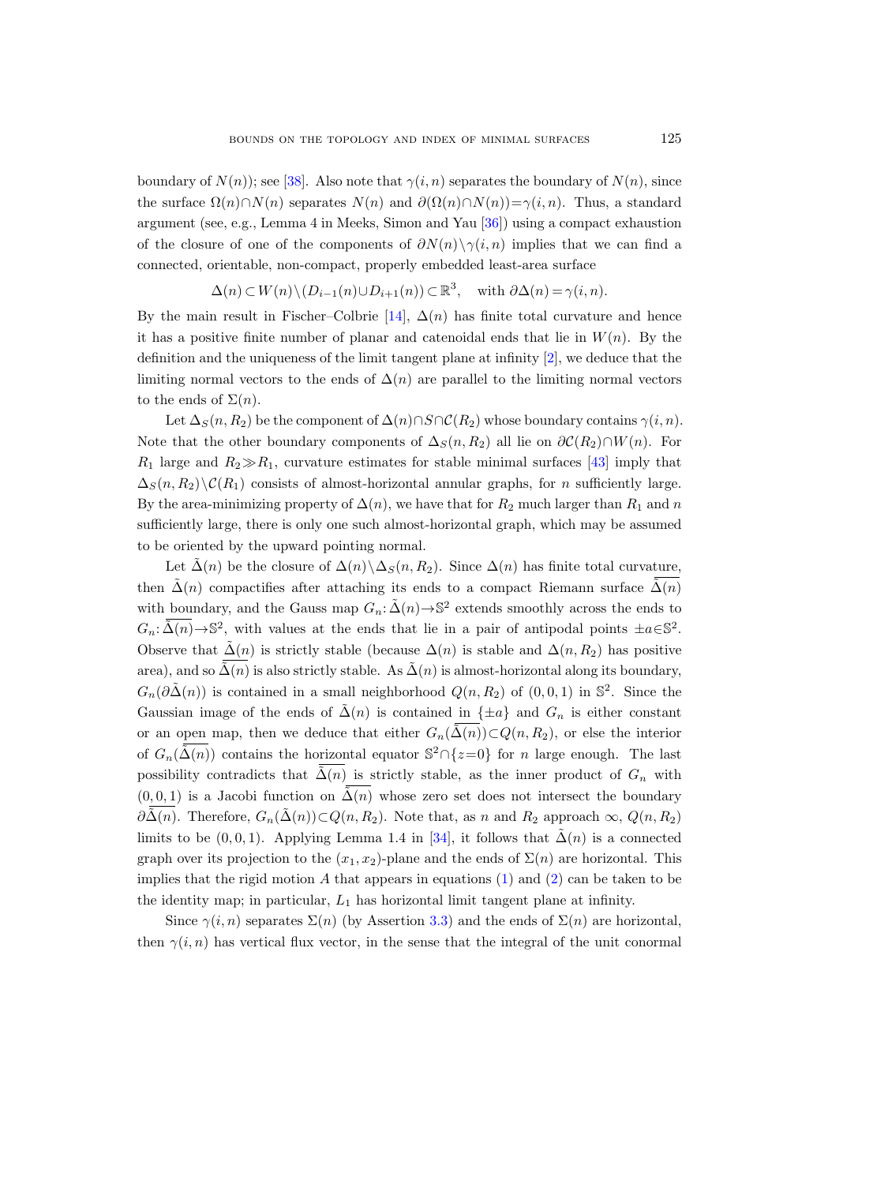boundary of $N(n)$); see [38]. Also note that $\gamma(i,n)$ separates the boundary of $N(n)$, since the surface $\Omega(n)\cap N(n)$ separates $N(n)$ and $\partial(\Omega(n)\cap N(n))=\gamma(i,n)$. Thus, a standard argument (see, e.g., Lemma 4 in Meeks, Simon and Yau [36]) using a compact exhaustion of the closure of one of the components of $\partial N(n)\setminus\gamma(i,n)$ implies that we can find a connected, orientable, non-compact, properly embedded least-area surface

$$\Delta(n)\subset W(n)\setminus(D_{i-1}(n)\cup D_{i+1}(n))\subset\mathbb{R}^3, \quad \text{with } \partial\Delta(n)=\gamma(i,n).$$

By the main result in Fischer–Colbrie [14], $\Delta(n)$ has finite total curvature and hence it has a positive finite number of planar and catenoidal ends that lie in $W(n)$. By the definition and the uniqueness of the limit tangent plane at infinity [2], we deduce that the limiting normal vectors to the ends of $\Delta(n)$ are parallel to the limiting normal vectors to the ends of $\Sigma(n)$.

Let $\Delta_S(n,R_2)$ be the component of $\Delta(n)\cap S\cap\mathcal{C}(R_2)$ whose boundary contains $\gamma(i,n)$. Note that the other boundary components of $\Delta_S(n,R_2)$ all lie on $\partial\mathcal{C}(R_2)\cap W(n)$. For $R_1$ large and $R_2\gg R_1$, curvature estimates for stable minimal surfaces [43] imply that $\Delta_S(n,R_2)\setminus\mathcal{C}(R_1)$ consists of almost-horizontal annular graphs, for $n$ sufficiently large. By the area-minimizing property of $\Delta(n)$, we have that for $R_2$ much larger than $R_1$ and $n$ sufficiently large, there is only one such almost-horizontal graph, which may be assumed to be oriented by the upward pointing normal.

Let $\tilde{\Delta}(n)$ be the closure of $\Delta(n)\setminus\Delta_S(n,R_2)$. Since $\Delta(n)$ has finite total curvature, then $\tilde{\Delta}(n)$ compactifies after attaching its ends to a compact Riemann surface $\overline{\tilde{\Delta}(n)}$ with boundary, and the Gauss map $G_n:\tilde{\Delta}(n)\to\mathbb{S}^2$ extends smoothly across the ends to $G_n:\overline{\tilde{\Delta}(n)}\to\mathbb{S}^2$, with values at the ends that lie in a pair of antipodal points $\pm a\in\mathbb{S}^2$. Observe that $\tilde{\Delta}(n)$ is strictly stable (because $\Delta(n)$ is stable and $\Delta(n,R_2)$ has positive area), and so $\overline{\tilde{\Delta}(n)}$ is also strictly stable. As $\tilde{\Delta}(n)$ is almost-horizontal along its boundary, $G_n(\partial\tilde{\Delta}(n))$ is contained in a small neighborhood $Q(n,R_2)$ of $(0,0,1)$ in $\mathbb{S}^2$. Since the Gaussian image of the ends of $\tilde{\Delta}(n)$ is contained in $\{\pm a\}$ and $G_n$ is either constant or an open map, then we deduce that either $G_n(\overline{\tilde{\Delta}(n)})\subset Q(n,R_2)$, or else the interior of $G_n(\overline{\tilde{\Delta}(n)})$ contains the horizontal equator $\mathbb{S}^2\cap\{z=0\}$ for $n$ large enough. The last possibility contradicts that $\overline{\tilde{\Delta}(n)}$ is strictly stable, as the inner product of $G_n$ with $(0,0,1)$ is a Jacobi function on $\overline{\tilde{\Delta}(n)}$ whose zero set does not intersect the boundary $\partial\overline{\tilde{\Delta}(n)}$. Therefore, $G_n(\tilde{\Delta}(n))\subset Q(n,R_2)$. Note that, as $n$ and $R_2$ approach $\infty$, $Q(n,R_2)$ limits to be $(0,0,1)$. Applying Lemma 1.4 in [34], it follows that $\tilde{\Delta}(n)$ is a connected graph over its projection to the $(x_1,x_2)$-plane and the ends of $\Sigma(n)$ are horizontal. This implies that the rigid motion $A$ that appears in equations (1) and (2) can be taken to be the identity map; in particular, $L_1$ has horizontal limit tangent plane at infinity.

Since $\gamma(i,n)$ separates $\Sigma(n)$ (by Assertion 3.3) and the ends of $\Sigma(n)$ are horizontal, then $\gamma(i,n)$ has vertical flux vector, in the sense that the integral of the unit conormal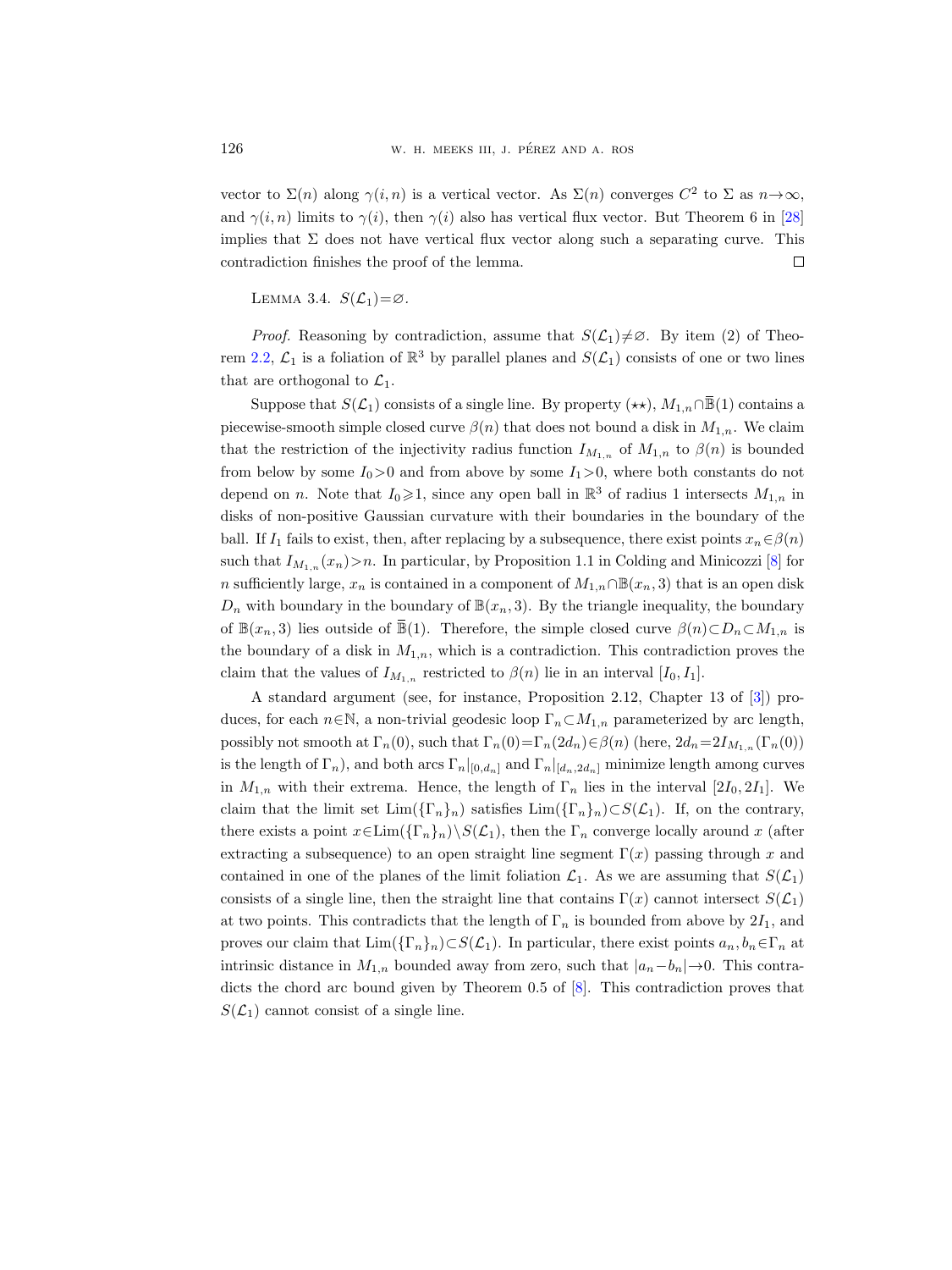vector to $\Sigma(n)$ along $\gamma(i,n)$ is a vertical vector. As $\Sigma(n)$ converges $C^2$ to $\Sigma$ as $n\to\infty$, and $\gamma(i,n)$ limits to $\gamma(i)$, then $\gamma(i)$ also has vertical flux vector. But Theorem 6 in [28] implies that $\Sigma$ does not have vertical flux vector along such a separating curve. This contradiction finishes the proof of the lemma. $\square$

LEMMA 3.4. $S(\mathcal{L}_1)=\varnothing$.

*Proof.* Reasoning by contradiction, assume that $S(\mathcal{L}_1)\neq\varnothing$. By item (2) of Theorem 2.2, $\mathcal{L}_1$ is a foliation of $\mathbb{R}^3$ by parallel planes and $S(\mathcal{L}_1)$ consists of one or two lines that are orthogonal to $\mathcal{L}_1$.

Suppose that $S(\mathcal{L}_1)$ consists of a single line. By property $(\star\star)$, $M_{1,n}\cap\overline{\mathbb{B}}(1)$ contains a piecewise-smooth simple closed curve $\beta(n)$ that does not bound a disk in $M_{1,n}$. We claim that the restriction of the injectivity radius function $I_{M_{1,n}}$ of $M_{1,n}$ to $\beta(n)$ is bounded from below by some $I_0>0$ and from above by some $I_1>0$, where both constants do not depend on $n$. Note that $I_0\geqslant 1$, since any open ball in $\mathbb{R}^3$ of radius 1 intersects $M_{1,n}$ in disks of non-positive Gaussian curvature with their boundaries in the boundary of the ball. If $I_1$ fails to exist, then, after replacing by a subsequence, there exist points $x_n\in\beta(n)$ such that $I_{M_{1,n}}(x_n)>n$. In particular, by Proposition 1.1 in Colding and Minicozzi [8] for $n$ sufficiently large, $x_n$ is contained in a component of $M_{1,n}\cap\mathbb{B}(x_n,3)$ that is an open disk $D_n$ with boundary in the boundary of $\mathbb{B}(x_n,3)$. By the triangle inequality, the boundary of $\mathbb{B}(x_n,3)$ lies outside of $\overline{\mathbb{B}}(1)$. Therefore, the simple closed curve $\beta(n)\subset D_n\subset M_{1,n}$ is the boundary of a disk in $M_{1,n}$, which is a contradiction. This contradiction proves the claim that the values of $I_{M_{1,n}}$ restricted to $\beta(n)$ lie in an interval $[I_0,I_1]$.

A standard argument (see, for instance, Proposition 2.12, Chapter 13 of [3]) produces, for each $n\in\mathbb{N}$, a non-trivial geodesic loop $\Gamma_n\subset M_{1,n}$ parameterized by arc length, possibly not smooth at $\Gamma_n(0)$, such that $\Gamma_n(0)=\Gamma_n(2d_n)\in\beta(n)$ (here, $2d_n=2I_{M_{1,n}}(\Gamma_n(0))$ is the length of $\Gamma_n$), and both arcs $\Gamma_n|_{[0,d_n]}$ and $\Gamma_n|_{[d_n,2d_n]}$ minimize length among curves in $M_{1,n}$ with their extrema. Hence, the length of $\Gamma_n$ lies in the interval $[2I_0,2I_1]$. We claim that the limit set $\operatorname{Lim}(\{\Gamma_n\}_n)$ satisfies $\operatorname{Lim}(\{\Gamma_n\}_n)\subset S(\mathcal{L}_1)$. If, on the contrary, there exists a point $x\in\operatorname{Lim}(\{\Gamma_n\}_n)\setminus S(\mathcal{L}_1)$, then the $\Gamma_n$ converge locally around $x$ (after extracting a subsequence) to an open straight line segment $\Gamma(x)$ passing through $x$ and contained in one of the planes of the limit foliation $\mathcal{L}_1$. As we are assuming that $S(\mathcal{L}_1)$ consists of a single line, then the straight line that contains $\Gamma(x)$ cannot intersect $S(\mathcal{L}_1)$ at two points. This contradicts that the length of $\Gamma_n$ is bounded from above by $2I_1$, and proves our claim that $\operatorname{Lim}(\{\Gamma_n\}_n)\subset S(\mathcal{L}_1)$. In particular, there exist points $a_n,b_n\in\Gamma_n$ at intrinsic distance in $M_{1,n}$ bounded away from zero, such that $|a_n-b_n|\to 0$. This contradicts the chord arc bound given by Theorem 0.5 of [8]. This contradiction proves that $S(\mathcal{L}_1)$ cannot consist of a single line.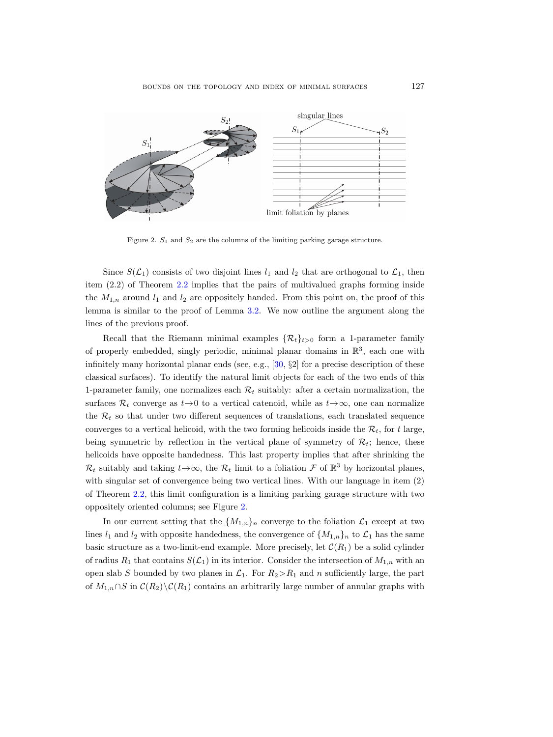Figure 2. $S_1$ and $S_2$ are the columns of the limiting parking garage structure.

Since $S(\mathcal{L}_1)$ consists of two disjoint lines $l_1$ and $l_2$ that are orthogonal to $\mathcal{L}_1$, then item (2.2) of Theorem 2.2 implies that the pairs of multivalued graphs forming inside the $M_{1,n}$ around $l_1$ and $l_2$ are oppositely handed. From this point on, the proof of this lemma is similar to the proof of Lemma 3.2. We now outline the argument along the lines of the previous proof.

Recall that the Riemann minimal examples $\{\mathcal{R}_t\}_{t>0}$ form a 1-parameter family of properly embedded, singly periodic, minimal planar domains in $\mathbb{R}^3$, each one with infinitely many horizontal planar ends (see, e.g., [30, §2] for a precise description of these classical surfaces). To identify the natural limit objects for each of the two ends of this 1-parameter family, one normalizes each $\mathcal{R}_t$ suitably: after a certain normalization, the surfaces $\mathcal{R}_t$ converge as $t \to 0$ to a vertical catenoid, while as $t \to \infty$, one can normalize the $\mathcal{R}_t$ so that under two different sequences of translations, each translated sequence converges to a vertical helicoid, with the two forming helicoids inside the $\mathcal{R}_t$, for $t$ large, being symmetric by reflection in the vertical plane of symmetry of $\mathcal{R}_t$; hence, these helicoids have opposite handedness. This last property implies that after shrinking the $\mathcal{R}_t$ suitably and taking $t \to \infty$, the $\mathcal{R}_t$ limit to a foliation $\mathcal{F}$ of $\mathbb{R}^3$ by horizontal planes, with singular set of convergence being two vertical lines. With our language in item (2) of Theorem 2.2, this limit configuration is a limiting parking garage structure with two oppositely oriented columns; see Figure 2.

In our current setting that the $\{M_{1,n}\}_n$ converge to the foliation $\mathcal{L}_1$ except at two lines $l_1$ and $l_2$ with opposite handedness, the convergence of $\{M_{1,n}\}_n$ to $\mathcal{L}_1$ has the same basic structure as a two-limit-end example. More precisely, let $\mathcal{C}(R_1)$ be a solid cylinder of radius $R_1$ that contains $S(\mathcal{L}_1)$ in its interior. Consider the intersection of $M_{1,n}$ with an open slab $S$ bounded by two planes in $\mathcal{L}_1$. For $R_2 > R_1$ and $n$ sufficiently large, the part of $M_{1,n} \cap S$ in $\mathcal{C}(R_2) \setminus \mathcal{C}(R_1)$ contains an arbitrarily large number of annular graphs with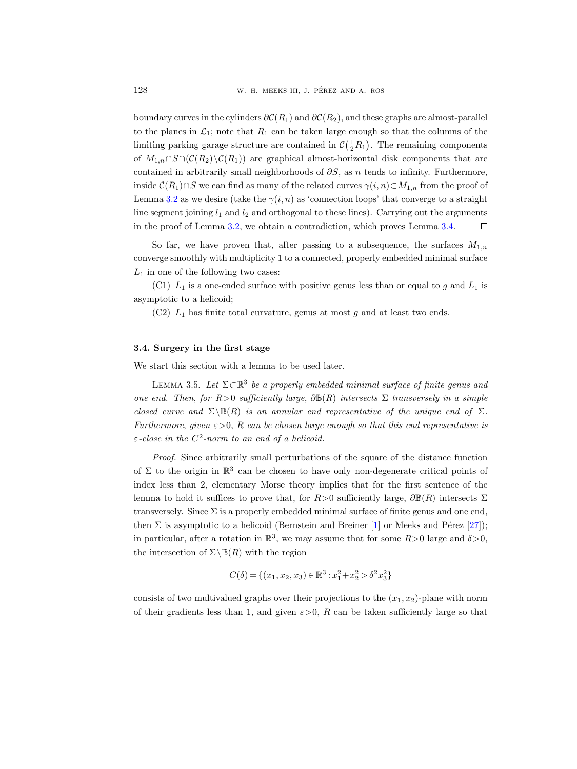boundary curves in the cylinders $\partial\mathcal{C}(R_1)$ and $\partial\mathcal{C}(R_2)$, and these graphs are almost-parallel to the planes in $\mathcal{L}_1$; note that $R_1$ can be taken large enough so that the columns of the limiting parking garage structure are contained in $\mathcal{C}\left(\frac{1}{2}R_1\right)$. The remaining components of $M_{1,n}\cap S\cap(\mathcal{C}(R_2)\setminus\mathcal{C}(R_1))$ are graphical almost-horizontal disk components that are contained in arbitrarily small neighborhoods of $\partial S$, as $n$ tends to infinity. Furthermore, inside $\mathcal{C}(R_1)\cap S$ we can find as many of the related curves $\gamma(i,n)\subset M_{1,n}$ from the proof of Lemma 3.2 as we desire (take the $\gamma(i,n)$ as 'connection loops' that converge to a straight line segment joining $l_1$ and $l_2$ and orthogonal to these lines). Carrying out the arguments in the proof of Lemma 3.2, we obtain a contradiction, which proves Lemma 3.4. $\square$

So far, we have proven that, after passing to a subsequence, the surfaces $M_{1,n}$ converge smoothly with multiplicity 1 to a connected, properly embedded minimal surface $L_1$ in one of the following two cases:

(C1) $L_1$ is a one-ended surface with positive genus less than or equal to $g$ and $L_1$ is asymptotic to a helicoid;

(C2) $L_1$ has finite total curvature, genus at most $g$ and at least two ends.

### 3.4. Surgery in the first stage

We start this section with a lemma to be used later.

LEMMA 3.5. *Let $\Sigma\subset\mathbb{R}^3$ be a properly embedded minimal surface of finite genus and one end. Then, for $R>0$ sufficiently large, $\partial\mathbb{B}(R)$ intersects $\Sigma$ transversely in a simple closed curve and $\Sigma\setminus\mathbb{B}(R)$ is an annular end representative of the unique end of $\Sigma$. Furthermore, given $\varepsilon>0$, $R$ can be chosen large enough so that this end representative is $\varepsilon$-close in the $C^2$-norm to an end of a helicoid.*

*Proof.* Since arbitrarily small perturbations of the square of the distance function of $\Sigma$ to the origin in $\mathbb{R}^3$ can be chosen to have only non-degenerate critical points of index less than 2, elementary Morse theory implies that for the first sentence of the lemma to hold it suffices to prove that, for $R>0$ sufficiently large, $\partial\mathbb{B}(R)$ intersects $\Sigma$ transversely. Since $\Sigma$ is a properly embedded minimal surface of finite genus and one end, then $\Sigma$ is asymptotic to a helicoid (Bernstein and Breiner [1] or Meeks and Pérez [27]); in particular, after a rotation in $\mathbb{R}^3$, we may assume that for some $R>0$ large and $\delta>0$, the intersection of $\Sigma\setminus\mathbb{B}(R)$ with the region

$$C(\delta)=\{(x_1,x_2,x_3)\in\mathbb{R}^3 : x_1^2+x_2^2>\delta^2x_3^2\}$$

consists of two multivalued graphs over their projections to the $(x_1,x_2)$-plane with norm of their gradients less than 1, and given $\varepsilon>0$, $R$ can be taken sufficiently large so that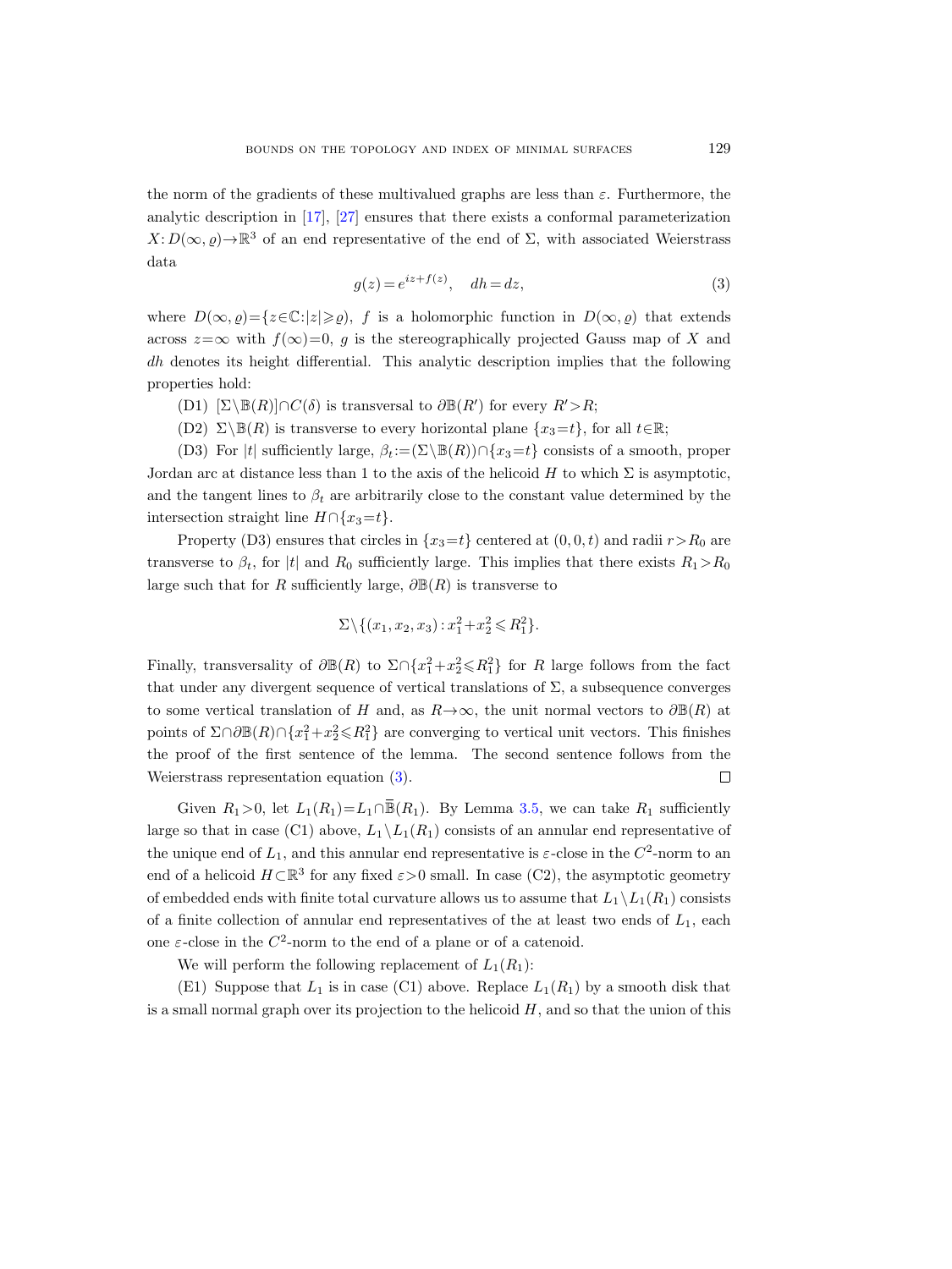the norm of the gradients of these multivalued graphs are less than $\varepsilon$. Furthermore, the analytic description in [17], [27] ensures that there exists a conformal parameterization $X: D(\infty, \varrho) \to \mathbb{R}^3$ of an end representative of the end of $\Sigma$, with associated Weierstrass data

$$g(z) = e^{iz+f(z)}, \quad dh = dz, \tag{3}$$

where $D(\infty, \varrho) = \{z \in \mathbb{C} : |z| \geqslant \varrho\}$, $f$ is a holomorphic function in $D(\infty, \varrho)$ that extends across $z = \infty$ with $f(\infty) = 0$, $g$ is the stereographically projected Gauss map of $X$ and $dh$ denotes its height differential. This analytic description implies that the following properties hold:

(D1) $[\Sigma \setminus \mathbb{B}(R)] \cap C(\delta)$ is transversal to $\partial \mathbb{B}(R')$ for every $R' > R$;

(D2) $\Sigma \setminus \mathbb{B}(R)$ is transverse to every horizontal plane $\{x_3 = t\}$, for all $t \in \mathbb{R}$;

(D3) For $|t|$ sufficiently large, $\beta_t := (\Sigma \setminus \mathbb{B}(R)) \cap \{x_3 = t\}$ consists of a smooth, proper Jordan arc at distance less than 1 to the axis of the helicoid $H$ to which $\Sigma$ is asymptotic, and the tangent lines to $\beta_t$ are arbitrarily close to the constant value determined by the intersection straight line $H \cap \{x_3 = t\}$.

Property (D3) ensures that circles in $\{x_3 = t\}$ centered at $(0, 0, t)$ and radii $r > R_0$ are transverse to $\beta_t$, for $|t|$ and $R_0$ sufficiently large. This implies that there exists $R_1 > R_0$ large such that for $R$ sufficiently large, $\partial \mathbb{B}(R)$ is transverse to

$$\Sigma \setminus \{(x_1, x_2, x_3) : x_1^2 + x_2^2 \leqslant R_1^2\}.$$

Finally, transversality of $\partial \mathbb{B}(R)$ to $\Sigma \cap \{x_1^2 + x_2^2 \leqslant R_1^2\}$ for $R$ large follows from the fact that under any divergent sequence of vertical translations of $\Sigma$, a subsequence converges to some vertical translation of $H$ and, as $R \to \infty$, the unit normal vectors to $\partial \mathbb{B}(R)$ at points of $\Sigma \cap \partial \mathbb{B}(R) \cap \{x_1^2 + x_2^2 \leqslant R_1^2\}$ are converging to vertical unit vectors. This finishes the proof of the first sentence of the lemma. The second sentence follows from the Weierstrass representation equation (3). $\square$

Given $R_1 > 0$, let $L_1(R_1) = L_1 \cap \overline{\mathbb{B}}(R_1)$. By Lemma 3.5, we can take $R_1$ sufficiently large so that in case (C1) above, $L_1 \setminus L_1(R_1)$ consists of an annular end representative of the unique end of $L_1$, and this annular end representative is $\varepsilon$-close in the $C^2$-norm to an end of a helicoid $H \subset \mathbb{R}^3$ for any fixed $\varepsilon > 0$ small. In case (C2), the asymptotic geometry of embedded ends with finite total curvature allows us to assume that $L_1 \setminus L_1(R_1)$ consists of a finite collection of annular end representatives of the at least two ends of $L_1$, each one $\varepsilon$-close in the $C^2$-norm to the end of a plane or of a catenoid.

We will perform the following replacement of $L_1(R_1)$:

(E1) Suppose that $L_1$ is in case (C1) above. Replace $L_1(R_1)$ by a smooth disk that is a small normal graph over its projection to the helicoid $H$, and so that the union of this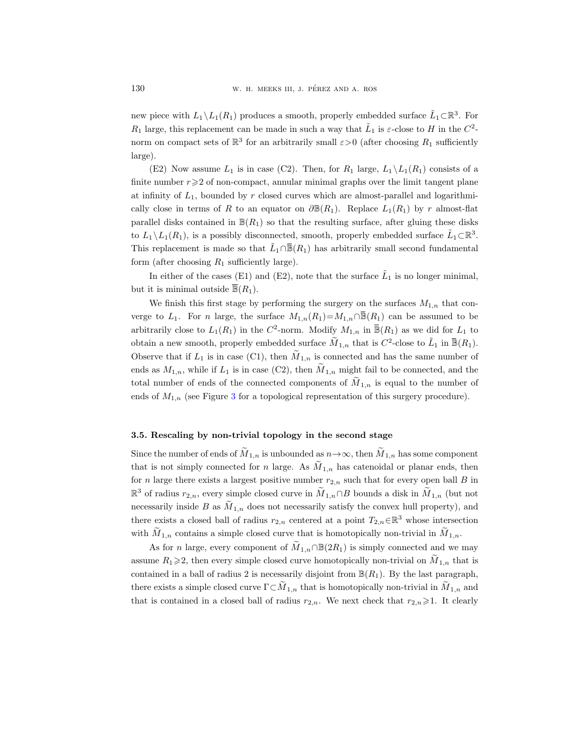new piece with $L_1 \setminus L_1(R_1)$ produces a smooth, properly embedded surface $\tilde{L}_1 \subset \mathbb{R}^3$. For $R_1$ large, this replacement can be made in such a way that $\tilde{L}_1$ is $\varepsilon$-close to $H$ in the $C^2$-norm on compact sets of $\mathbb{R}^3$ for an arbitrarily small $\varepsilon > 0$ (after choosing $R_1$ sufficiently large).

(E2) Now assume $L_1$ is in case (C2). Then, for $R_1$ large, $L_1 \setminus L_1(R_1)$ consists of a finite number $r \geqslant 2$ of non-compact, annular minimal graphs over the limit tangent plane at infinity of $L_1$, bounded by $r$ closed curves which are almost-parallel and logarithmically close in terms of $R$ to an equator on $\partial \mathbb{B}(R_1)$. Replace $L_1(R_1)$ by $r$ almost-flat parallel disks contained in $\mathbb{B}(R_1)$ so that the resulting surface, after gluing these disks to $L_1 \setminus L_1(R_1)$, is a possibly disconnected, smooth, properly embedded surface $\tilde{L}_1 \subset \mathbb{R}^3$. This replacement is made so that $\tilde{L}_1 \cap \overline{\mathbb{B}}(R_1)$ has arbitrarily small second fundamental form (after choosing $R_1$ sufficiently large).

In either of the cases (E1) and (E2), note that the surface $\tilde{L}_1$ is no longer minimal, but it is minimal outside $\overline{\mathbb{B}}(R_1)$.

We finish this first stage by performing the surgery on the surfaces $M_{1,n}$ that converge to $L_1$. For $n$ large, the surface $M_{1,n}(R_1) = M_{1,n} \cap \overline{\mathbb{B}}(R_1)$ can be assumed to be arbitrarily close to $L_1(R_1)$ in the $C^2$-norm. Modify $M_{1,n}$ in $\overline{\mathbb{B}}(R_1)$ as we did for $L_1$ to obtain a new smooth, properly embedded surface $\widetilde{M}_{1,n}$ that is $C^2$-close to $\tilde{L}_1$ in $\overline{\mathbb{B}}(R_1)$. Observe that if $L_1$ is in case (C1), then $\widetilde{M}_{1,n}$ is connected and has the same number of ends as $M_{1,n}$, while if $L_1$ is in case (C2), then $\widetilde{M}_{1,n}$ might fail to be connected, and the total number of ends of the connected components of $\widetilde{M}_{1,n}$ is equal to the number of ends of $M_{1,n}$ (see Figure 3 for a topological representation of this surgery procedure).

### 3.5. Rescaling by non-trivial topology in the second stage

Since the number of ends of $\widetilde{M}_{1,n}$ is unbounded as $n \to \infty$, then $\widetilde{M}_{1,n}$ has some component that is not simply connected for $n$ large. As $\widetilde{M}_{1,n}$ has catenoidal or planar ends, then for $n$ large there exists a largest positive number $r_{2,n}$ such that for every open ball $B$ in $\mathbb{R}^3$ of radius $r_{2,n}$, every simple closed curve in $\widetilde{M}_{1,n} \cap B$ bounds a disk in $\widetilde{M}_{1,n}$ (but not necessarily inside $B$ as $\widetilde{M}_{1,n}$ does not necessarily satisfy the convex hull property), and there exists a closed ball of radius $r_{2,n}$ centered at a point $T_{2,n} \in \mathbb{R}^3$ whose intersection with $\widetilde{M}_{1,n}$ contains a simple closed curve that is homotopically non-trivial in $\widetilde{M}_{1,n}$.

As for $n$ large, every component of $\widetilde{M}_{1,n} \cap \mathbb{B}(2R_1)$ is simply connected and we may assume $R_1 \geqslant 2$, then every simple closed curve homotopically non-trivial on $\widetilde{M}_{1,n}$ that is contained in a ball of radius 2 is necessarily disjoint from $\mathbb{B}(R_1)$. By the last paragraph, there exists a simple closed curve $\Gamma \subset \widetilde{M}_{1,n}$ that is homotopically non-trivial in $\widetilde{M}_{1,n}$ and that is contained in a closed ball of radius $r_{2,n}$. We next check that $r_{2,n} \geqslant 1$. It clearly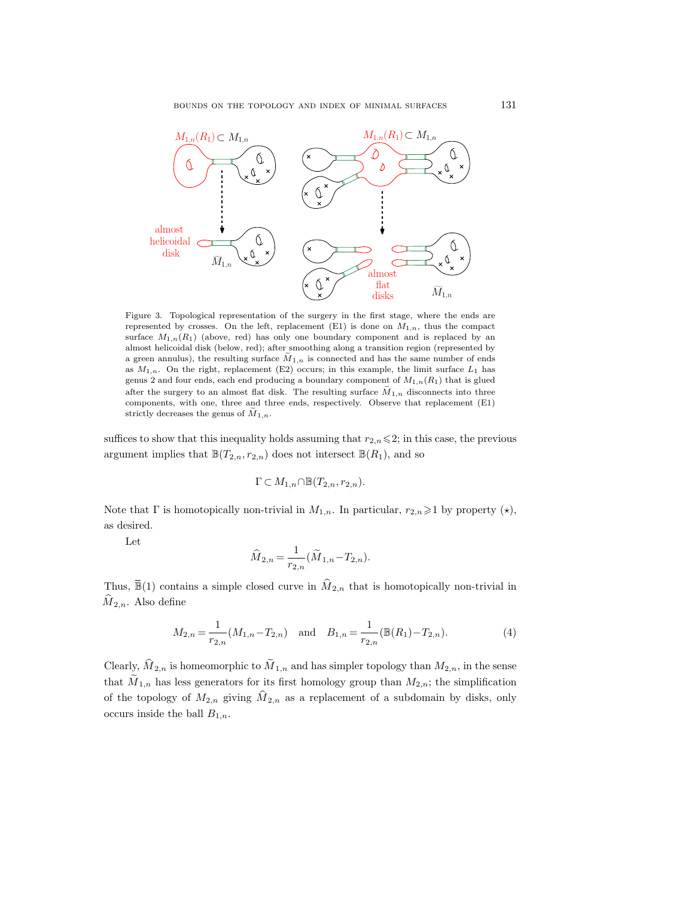Figure 3. Topological representation of the surgery in the first stage, where the ends are represented by crosses. On the left, replacement (E1) is done on $M_{1,n}$, thus the compact surface $M_{1,n}(R_1)$ (above, red) has only one boundary component and is replaced by an almost helicoidal disk (below, red); after smoothing along a transition region (represented by a green annulus), the resulting surface $\widetilde{M}_{1,n}$ is connected and has the same number of ends as $M_{1,n}$. On the right, replacement (E2) occurs; in this example, the limit surface $L_1$ has genus 2 and four ends, each end producing a boundary component of $M_{1,n}(R_1)$ that is glued after the surgery to an almost flat disk. The resulting surface $\widetilde{M}_{1,n}$ disconnects into three components, with one, three and three ends, respectively. Observe that replacement (E1) strictly decreases the genus of $\widetilde{M}_{1,n}$.

suffices to show that this inequality holds assuming that $r_{2,n} \leqslant 2$; in this case, the previous argument implies that $\mathbb{B}(T_{2,n}, r_{2,n})$ does not intersect $\mathbb{B}(R_1)$, and so

$$\Gamma \subset M_{1,n} \cap \mathbb{B}(T_{2,n}, r_{2,n}).$$

Note that $\Gamma$ is homotopically non-trivial in $M_{1,n}$. In particular, $r_{2,n} \geqslant 1$ by property $(\star)$, as desired.

Let

$$\widehat{M}_{2,n} = \frac{1}{r_{2,n}}(\widetilde{M}_{1,n} - T_{2,n}).$$

Thus, $\overline{\mathbb{B}}(1)$ contains a simple closed curve in $\widehat{M}_{2,n}$ that is homotopically non-trivial in $\widehat{M}_{2,n}$. Also define

$$M_{2,n} = \frac{1}{r_{2,n}}(M_{1,n} - T_{2,n}) \quad \text{and} \quad B_{1,n} = \frac{1}{r_{2,n}}(\mathbb{B}(R_1) - T_{2,n}). \tag{4}$$

Clearly, $\widehat{M}_{2,n}$ is homeomorphic to $\widetilde{M}_{1,n}$ and has simpler topology than $M_{2,n}$, in the sense that $\widetilde{M}_{1,n}$ has less generators for its first homology group than $M_{2,n}$; the simplification of the topology of $M_{2,n}$ giving $\widehat{M}_{2,n}$ as a replacement of a subdomain by disks, only occurs inside the ball $B_{1,n}$.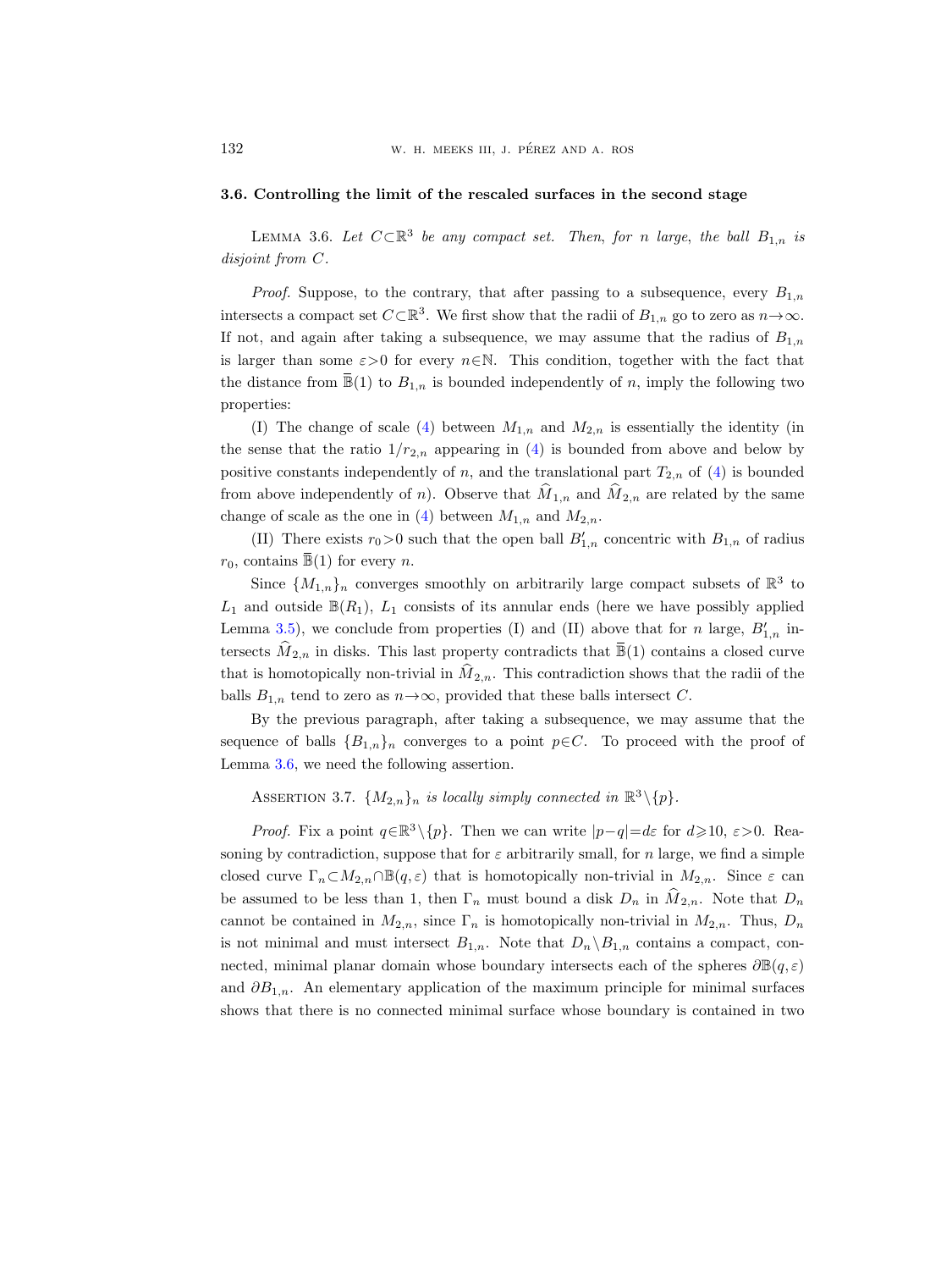### 3.6. Controlling the limit of the rescaled surfaces in the second stage

Lemma 3.6. *Let $C\subset\mathbb{R}^3$ be any compact set. Then, for $n$ large, the ball $B_{1,n}$ is disjoint from $C$.*

*Proof.* Suppose, to the contrary, that after passing to a subsequence, every $B_{1,n}$ intersects a compact set $C\subset\mathbb{R}^3$. We first show that the radii of $B_{1,n}$ go to zero as $n\to\infty$. If not, and again after taking a subsequence, we may assume that the radius of $B_{1,n}$ is larger than some $\varepsilon>0$ for every $n\in\mathbb{N}$. This condition, together with the fact that the distance from $\overline{\mathbb{B}}(1)$ to $B_{1,n}$ is bounded independently of $n$, imply the following two properties:

(I) The change of scale (4) between $M_{1,n}$ and $M_{2,n}$ is essentially the identity (in the sense that the ratio $1/r_{2,n}$ appearing in (4) is bounded from above and below by positive constants independently of $n$, and the translational part $T_{2,n}$ of (4) is bounded from above independently of $n$). Observe that $\widehat{M}_{1,n}$ and $\widehat{M}_{2,n}$ are related by the same change of scale as the one in (4) between $M_{1,n}$ and $M_{2,n}$.

(II) There exists $r_0>0$ such that the open ball $B'_{1,n}$ concentric with $B_{1,n}$ of radius $r_0$, contains $\overline{\mathbb{B}}(1)$ for every $n$.

Since $\{M_{1,n}\}_n$ converges smoothly on arbitrarily large compact subsets of $\mathbb{R}^3$ to $L_1$ and outside $\mathbb{B}(R_1)$, $L_1$ consists of its annular ends (here we have possibly applied Lemma 3.5), we conclude from properties (I) and (II) above that for $n$ large, $B'_{1,n}$ intersects $\widehat{M}_{2,n}$ in disks. This last property contradicts that $\overline{\mathbb{B}}(1)$ contains a closed curve that is homotopically non-trivial in $\widehat{M}_{2,n}$. This contradiction shows that the radii of the balls $B_{1,n}$ tend to zero as $n\to\infty$, provided that these balls intersect $C$.

By the previous paragraph, after taking a subsequence, we may assume that the sequence of balls $\{B_{1,n}\}_n$ converges to a point $p\in C$. To proceed with the proof of Lemma 3.6, we need the following assertion.

Assertion 3.7. *$\{M_{2,n}\}_n$ is locally simply connected in $\mathbb{R}^3\setminus\{p\}$.*

*Proof.* Fix a point $q\in\mathbb{R}^3\setminus\{p\}$. Then we can write $|p-q|=d\varepsilon$ for $d\geqslant 10$, $\varepsilon>0$. Reasoning by contradiction, suppose that for $\varepsilon$ arbitrarily small, for $n$ large, we find a simple closed curve $\Gamma_n\subset M_{2,n}\cap\mathbb{B}(q,\varepsilon)$ that is homotopically non-trivial in $M_{2,n}$. Since $\varepsilon$ can be assumed to be less than 1, then $\Gamma_n$ must bound a disk $D_n$ in $\widehat{M}_{2,n}$. Note that $D_n$ cannot be contained in $M_{2,n}$, since $\Gamma_n$ is homotopically non-trivial in $M_{2,n}$. Thus, $D_n$ is not minimal and must intersect $B_{1,n}$. Note that $D_n\setminus B_{1,n}$ contains a compact, connected, minimal planar domain whose boundary intersects each of the spheres $\partial\mathbb{B}(q,\varepsilon)$ and $\partial B_{1,n}$. An elementary application of the maximum principle for minimal surfaces shows that there is no connected minimal surface whose boundary is contained in two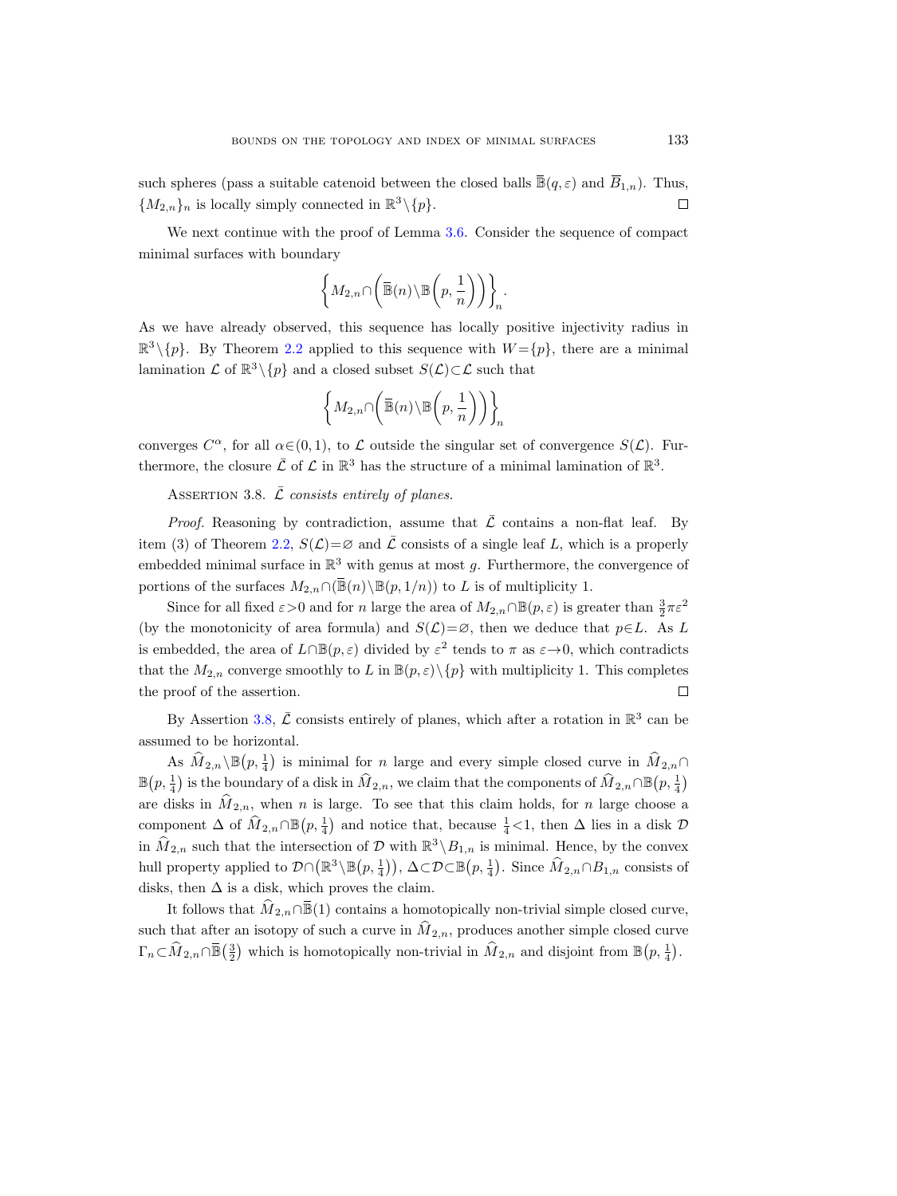such spheres (pass a suitable catenoid between the closed balls $\overline{\mathbb{B}}(q,\varepsilon)$ and $\overline{B}_{1,n}$). Thus, $\{M_{2,n}\}_n$ is locally simply connected in $\mathbb{R}^3\setminus\{p\}$. $\square$

We next continue with the proof of Lemma 3.6. Consider the sequence of compact minimal surfaces with boundary

$$\left\{ M_{2,n}\cap\left(\overline{\mathbb{B}}(n)\setminus\mathbb{B}\left(p,\frac{1}{n}\right)\right)\right\}_n.$$

As we have already observed, this sequence has locally positive injectivity radius in $\mathbb{R}^3\setminus\{p\}$. By Theorem 2.2 applied to this sequence with $W=\{p\}$, there are a minimal lamination $\mathcal{L}$ of $\mathbb{R}^3\setminus\{p\}$ and a closed subset $S(\mathcal{L})\subset\mathcal{L}$ such that

$$\left\{ M_{2,n}\cap\left(\overline{\mathbb{B}}(n)\setminus\mathbb{B}\left(p,\frac{1}{n}\right)\right)\right\}_n$$

converges $C^\alpha$, for all $\alpha\in(0,1)$, to $\mathcal{L}$ outside the singular set of convergence $S(\mathcal{L})$. Furthermore, the closure $\bar{\mathcal{L}}$ of $\mathcal{L}$ in $\mathbb{R}^3$ has the structure of a minimal lamination of $\mathbb{R}^3$.

ASSERTION 3.8. *$\bar{\mathcal{L}}$ consists entirely of planes.*

*Proof.* Reasoning by contradiction, assume that $\bar{\mathcal{L}}$ contains a non-flat leaf. By item (3) of Theorem 2.2, $S(\mathcal{L})=\varnothing$ and $\bar{\mathcal{L}}$ consists of a single leaf $L$, which is a properly embedded minimal surface in $\mathbb{R}^3$ with genus at most $g$. Furthermore, the convergence of portions of the surfaces $M_{2,n}\cap(\overline{\mathbb{B}}(n)\setminus\mathbb{B}(p,1/n))$ to $L$ is of multiplicity 1.

Since for all fixed $\varepsilon>0$ and for $n$ large the area of $M_{2,n}\cap\mathbb{B}(p,\varepsilon)$ is greater than $\frac{3}{2}\pi\varepsilon^2$ (by the monotonicity of area formula) and $S(\mathcal{L})=\varnothing$, then we deduce that $p\in L$. As $L$ is embedded, the area of $L\cap\mathbb{B}(p,\varepsilon)$ divided by $\varepsilon^2$ tends to $\pi$ as $\varepsilon\to 0$, which contradicts that the $M_{2,n}$ converge smoothly to $L$ in $\mathbb{B}(p,\varepsilon)\setminus\{p\}$ with multiplicity 1. This completes the proof of the assertion. $\square$

By Assertion 3.8, $\bar{\mathcal{L}}$ consists entirely of planes, which after a rotation in $\mathbb{R}^3$ can be assumed to be horizontal.

As $\widehat{M}_{2,n}\setminus\mathbb{B}\left(p,\frac{1}{4}\right)$ is minimal for $n$ large and every simple closed curve in $\widehat{M}_{2,n}\cap\mathbb{B}\left(p,\frac{1}{4}\right)$ is the boundary of a disk in $\widehat{M}_{2,n}$, we claim that the components of $\widehat{M}_{2,n}\cap\mathbb{B}\left(p,\frac{1}{4}\right)$ are disks in $\widehat{M}_{2,n}$, when $n$ is large. To see that this claim holds, for $n$ large choose a component $\Delta$ of $\widehat{M}_{2,n}\cap\mathbb{B}\left(p,\frac{1}{4}\right)$ and notice that, because $\frac{1}{4}<1$, then $\Delta$ lies in a disk $\mathcal{D}$ in $\widehat{M}_{2,n}$ such that the intersection of $\mathcal{D}$ with $\mathbb{R}^3\setminus B_{1,n}$ is minimal. Hence, by the convex hull property applied to $\mathcal{D}\cap\left(\mathbb{R}^3\setminus\mathbb{B}\left(p,\frac{1}{4}\right)\right)$, $\Delta\subset\mathcal{D}\subset\mathbb{B}\left(p,\frac{1}{4}\right)$. Since $\widehat{M}_{2,n}\cap B_{1,n}$ consists of disks, then $\Delta$ is a disk, which proves the claim.

It follows that $\widehat{M}_{2,n}\cap\overline{\mathbb{B}}(1)$ contains a homotopically non-trivial simple closed curve, such that after an isotopy of such a curve in $\widehat{M}_{2,n}$, produces another simple closed curve $\Gamma_n\subset\widehat{M}_{2,n}\cap\overline{\mathbb{B}}\left(\frac{3}{2}\right)$ which is homotopically non-trivial in $\widehat{M}_{2,n}$ and disjoint from $\mathbb{B}\left(p,\frac{1}{4}\right)$.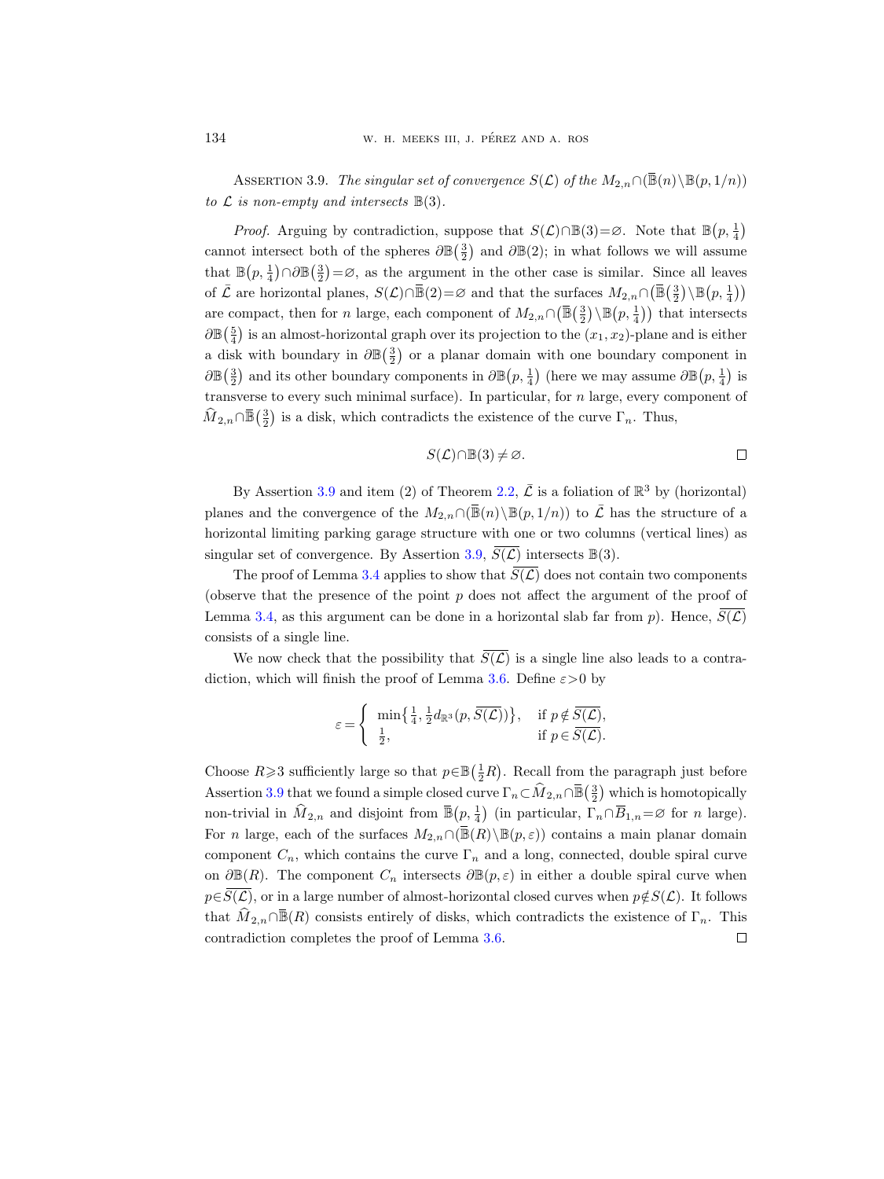Assertion 3.9. *The singular set of convergence $S(\mathcal{L})$ of the $M_{2,n}\cap(\overline{\mathbb{B}}(n)\setminus\mathbb{B}(p,1/n))$ to $\mathcal{L}$ is non-empty and intersects $\mathbb{B}(3)$.*

*Proof.* Arguing by contradiction, suppose that $S(\mathcal{L})\cap\mathbb{B}(3)=\varnothing$. Note that $\mathbb{B}(p,\frac{1}{4})$ cannot intersect both of the spheres $\partial\mathbb{B}(\frac{3}{2})$ and $\partial\mathbb{B}(2)$; in what follows we will assume that $\mathbb{B}(p,\frac{1}{4})\cap\partial\mathbb{B}(\frac{3}{2})=\varnothing$, as the argument in the other case is similar. Since all leaves of $\bar{\mathcal{L}}$ are horizontal planes, $S(\mathcal{L})\cap\overline{\mathbb{B}}(2)=\varnothing$ and that the surfaces $M_{2,n}\cap(\overline{\mathbb{B}}(\frac{3}{2})\setminus\mathbb{B}(p,\frac{1}{4}))$ are compact, then for $n$ large, each component of $M_{2,n}\cap(\overline{\mathbb{B}}(\frac{3}{2})\setminus\mathbb{B}(p,\frac{1}{4}))$ that intersects $\partial\mathbb{B}(\frac{5}{4})$ is an almost-horizontal graph over its projection to the $(x_1,x_2)$-plane and is either a disk with boundary in $\partial\mathbb{B}(\frac{3}{2})$ or a planar domain with one boundary component in $\partial\mathbb{B}(\frac{3}{2})$ and its other boundary components in $\partial\mathbb{B}(p,\frac{1}{4})$ (here we may assume $\partial\mathbb{B}(p,\frac{1}{4})$ is transverse to every such minimal surface). In particular, for $n$ large, every component of $\widehat{M}_{2,n}\cap\overline{\mathbb{B}}(\frac{3}{2})$ is a disk, which contradicts the existence of the curve $\Gamma_n$. Thus,

$$S(\mathcal{L})\cap\mathbb{B}(3)\neq\varnothing. \qquad \square$$

By Assertion 3.9 and item (2) of Theorem 2.2, $\bar{\mathcal{L}}$ is a foliation of $\mathbb{R}^3$ by (horizontal) planes and the convergence of the $M_{2,n}\cap(\overline{\mathbb{B}}(n)\setminus\mathbb{B}(p,1/n))$ to $\bar{\mathcal{L}}$ has the structure of a horizontal limiting parking garage structure with one or two columns (vertical lines) as singular set of convergence. By Assertion 3.9, $\overline{S(\mathcal{L})}$ intersects $\mathbb{B}(3)$.

The proof of Lemma 3.4 applies to show that $\overline{S(\mathcal{L})}$ does not contain two components (observe that the presence of the point $p$ does not affect the argument of the proof of Lemma 3.4, as this argument can be done in a horizontal slab far from $p$). Hence, $\overline{S(\mathcal{L})}$ consists of a single line.

We now check that the possibility that $\overline{S(\mathcal{L})}$ is a single line also leads to a contradiction, which will finish the proof of Lemma 3.6. Define $\varepsilon>0$ by

$$\varepsilon=\begin{cases} \min\{\frac{1}{4},\frac{1}{2}d_{\mathbb{R}^3}(p,\overline{S(\mathcal{L})})\}, & \text{if } p\notin\overline{S(\mathcal{L})},\\ \frac{1}{2}, & \text{if } p\in\overline{S(\mathcal{L})}.\end{cases}$$

Choose $R\geqslant 3$ sufficiently large so that $p\in\mathbb{B}(\frac{1}{2}R)$. Recall from the paragraph just before Assertion 3.9 that we found a simple closed curve $\Gamma_n\subset\widehat{M}_{2,n}\cap\overline{\mathbb{B}}(\frac{3}{2})$ which is homotopically non-trivial in $\widehat{M}_{2,n}$ and disjoint from $\overline{\mathbb{B}}(p,\frac{1}{4})$ (in particular, $\Gamma_n\cap\overline{B}_{1,n}=\varnothing$ for $n$ large). For $n$ large, each of the surfaces $M_{2,n}\cap(\overline{\mathbb{B}}(R)\setminus\mathbb{B}(p,\varepsilon))$ contains a main planar domain component $C_n$, which contains the curve $\Gamma_n$ and a long, connected, double spiral curve on $\partial\mathbb{B}(R)$. The component $C_n$ intersects $\partial\mathbb{B}(p,\varepsilon)$ in either a double spiral curve when $p\in\overline{S(\mathcal{L})}$, or in a large number of almost-horizontal closed curves when $p\notin S(\mathcal{L})$. It follows that $\widehat{M}_{2,n}\cap\overline{\mathbb{B}}(R)$ consists entirely of disks, which contradicts the existence of $\Gamma_n$. This contradiction completes the proof of Lemma 3.6. $\square$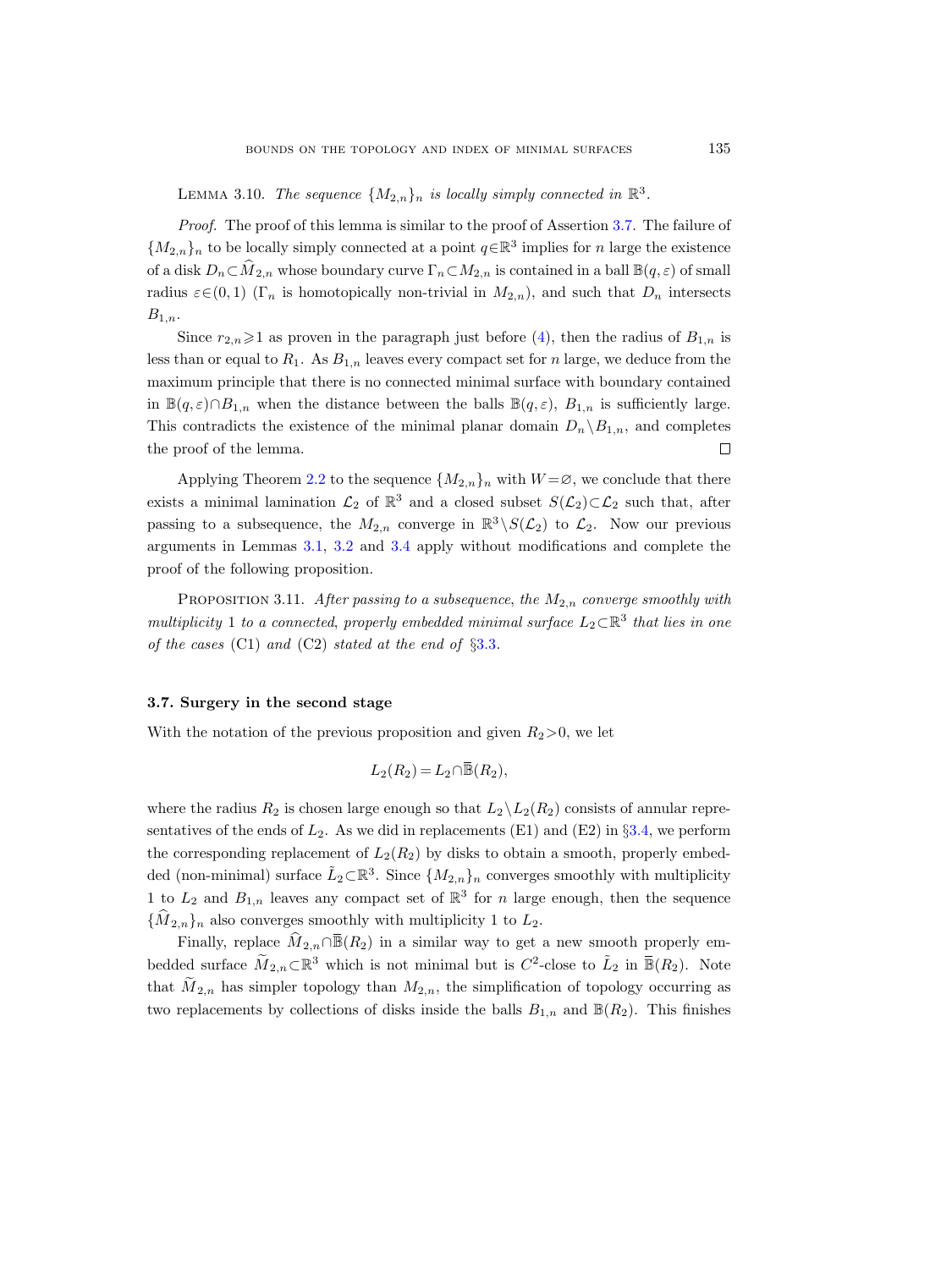Lemma 3.10. *The sequence $\{M_{2,n}\}_n$ is locally simply connected in $\mathbb{R}^3$.*

*Proof.* The proof of this lemma is similar to the proof of Assertion 3.7. The failure of $\{M_{2,n}\}_n$ to be locally simply connected at a point $q\in\mathbb{R}^3$ implies for $n$ large the existence of a disk $D_n\subset\widehat{M}_{2,n}$ whose boundary curve $\Gamma_n\subset M_{2,n}$ is contained in a ball $\mathbb{B}(q,\varepsilon)$ of small radius $\varepsilon\in(0,1)$ ($\Gamma_n$ is homotopically non-trivial in $M_{2,n}$), and such that $D_n$ intersects $B_{1,n}$.

Since $r_{2,n}\geqslant 1$ as proven in the paragraph just before (4), then the radius of $B_{1,n}$ is less than or equal to $R_1$. As $B_{1,n}$ leaves every compact set for $n$ large, we deduce from the maximum principle that there is no connected minimal surface with boundary contained in $\mathbb{B}(q,\varepsilon)\cap B_{1,n}$ when the distance between the balls $\mathbb{B}(q,\varepsilon)$, $B_{1,n}$ is sufficiently large. This contradicts the existence of the minimal planar domain $D_n\setminus B_{1,n}$, and completes the proof of the lemma. □

Applying Theorem 2.2 to the sequence $\{M_{2,n}\}_n$ with $W=\varnothing$, we conclude that there exists a minimal lamination $\mathcal{L}_2$ of $\mathbb{R}^3$ and a closed subset $S(\mathcal{L}_2)\subset\mathcal{L}_2$ such that, after passing to a subsequence, the $M_{2,n}$ converge in $\mathbb{R}^3\setminus S(\mathcal{L}_2)$ to $\mathcal{L}_2$. Now our previous arguments in Lemmas 3.1, 3.2 and 3.4 apply without modifications and complete the proof of the following proposition.

Proposition 3.11. *After passing to a subsequence, the $M_{2,n}$ converge smoothly with multiplicity* 1 *to a connected, properly embedded minimal surface $L_2\subset\mathbb{R}^3$ that lies in one of the cases* (C1) *and* (C2) *stated at the end of* §3.3.

### 3.7. Surgery in the second stage

With the notation of the previous proposition and given $R_2>0$, we let

$$L_2(R_2)=L_2\cap\overline{\mathbb{B}}(R_2),$$

where the radius $R_2$ is chosen large enough so that $L_2\setminus L_2(R_2)$ consists of annular representatives of the ends of $L_2$. As we did in replacements (E1) and (E2) in §3.4, we perform the corresponding replacement of $L_2(R_2)$ by disks to obtain a smooth, properly embedded (non-minimal) surface $\tilde{L}_2\subset\mathbb{R}^3$. Since $\{M_{2,n}\}_n$ converges smoothly with multiplicity 1 to $L_2$ and $B_{1,n}$ leaves any compact set of $\mathbb{R}^3$ for $n$ large enough, then the sequence $\{\widehat{M}_{2,n}\}_n$ also converges smoothly with multiplicity 1 to $L_2$.

Finally, replace $\widehat{M}_{2,n}\cap\overline{\mathbb{B}}(R_2)$ in a similar way to get a new smooth properly embedded surface $\widetilde{M}_{2,n}\subset\mathbb{R}^3$ which is not minimal but is $C^2$-close to $\tilde{L}_2$ in $\overline{\mathbb{B}}(R_2)$. Note that $\widetilde{M}_{2,n}$ has simpler topology than $M_{2,n}$, the simplification of topology occurring as two replacements by collections of disks inside the balls $B_{1,n}$ and $\mathbb{B}(R_2)$. This finishes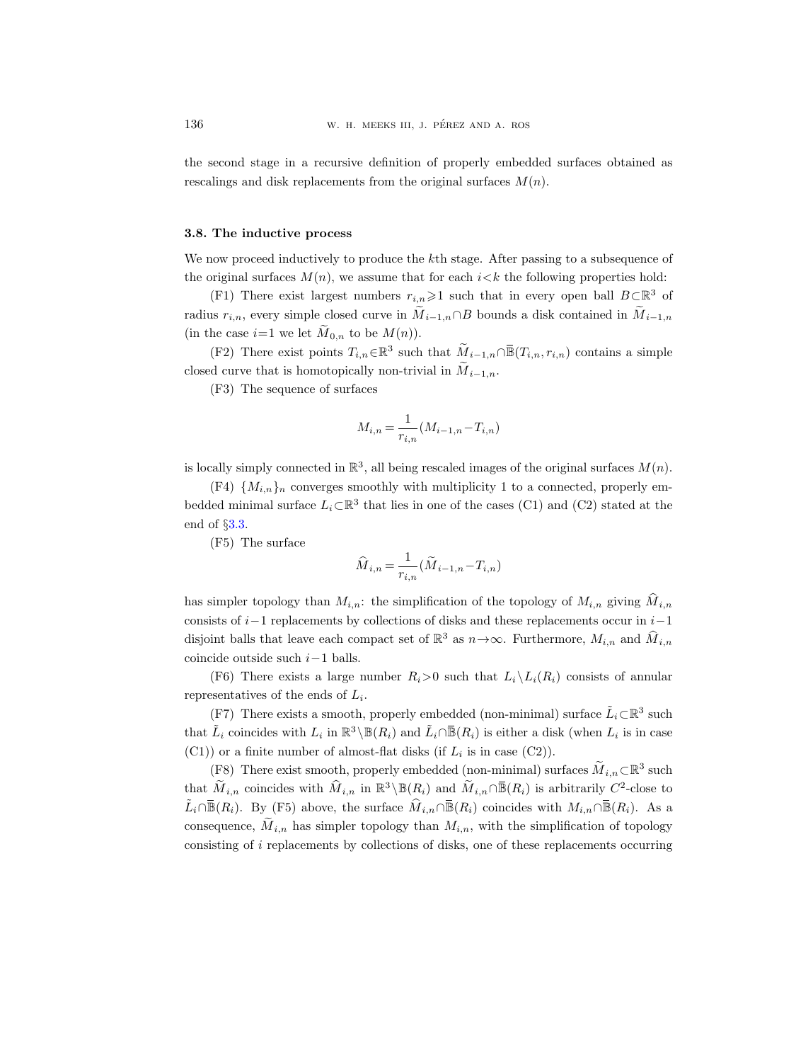the second stage in a recursive definition of properly embedded surfaces obtained as rescalings and disk replacements from the original surfaces $M(n)$.

### 3.8. The inductive process

We now proceed inductively to produce the $k$th stage. After passing to a subsequence of the original surfaces $M(n)$, we assume that for each $i<k$ the following properties hold:

(F1) There exist largest numbers $r_{i,n}\geqslant 1$ such that in every open ball $B\subset\mathbb{R}^3$ of radius $r_{i,n}$, every simple closed curve in $\widetilde{M}_{i-1,n}\cap B$ bounds a disk contained in $\widetilde{M}_{i-1,n}$ (in the case $i=1$ we let $\widetilde{M}_{0,n}$ to be $M(n)$).

(F2) There exist points $T_{i,n}\in\mathbb{R}^3$ such that $\widetilde{M}_{i-1,n}\cap\overline{\mathbb{B}}(T_{i,n},r_{i,n})$ contains a simple closed curve that is homotopically non-trivial in $\widetilde{M}_{i-1,n}$.

(F3) The sequence of surfaces

$$M_{i,n}=\frac{1}{r_{i,n}}(M_{i-1,n}-T_{i,n})$$

is locally simply connected in $\mathbb{R}^3$, all being rescaled images of the original surfaces $M(n)$.

(F4) $\{M_{i,n}\}_n$ converges smoothly with multiplicity 1 to a connected, properly embedded minimal surface $L_i\subset\mathbb{R}^3$ that lies in one of the cases (C1) and (C2) stated at the end of §3.3.

(F5) The surface

$$\widehat{M}_{i,n}=\frac{1}{r_{i,n}}(\widetilde{M}_{i-1,n}-T_{i,n})$$

has simpler topology than $M_{i,n}$: the simplification of the topology of $M_{i,n}$ giving $\widehat{M}_{i,n}$ consists of $i-1$ replacements by collections of disks and these replacements occur in $i-1$ disjoint balls that leave each compact set of $\mathbb{R}^3$ as $n\to\infty$. Furthermore, $M_{i,n}$ and $\widehat{M}_{i,n}$ coincide outside such $i-1$ balls.

(F6) There exists a large number $R_i>0$ such that $L_i\setminus L_i(R_i)$ consists of annular representatives of the ends of $L_i$.

(F7) There exists a smooth, properly embedded (non-minimal) surface $\tilde{L}_i\subset\mathbb{R}^3$ such that $\tilde{L}_i$ coincides with $L_i$ in $\mathbb{R}^3\setminus\mathbb{B}(R_i)$ and $\tilde{L}_i\cap\overline{\mathbb{B}}(R_i)$ is either a disk (when $L_i$ is in case (C1)) or a finite number of almost-flat disks (if $L_i$ is in case (C2)).

(F8) There exist smooth, properly embedded (non-minimal) surfaces $\widetilde{M}_{i,n}\subset\mathbb{R}^3$ such that $\widetilde{M}_{i,n}$ coincides with $\widehat{M}_{i,n}$ in $\mathbb{R}^3\setminus\mathbb{B}(R_i)$ and $\widetilde{M}_{i,n}\cap\overline{\mathbb{B}}(R_i)$ is arbitrarily $C^2$-close to $\tilde{L}_i\cap\overline{\mathbb{B}}(R_i)$. By (F5) above, the surface $\widehat{M}_{i,n}\cap\overline{\mathbb{B}}(R_i)$ coincides with $M_{i,n}\cap\overline{\mathbb{B}}(R_i)$. As a consequence, $\widetilde{M}_{i,n}$ has simpler topology than $M_{i,n}$, with the simplification of topology consisting of $i$ replacements by collections of disks, one of these replacements occurring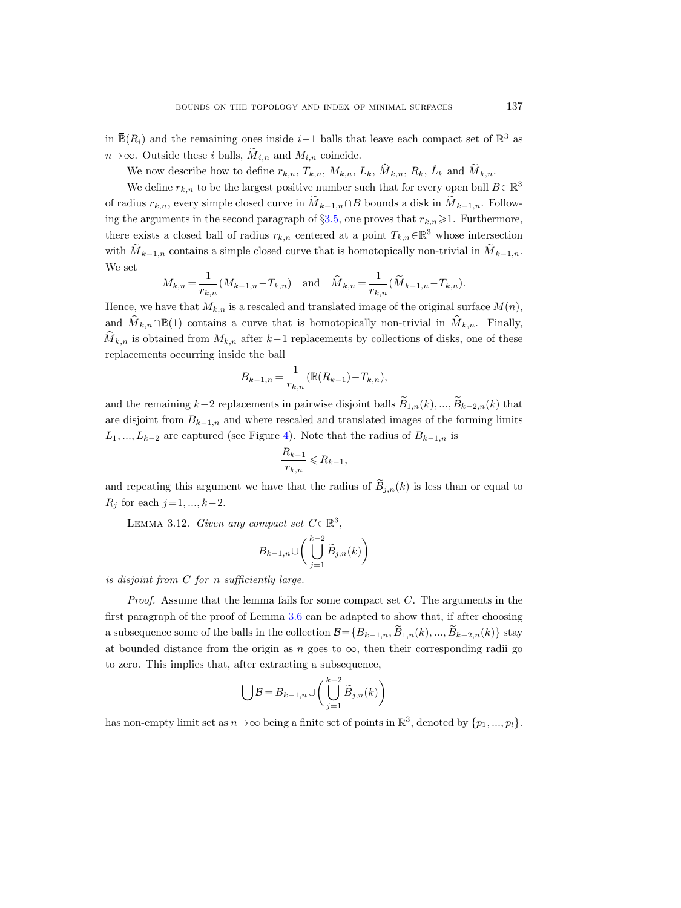in $\overline{\mathbb{B}}(R_i)$ and the remaining ones inside $i-1$ balls that leave each compact set of $\mathbb{R}^3$ as $n\to\infty$. Outside these $i$ balls, $\widetilde{M}_{i,n}$ and $M_{i,n}$ coincide.

We now describe how to define $r_{k,n}$, $T_{k,n}$, $M_{k,n}$, $L_k$, $\widehat{M}_{k,n}$, $R_k$, $\tilde{L}_k$ and $\widetilde{M}_{k,n}$.

We define $r_{k,n}$ to be the largest positive number such that for every open ball $B\subset\mathbb{R}^3$ of radius $r_{k,n}$, every simple closed curve in $\widetilde{M}_{k-1,n}\cap B$ bounds a disk in $\widetilde{M}_{k-1,n}$. Following the arguments in the second paragraph of §3.5, one proves that $r_{k,n}\geqslant 1$. Furthermore, there exists a closed ball of radius $r_{k,n}$ centered at a point $T_{k,n}\in\mathbb{R}^3$ whose intersection with $\widetilde{M}_{k-1,n}$ contains a simple closed curve that is homotopically non-trivial in $\widetilde{M}_{k-1,n}$. We set

$$M_{k,n}=\frac{1}{r_{k,n}}(M_{k-1,n}-T_{k,n}) \quad \text{and} \quad \widehat{M}_{k,n}=\frac{1}{r_{k,n}}(\widetilde{M}_{k-1,n}-T_{k,n}).$$

Hence, we have that $M_{k,n}$ is a rescaled and translated image of the original surface $M(n)$, and $\widehat{M}_{k,n}\cap\overline{\mathbb{B}}(1)$ contains a curve that is homotopically non-trivial in $\widehat{M}_{k,n}$. Finally, $\widehat{M}_{k,n}$ is obtained from $M_{k,n}$ after $k-1$ replacements by collections of disks, one of these replacements occurring inside the ball

$$B_{k-1,n}=\frac{1}{r_{k,n}}(\mathbb{B}(R_{k-1})-T_{k,n}),$$

and the remaining $k-2$ replacements in pairwise disjoint balls $\widetilde{B}_{1,n}(k),...,\widetilde{B}_{k-2,n}(k)$ that are disjoint from $B_{k-1,n}$ and where rescaled and translated images of the forming limits $L_1,...,L_{k-2}$ are captured (see Figure 4). Note that the radius of $B_{k-1,n}$ is

$$\frac{R_{k-1}}{r_{k,n}}\leqslant R_{k-1},$$

and repeating this argument we have that the radius of $\widetilde{B}_{j,n}(k)$ is less than or equal to $R_j$ for each $j=1,...,k-2$.

Lemma 3.12. *Given any compact set $C\subset\mathbb{R}^3$,*

$$B_{k-1,n}\cup\biggl(\bigcup_{j=1}^{k-2}\widetilde{B}_{j,n}(k)\biggr)$$

*is disjoint from $C$ for $n$ sufficiently large.*

*Proof.* Assume that the lemma fails for some compact set $C$. The arguments in the first paragraph of the proof of Lemma 3.6 can be adapted to show that, if after choosing a subsequence some of the balls in the collection $\mathcal{B}=\{B_{k-1,n},\widetilde{B}_{1,n}(k),...,\widetilde{B}_{k-2,n}(k)\}$ stay at bounded distance from the origin as $n$ goes to $\infty$, then their corresponding radii go to zero. This implies that, after extracting a subsequence,

$$\bigcup\mathcal{B}=B_{k-1,n}\cup\biggl(\bigcup_{j=1}^{k-2}\widetilde{B}_{j,n}(k)\biggr)$$

has non-empty limit set as $n\to\infty$ being a finite set of points in $\mathbb{R}^3$, denoted by $\{p_1,...,p_l\}$.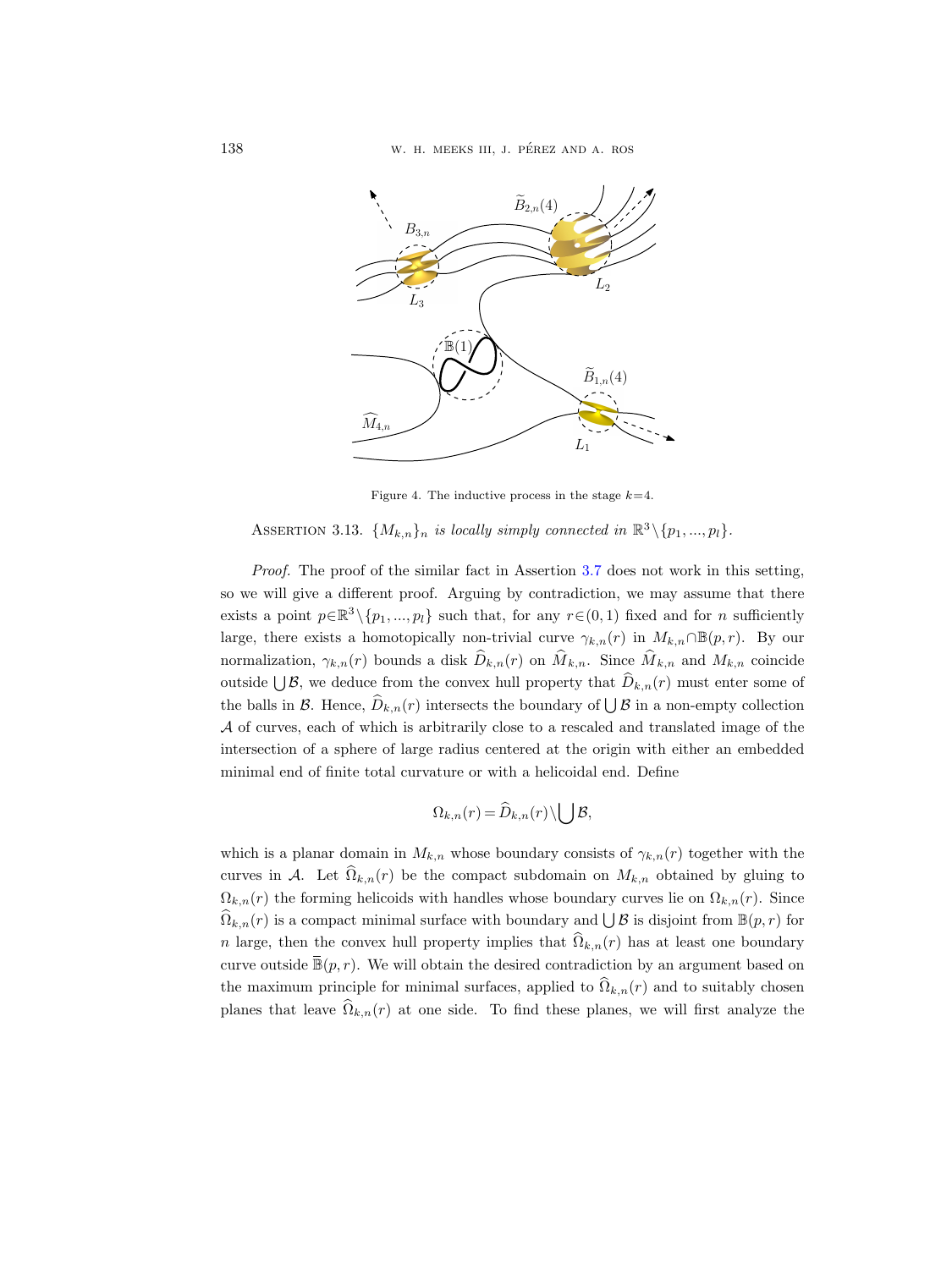Figure 4. The inductive process in the stage $k=4$.

ASSERTION 3.13. *$\{M_{k,n}\}_n$ is locally simply connected in $\mathbb{R}^3\setminus\{p_1,...,p_l\}$.*

*Proof.* The proof of the similar fact in Assertion 3.7 does not work in this setting, so we will give a different proof. Arguing by contradiction, we may assume that there exists a point $p\in\mathbb{R}^3\setminus\{p_1,...,p_l\}$ such that, for any $r\in(0,1)$ fixed and for $n$ sufficiently large, there exists a homotopically non-trivial curve $\gamma_{k,n}(r)$ in $M_{k,n}\cap\mathbb{B}(p,r)$. By our normalization, $\gamma_{k,n}(r)$ bounds a disk $\widehat{D}_{k,n}(r)$ on $\widehat{M}_{k,n}$. Since $\widehat{M}_{k,n}$ and $M_{k,n}$ coincide outside $\bigcup\mathcal{B}$, we deduce from the convex hull property that $\widehat{D}_{k,n}(r)$ must enter some of the balls in $\mathcal{B}$. Hence, $\widehat{D}_{k,n}(r)$ intersects the boundary of $\bigcup\mathcal{B}$ in a non-empty collection $\mathcal{A}$ of curves, each of which is arbitrarily close to a rescaled and translated image of the intersection of a sphere of large radius centered at the origin with either an embedded minimal end of finite total curvature or with a helicoidal end. Define

$$\Omega_{k,n}(r)=\widehat{D}_{k,n}(r)\setminus\bigcup\mathcal{B},$$

which is a planar domain in $M_{k,n}$ whose boundary consists of $\gamma_{k,n}(r)$ together with the curves in $\mathcal{A}$. Let $\widehat{\Omega}_{k,n}(r)$ be the compact subdomain on $M_{k,n}$ obtained by gluing to $\Omega_{k,n}(r)$ the forming helicoids with handles whose boundary curves lie on $\Omega_{k,n}(r)$. Since $\widehat{\Omega}_{k,n}(r)$ is a compact minimal surface with boundary and $\bigcup\mathcal{B}$ is disjoint from $\mathbb{B}(p,r)$ for $n$ large, then the convex hull property implies that $\widehat{\Omega}_{k,n}(r)$ has at least one boundary curve outside $\overline{\mathbb{B}}(p,r)$. We will obtain the desired contradiction by an argument based on the maximum principle for minimal surfaces, applied to $\widehat{\Omega}_{k,n}(r)$ and to suitably chosen planes that leave $\widehat{\Omega}_{k,n}(r)$ at one side. To find these planes, we will first analyze the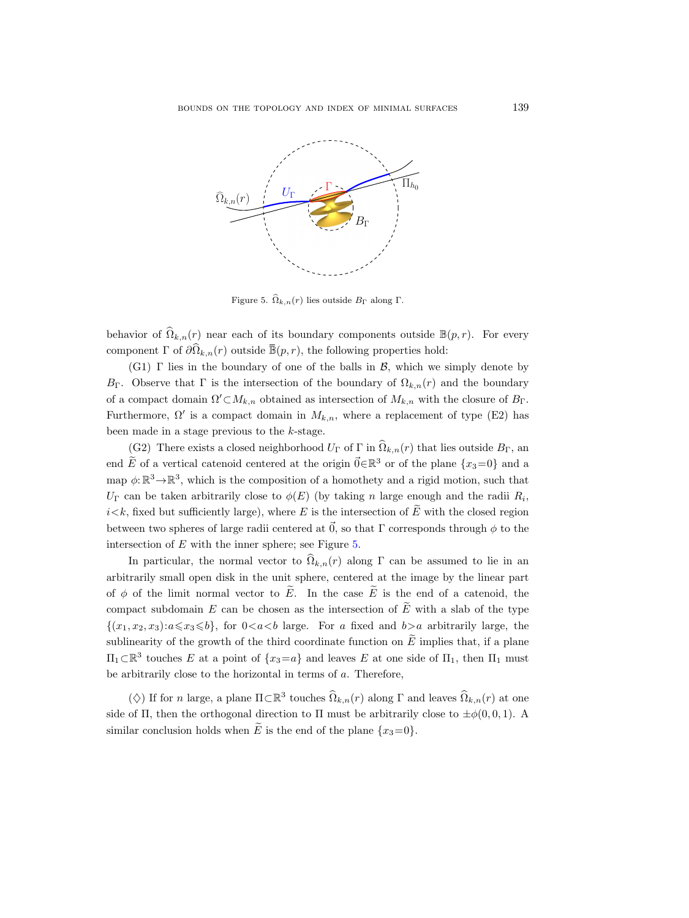Figure 5. $\widehat{\Omega}_{k,n}(r)$ lies outside $B_\Gamma$ along $\Gamma$.

behavior of $\widehat{\Omega}_{k,n}(r)$ near each of its boundary components outside $\mathbb{B}(p,r)$. For every component $\Gamma$ of $\partial\widehat{\Omega}_{k,n}(r)$ outside $\overline{\mathbb{B}}(p,r)$, the following properties hold:

(G1) $\Gamma$ lies in the boundary of one of the balls in $\mathcal{B}$, which we simply denote by $B_\Gamma$. Observe that $\Gamma$ is the intersection of the boundary of $\Omega_{k,n}(r)$ and the boundary of a compact domain $\Omega' \subset M_{k,n}$ obtained as intersection of $M_{k,n}$ with the closure of $B_\Gamma$. Furthermore, $\Omega'$ is a compact domain in $M_{k,n}$, where a replacement of type (E2) has been made in a stage previous to the $k$-stage.

(G2) There exists a closed neighborhood $U_\Gamma$ of $\Gamma$ in $\widehat{\Omega}_{k,n}(r)$ that lies outside $B_\Gamma$, an end $\widetilde{E}$ of a vertical catenoid centered at the origin $\vec{0} \in \mathbb{R}^3$ or of the plane $\{x_3=0\}$ and a map $\phi: \mathbb{R}^3 \to \mathbb{R}^3$, which is the composition of a homothety and a rigid motion, such that $U_\Gamma$ can be taken arbitrarily close to $\phi(E)$ (by taking $n$ large enough and the radii $R_i$, $i<k$, fixed but sufficiently large), where $E$ is the intersection of $\widetilde{E}$ with the closed region between two spheres of large radii centered at $\vec{0}$, so that $\Gamma$ corresponds through $\phi$ to the intersection of $E$ with the inner sphere; see Figure 5.

In particular, the normal vector to $\widehat{\Omega}_{k,n}(r)$ along $\Gamma$ can be assumed to lie in an arbitrarily small open disk in the unit sphere, centered at the image by the linear part of $\phi$ of the limit normal vector to $\widetilde{E}$. In the case $\widetilde{E}$ is the end of a catenoid, the compact subdomain $E$ can be chosen as the intersection of $\widetilde{E}$ with a slab of the type $\{(x_1,x_2,x_3): a \leqslant x_3 \leqslant b\}$, for $0<a<b$ large. For $a$ fixed and $b>a$ arbitrarily large, the sublinearity of the growth of the third coordinate function on $\widetilde{E}$ implies that, if a plane $\Pi_1 \subset \mathbb{R}^3$ touches $E$ at a point of $\{x_3=a\}$ and leaves $E$ at one side of $\Pi_1$, then $\Pi_1$ must be arbitrarily close to the horizontal in terms of $a$. Therefore,

($\diamondsuit$) If for $n$ large, a plane $\Pi \subset \mathbb{R}^3$ touches $\widehat{\Omega}_{k,n}(r)$ along $\Gamma$ and leaves $\widehat{\Omega}_{k,n}(r)$ at one side of $\Pi$, then the orthogonal direction to $\Pi$ must be arbitrarily close to $\pm\phi(0,0,1)$. A similar conclusion holds when $\widetilde{E}$ is the end of the plane $\{x_3=0\}$.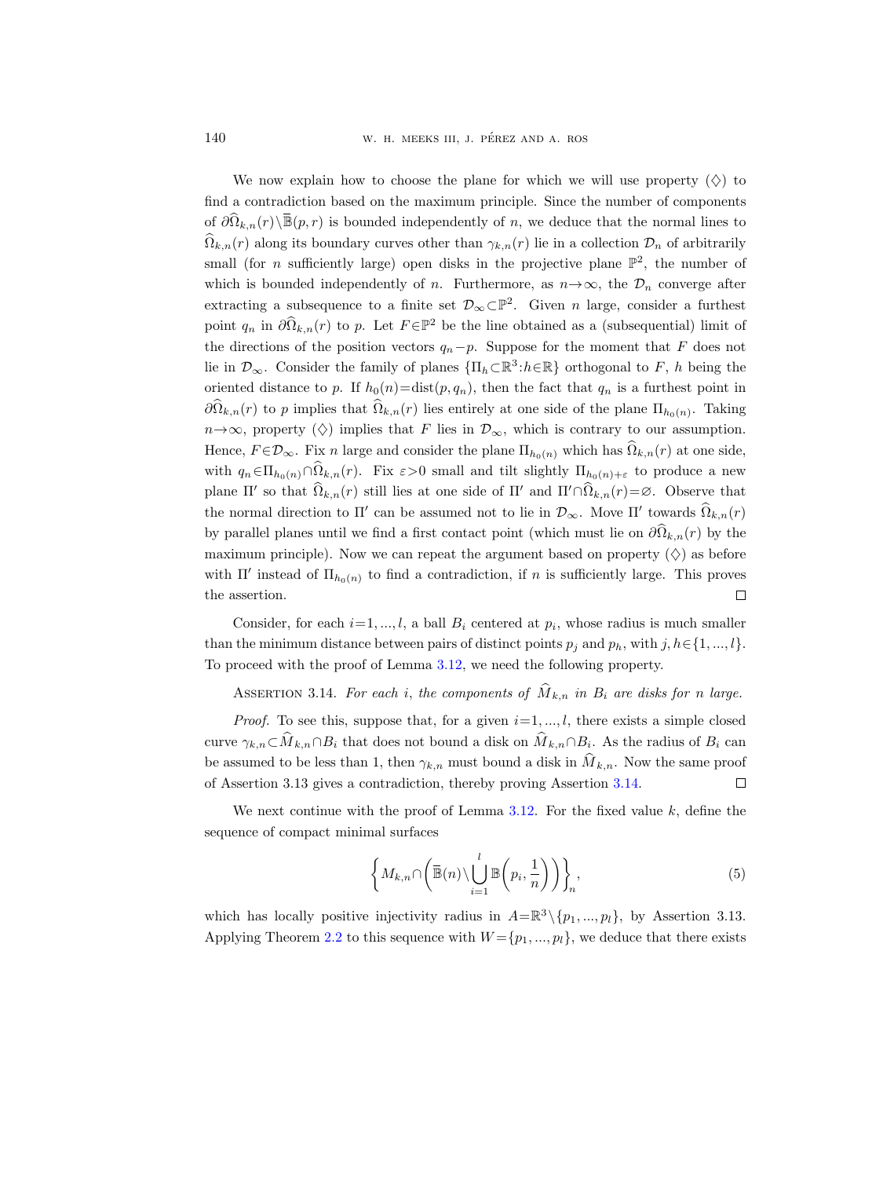We now explain how to choose the plane for which we will use property $(\diamondsuit)$ to find a contradiction based on the maximum principle. Since the number of components of $\partial\widehat{\Omega}_{k,n}(r)\setminus\overline{\mathbb{B}}(p,r)$ is bounded independently of $n$, we deduce that the normal lines to $\widehat{\Omega}_{k,n}(r)$ along its boundary curves other than $\gamma_{k,n}(r)$ lie in a collection $\mathcal{D}_n$ of arbitrarily small (for $n$ sufficiently large) open disks in the projective plane $\mathbb{P}^2$, the number of which is bounded independently of $n$. Furthermore, as $n\to\infty$, the $\mathcal{D}_n$ converge after extracting a subsequence to a finite set $\mathcal{D}_\infty\subset\mathbb{P}^2$. Given $n$ large, consider a furthest point $q_n$ in $\partial\widehat{\Omega}_{k,n}(r)$ to $p$. Let $F\in\mathbb{P}^2$ be the line obtained as a (subsequential) limit of the directions of the position vectors $q_n-p$. Suppose for the moment that $F$ does not lie in $\mathcal{D}_\infty$. Consider the family of planes $\{\Pi_h\subset\mathbb{R}^3:h\in\mathbb{R}\}$ orthogonal to $F$, $h$ being the oriented distance to $p$. If $h_0(n)=\operatorname{dist}(p,q_n)$, then the fact that $q_n$ is a furthest point in $\partial\widehat{\Omega}_{k,n}(r)$ to $p$ implies that $\widehat{\Omega}_{k,n}(r)$ lies entirely at one side of the plane $\Pi_{h_0(n)}$. Taking $n\to\infty$, property $(\diamondsuit)$ implies that $F$ lies in $\mathcal{D}_\infty$, which is contrary to our assumption. Hence, $F\in\mathcal{D}_\infty$. Fix $n$ large and consider the plane $\Pi_{h_0(n)}$ which has $\widehat{\Omega}_{k,n}(r)$ at one side, with $q_n\in\Pi_{h_0(n)}\cap\widehat{\Omega}_{k,n}(r)$. Fix $\varepsilon>0$ small and tilt slightly $\Pi_{h_0(n)+\varepsilon}$ to produce a new plane $\Pi'$ so that $\widehat{\Omega}_{k,n}(r)$ still lies at one side of $\Pi'$ and $\Pi'\cap\widehat{\Omega}_{k,n}(r)=\varnothing$. Observe that the normal direction to $\Pi'$ can be assumed not to lie in $\mathcal{D}_\infty$. Move $\Pi'$ towards $\widehat{\Omega}_{k,n}(r)$ by parallel planes until we find a first contact point (which must lie on $\partial\widehat{\Omega}_{k,n}(r)$ by the maximum principle). Now we can repeat the argument based on property $(\diamondsuit)$ as before with $\Pi'$ instead of $\Pi_{h_0(n)}$ to find a contradiction, if $n$ is sufficiently large. This proves the assertion. $\square$

Consider, for each $i=1,...,l$, a ball $B_i$ centered at $p_i$, whose radius is much smaller than the minimum distance between pairs of distinct points $p_j$ and $p_h$, with $j,h\in\{1,...,l\}$. To proceed with the proof of Lemma 3.12, we need the following property.

Assertion 3.14. *For each $i$, the components of $\widehat{M}_{k,n}$ in $B_i$ are disks for $n$ large.*

*Proof.* To see this, suppose that, for a given $i=1,...,l$, there exists a simple closed curve $\gamma_{k,n}\subset\widehat{M}_{k,n}\cap B_i$ that does not bound a disk on $\widehat{M}_{k,n}\cap B_i$. As the radius of $B_i$ can be assumed to be less than 1, then $\gamma_{k,n}$ must bound a disk in $\widehat{M}_{k,n}$. Now the same proof of Assertion 3.13 gives a contradiction, thereby proving Assertion 3.14. $\square$

We next continue with the proof of Lemma 3.12. For the fixed value $k$, define the sequence of compact minimal surfaces

$$\left\{M_{k,n}\cap\left(\overline{\mathbb{B}}(n)\setminus\bigcup_{i=1}^{l}\mathbb{B}\left(p_i,\frac{1}{n}\right)\right)\right\}_n, \tag{5}$$

which has locally positive injectivity radius in $A=\mathbb{R}^3\setminus\{p_1,...,p_l\}$, by Assertion 3.13. Applying Theorem 2.2 to this sequence with $W=\{p_1,...,p_l\}$, we deduce that there exists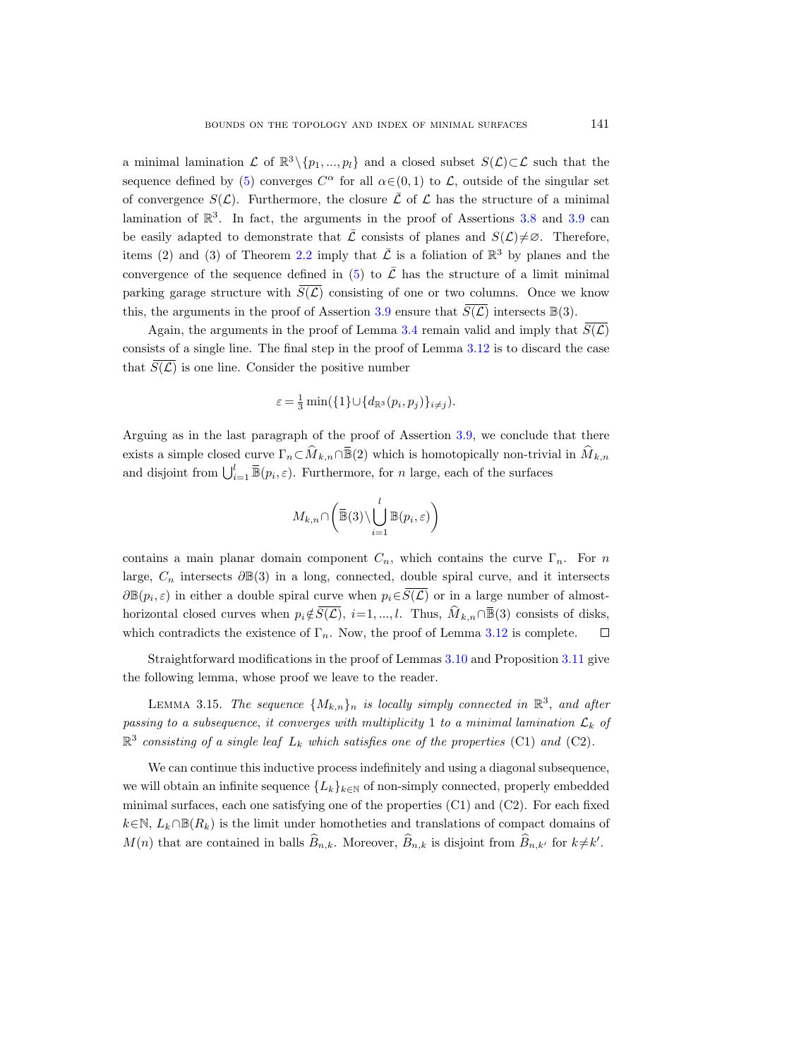a minimal lamination $\mathcal{L}$ of $\mathbb{R}^3\setminus\{p_1,...,p_l\}$ and a closed subset $S(\mathcal{L})\subset\mathcal{L}$ such that the sequence defined by (5) converges $C^\alpha$ for all $\alpha\in(0,1)$ to $\mathcal{L}$, outside of the singular set of convergence $S(\mathcal{L})$. Furthermore, the closure $\bar{\mathcal{L}}$ of $\mathcal{L}$ has the structure of a minimal lamination of $\mathbb{R}^3$. In fact, the arguments in the proof of Assertions 3.8 and 3.9 can be easily adapted to demonstrate that $\bar{\mathcal{L}}$ consists of planes and $S(\mathcal{L})\neq\varnothing$. Therefore, items (2) and (3) of Theorem 2.2 imply that $\bar{\mathcal{L}}$ is a foliation of $\mathbb{R}^3$ by planes and the convergence of the sequence defined in (5) to $\bar{\mathcal{L}}$ has the structure of a limit minimal parking garage structure with $\overline{S(\mathcal{L})}$ consisting of one or two columns. Once we know this, the arguments in the proof of Assertion 3.9 ensure that $\overline{S(\mathcal{L})}$ intersects $\mathbb{B}(3)$.

Again, the arguments in the proof of Lemma 3.4 remain valid and imply that $\overline{S(\mathcal{L})}$ consists of a single line. The final step in the proof of Lemma 3.12 is to discard the case that $\overline{S(\mathcal{L})}$ is one line. Consider the positive number

$$\varepsilon=\tfrac{1}{3}\min(\{1\}\cup\{d_{\mathbb{R}^3}(p_i,p_j)\}_{i\neq j}).$$

Arguing as in the last paragraph of the proof of Assertion 3.9, we conclude that there exists a simple closed curve $\Gamma_n\subset\widehat{M}_{k,n}\cap\overline{\mathbb{B}}(2)$ which is homotopically non-trivial in $\widehat{M}_{k,n}$ and disjoint from $\bigcup_{i=1}^{l}\overline{\mathbb{B}}(p_i,\varepsilon)$. Furthermore, for $n$ large, each of the surfaces

$$M_{k,n}\cap\left(\overline{\mathbb{B}}(3)\setminus\bigcup_{i=1}^{l}\mathbb{B}(p_i,\varepsilon)\right)$$

contains a main planar domain component $C_n$, which contains the curve $\Gamma_n$. For $n$ large, $C_n$ intersects $\partial\mathbb{B}(3)$ in a long, connected, double spiral curve, and it intersects $\partial\mathbb{B}(p_i,\varepsilon)$ in either a double spiral curve when $p_i\in\overline{S(\mathcal{L})}$ or in a large number of almost-horizontal closed curves when $p_i\notin\overline{S(\mathcal{L})}$, $i=1,...,l$. Thus, $\widehat{M}_{k,n}\cap\overline{\mathbb{B}}(3)$ consists of disks, which contradicts the existence of $\Gamma_n$. Now, the proof of Lemma 3.12 is complete. ∎

Straightforward modifications in the proof of Lemmas 3.10 and Proposition 3.11 give the following lemma, whose proof we leave to the reader.

LEMMA 3.15. *The sequence $\{M_{k,n}\}_n$ is locally simply connected in $\mathbb{R}^3$, and after passing to a subsequence, it converges with multiplicity 1 to a minimal lamination $\mathcal{L}_k$ of $\mathbb{R}^3$ consisting of a single leaf $L_k$ which satisfies one of the properties* (C1) *and* (C2).

We can continue this inductive process indefinitely and using a diagonal subsequence, we will obtain an infinite sequence $\{L_k\}_{k\in\mathbb{N}}$ of non-simply connected, properly embedded minimal surfaces, each one satisfying one of the properties (C1) and (C2). For each fixed $k\in\mathbb{N}$, $L_k\cap\mathbb{B}(R_k)$ is the limit under homotheties and translations of compact domains of $M(n)$ that are contained in balls $\widehat{B}_{n,k}$. Moreover, $\widehat{B}_{n,k}$ is disjoint from $\widehat{B}_{n,k'}$ for $k\neq k'$.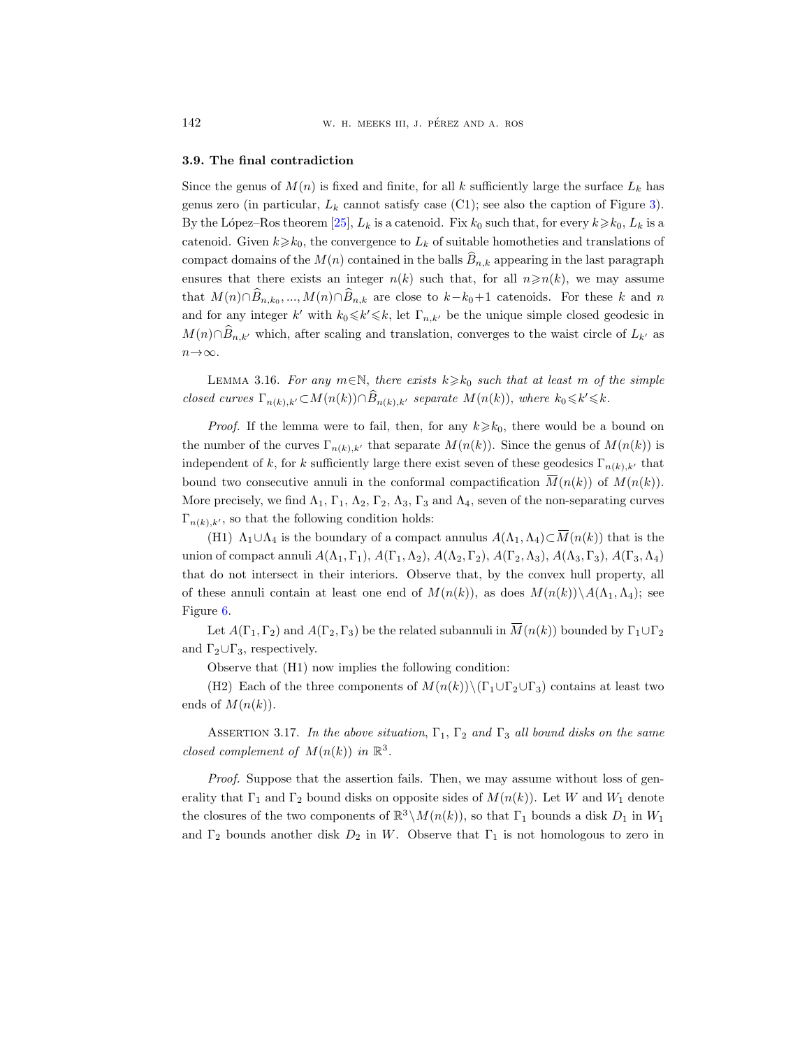### 3.9. The final contradiction

Since the genus of $M(n)$ is fixed and finite, for all $k$ sufficiently large the surface $L_k$ has genus zero (in particular, $L_k$ cannot satisfy case (C1); see also the caption of Figure 3). By the López–Ros theorem [25], $L_k$ is a catenoid. Fix $k_0$ such that, for every $k \geqslant k_0$, $L_k$ is a catenoid. Given $k \geqslant k_0$, the convergence to $L_k$ of suitable homotheties and translations of compact domains of the $M(n)$ contained in the balls $\widehat{B}_{n,k}$ appearing in the last paragraph ensures that there exists an integer $n(k)$ such that, for all $n \geqslant n(k)$, we may assume that $M(n) \cap \widehat{B}_{n,k_0}, ..., M(n) \cap \widehat{B}_{n,k}$ are close to $k-k_0+1$ catenoids. For these $k$ and $n$ and for any integer $k'$ with $k_0 \leqslant k' \leqslant k$, let $\Gamma_{n,k'}$ be the unique simple closed geodesic in $M(n) \cap \widehat{B}_{n,k'}$ which, after scaling and translation, converges to the waist circle of $L_{k'}$ as $n \to \infty$.

LEMMA 3.16. *For any $m \in \mathbb{N}$, there exists $k \geqslant k_0$ such that at least $m$ of the simple closed curves $\Gamma_{n(k),k'} \subset M(n(k)) \cap \widehat{B}_{n(k),k'}$ separate $M(n(k))$, where $k_0 \leqslant k' \leqslant k$.*

*Proof.* If the lemma were to fail, then, for any $k \geqslant k_0$, there would be a bound on the number of the curves $\Gamma_{n(k),k'}$ that separate $M(n(k))$. Since the genus of $M(n(k))$ is independent of $k$, for $k$ sufficiently large there exist seven of these geodesics $\Gamma_{n(k),k'}$ that bound two consecutive annuli in the conformal compactification $\overline{M}(n(k))$ of $M(n(k))$. More precisely, we find $\Lambda_1$, $\Gamma_1$, $\Lambda_2$, $\Gamma_2$, $\Lambda_3$, $\Gamma_3$ and $\Lambda_4$, seven of the non-separating curves $\Gamma_{n(k),k'}$, so that the following condition holds:

(H1) $\Lambda_1 \cup \Lambda_4$ is the boundary of a compact annulus $A(\Lambda_1, \Lambda_4) \subset \overline{M}(n(k))$ that is the union of compact annuli $A(\Lambda_1, \Gamma_1)$, $A(\Gamma_1, \Lambda_2)$, $A(\Lambda_2, \Gamma_2)$, $A(\Gamma_2, \Lambda_3)$, $A(\Lambda_3, \Gamma_3)$, $A(\Gamma_3, \Lambda_4)$ that do not intersect in their interiors. Observe that, by the convex hull property, all of these annuli contain at least one end of $M(n(k))$, as does $M(n(k)) \setminus A(\Lambda_1, \Lambda_4)$; see Figure 6.

Let $A(\Gamma_1, \Gamma_2)$ and $A(\Gamma_2, \Gamma_3)$ be the related subannuli in $\overline{M}(n(k))$ bounded by $\Gamma_1 \cup \Gamma_2$ and $\Gamma_2 \cup \Gamma_3$, respectively.

Observe that (H1) now implies the following condition:

(H2) Each of the three components of $M(n(k)) \setminus (\Gamma_1 \cup \Gamma_2 \cup \Gamma_3)$ contains at least two ends of $M(n(k))$.

ASSERTION 3.17. *In the above situation, $\Gamma_1$, $\Gamma_2$ and $\Gamma_3$ all bound disks on the same closed complement of $M(n(k))$ in $\mathbb{R}^3$.*

*Proof.* Suppose that the assertion fails. Then, we may assume without loss of generality that $\Gamma_1$ and $\Gamma_2$ bound disks on opposite sides of $M(n(k))$. Let $W$ and $W_1$ denote the closures of the two components of $\mathbb{R}^3 \setminus M(n(k))$, so that $\Gamma_1$ bounds a disk $D_1$ in $W_1$ and $\Gamma_2$ bounds another disk $D_2$ in $W$. Observe that $\Gamma_1$ is not homologous to zero in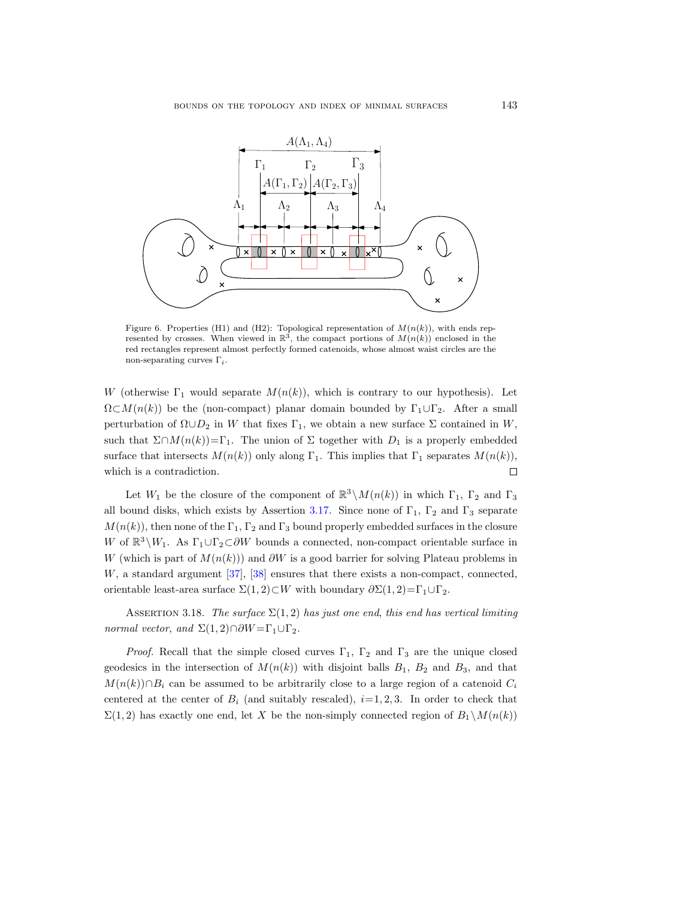Figure 6. Properties (H1) and (H2): Topological representation of $M(n(k))$, with ends represented by crosses. When viewed in $\mathbb{R}^3$, the compact portions of $M(n(k))$ enclosed in the red rectangles represent almost perfectly formed catenoids, whose almost waist circles are the non-separating curves $\Gamma_i$.

$W$ (otherwise $\Gamma_1$ would separate $M(n(k))$, which is contrary to our hypothesis). Let $\Omega\subset M(n(k))$ be the (non-compact) planar domain bounded by $\Gamma_1\cup\Gamma_2$. After a small perturbation of $\Omega\cup D_2$ in $W$ that fixes $\Gamma_1$, we obtain a new surface $\Sigma$ contained in $W$, such that $\Sigma\cap M(n(k))=\Gamma_1$. The union of $\Sigma$ together with $D_1$ is a properly embedded surface that intersects $M(n(k))$ only along $\Gamma_1$. This implies that $\Gamma_1$ separates $M(n(k))$, which is a contradiction. □

Let $W_1$ be the closure of the component of $\mathbb{R}^3\setminus M(n(k))$ in which $\Gamma_1$, $\Gamma_2$ and $\Gamma_3$ all bound disks, which exists by Assertion 3.17. Since none of $\Gamma_1$, $\Gamma_2$ and $\Gamma_3$ separate $M(n(k))$, then none of the $\Gamma_1$, $\Gamma_2$ and $\Gamma_3$ bound properly embedded surfaces in the closure $W$ of $\mathbb{R}^3\setminus W_1$. As $\Gamma_1\cup\Gamma_2\subset\partial W$ bounds a connected, non-compact orientable surface in $W$ (which is part of $M(n(k))$) and $\partial W$ is a good barrier for solving Plateau problems in $W$, a standard argument [37], [38] ensures that there exists a non-compact, connected, orientable least-area surface $\Sigma(1,2)\subset W$ with boundary $\partial\Sigma(1,2)=\Gamma_1\cup\Gamma_2$.

Assertion 3.18. *The surface $\Sigma(1,2)$ has just one end, this end has vertical limiting normal vector, and $\Sigma(1,2)\cap\partial W=\Gamma_1\cup\Gamma_2$.*

*Proof.* Recall that the simple closed curves $\Gamma_1$, $\Gamma_2$ and $\Gamma_3$ are the unique closed geodesics in the intersection of $M(n(k))$ with disjoint balls $B_1$, $B_2$ and $B_3$, and that $M(n(k))\cap B_i$ can be assumed to be arbitrarily close to a large region of a catenoid $C_i$ centered at the center of $B_i$ (and suitably rescaled), $i=1,2,3$. In order to check that $\Sigma(1,2)$ has exactly one end, let $X$ be the non-simply connected region of $B_1\setminus M(n(k))$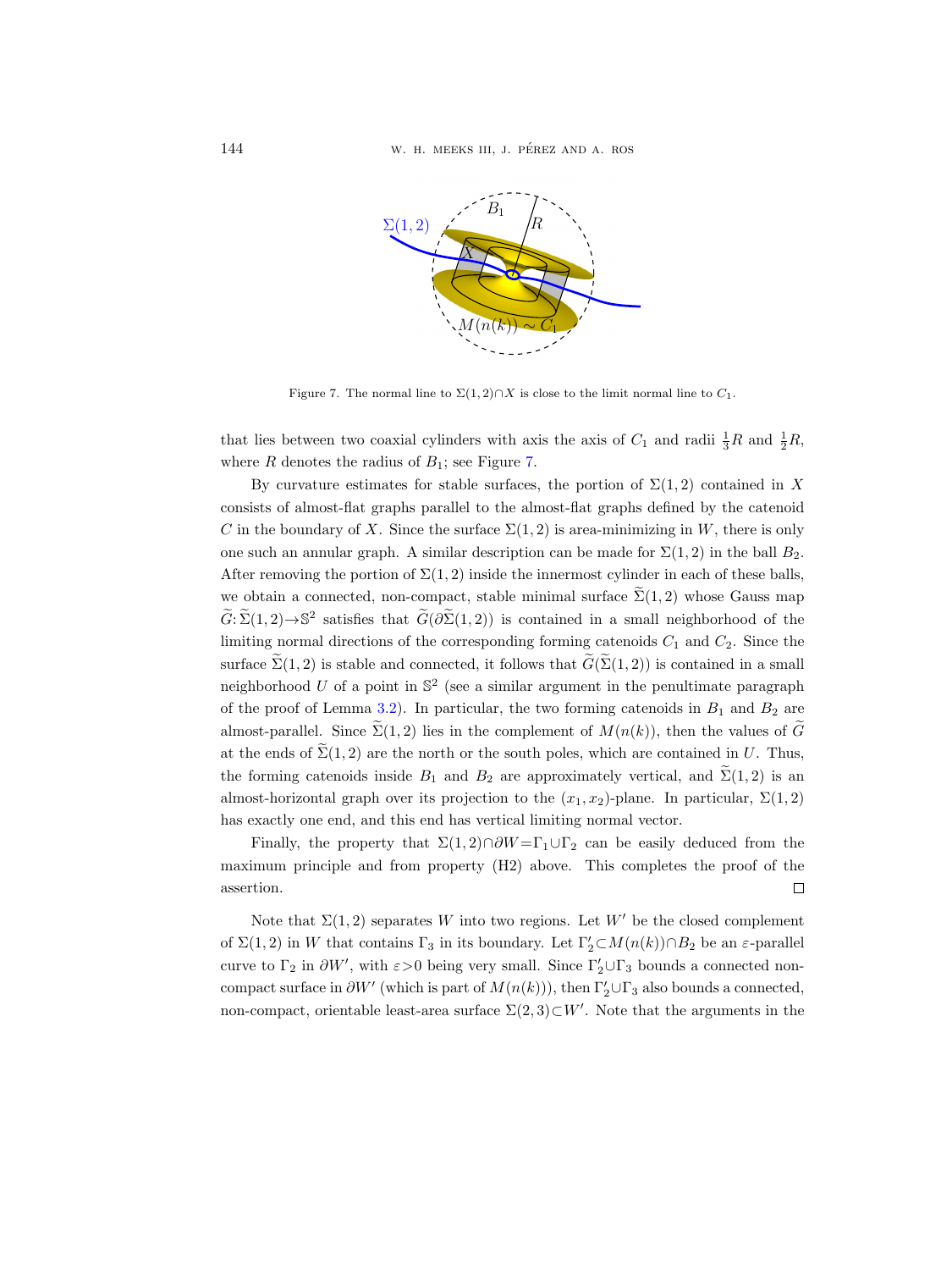Figure 7. The normal line to $\Sigma(1,2)\cap X$ is close to the limit normal line to $C_1$.

that lies between two coaxial cylinders with axis the axis of $C_1$ and radii $\frac{1}{3}R$ and $\frac{1}{2}R$, where $R$ denotes the radius of $B_1$; see Figure 7.

By curvature estimates for stable surfaces, the portion of $\Sigma(1,2)$ contained in $X$ consists of almost-flat graphs parallel to the almost-flat graphs defined by the catenoid $C$ in the boundary of $X$. Since the surface $\Sigma(1,2)$ is area-minimizing in $W$, there is only one such an annular graph. A similar description can be made for $\Sigma(1,2)$ in the ball $B_2$. After removing the portion of $\Sigma(1,2)$ inside the innermost cylinder in each of these balls, we obtain a connected, non-compact, stable minimal surface $\widetilde{\Sigma}(1,2)$ whose Gauss map $\widetilde{G}\colon\widetilde{\Sigma}(1,2)\to\mathbb{S}^2$ satisfies that $\widetilde{G}(\partial\widetilde{\Sigma}(1,2))$ is contained in a small neighborhood of the limiting normal directions of the corresponding forming catenoids $C_1$ and $C_2$. Since the surface $\widetilde{\Sigma}(1,2)$ is stable and connected, it follows that $\widetilde{G}(\widetilde{\Sigma}(1,2))$ is contained in a small neighborhood $U$ of a point in $\mathbb{S}^2$ (see a similar argument in the penultimate paragraph of the proof of Lemma 3.2). In particular, the two forming catenoids in $B_1$ and $B_2$ are almost-parallel. Since $\widetilde{\Sigma}(1,2)$ lies in the complement of $M(n(k))$, then the values of $\widetilde{G}$ at the ends of $\widetilde{\Sigma}(1,2)$ are the north or the south poles, which are contained in $U$. Thus, the forming catenoids inside $B_1$ and $B_2$ are approximately vertical, and $\widetilde{\Sigma}(1,2)$ is an almost-horizontal graph over its projection to the $(x_1,x_2)$-plane. In particular, $\Sigma(1,2)$ has exactly one end, and this end has vertical limiting normal vector.

Finally, the property that $\Sigma(1,2)\cap\partial W=\Gamma_1\cup\Gamma_2$ can be easily deduced from the maximum principle and from property (H2) above. This completes the proof of the assertion. $\square$

Note that $\Sigma(1,2)$ separates $W$ into two regions. Let $W'$ be the closed complement of $\Sigma(1,2)$ in $W$ that contains $\Gamma_3$ in its boundary. Let $\Gamma_2'\subset M(n(k))\cap B_2$ be an $\varepsilon$-parallel curve to $\Gamma_2$ in $\partial W'$, with $\varepsilon>0$ being very small. Since $\Gamma_2'\cup\Gamma_3$ bounds a connected non-compact surface in $\partial W'$ (which is part of $M(n(k))$), then $\Gamma_2'\cup\Gamma_3$ also bounds a connected, non-compact, orientable least-area surface $\Sigma(2,3)\subset W'$. Note that the arguments in the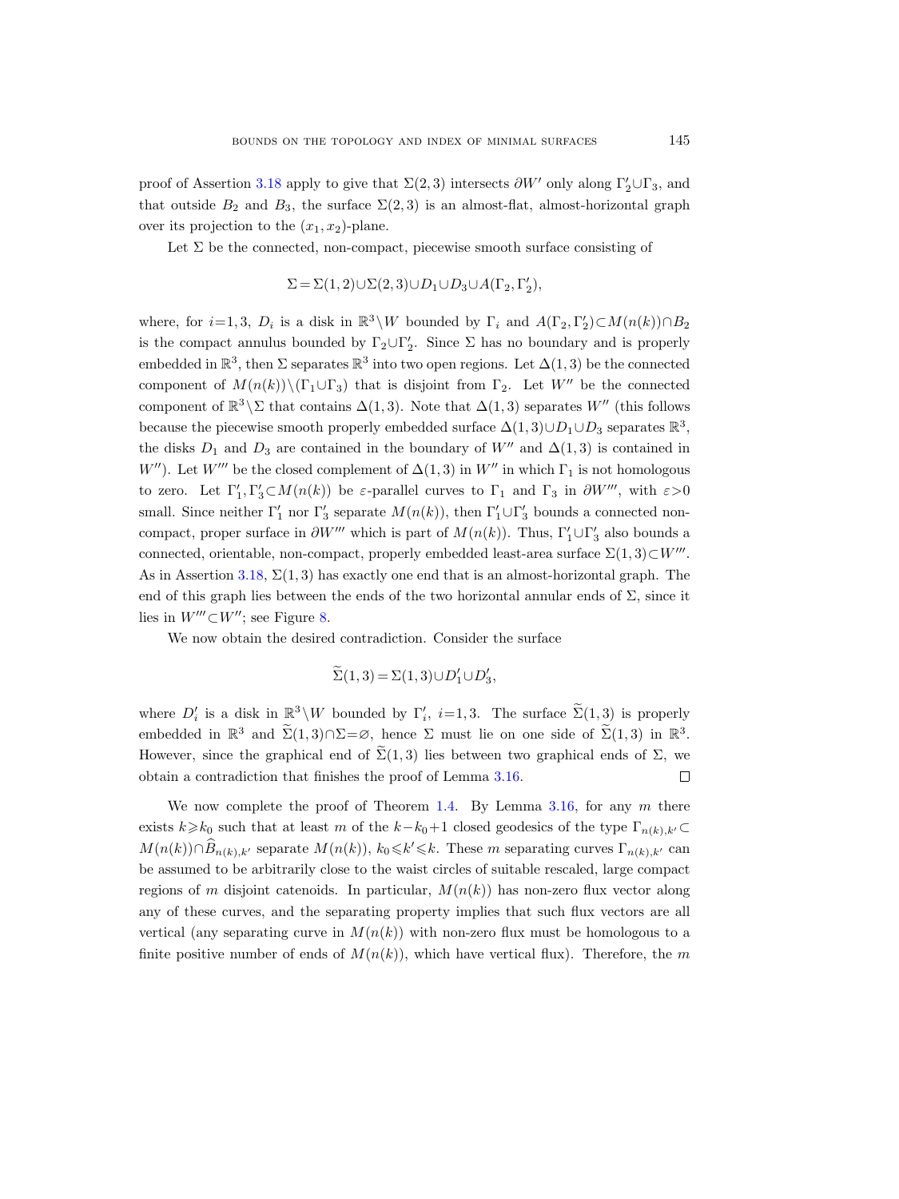proof of Assertion 3.18 apply to give that $\Sigma(2,3)$ intersects $\partial W'$ only along $\Gamma_2' \cup \Gamma_3$, and that outside $B_2$ and $B_3$, the surface $\Sigma(2,3)$ is an almost-flat, almost-horizontal graph over its projection to the $(x_1,x_2)$-plane.

Let $\Sigma$ be the connected, non-compact, piecewise smooth surface consisting of

$$\Sigma = \Sigma(1,2) \cup \Sigma(2,3) \cup D_1 \cup D_3 \cup A(\Gamma_2, \Gamma_2'),$$

where, for $i=1,3$, $D_i$ is a disk in $\mathbb{R}^3 \setminus W$ bounded by $\Gamma_i$ and $A(\Gamma_2,\Gamma_2') \subset M(n(k)) \cap B_2$ is the compact annulus bounded by $\Gamma_2 \cup \Gamma_2'$. Since $\Sigma$ has no boundary and is properly embedded in $\mathbb{R}^3$, then $\Sigma$ separates $\mathbb{R}^3$ into two open regions. Let $\Delta(1,3)$ be the connected component of $M(n(k)) \setminus (\Gamma_1 \cup \Gamma_3)$ that is disjoint from $\Gamma_2$. Let $W''$ be the connected component of $\mathbb{R}^3 \setminus \Sigma$ that contains $\Delta(1,3)$. Note that $\Delta(1,3)$ separates $W''$ (this follows because the piecewise smooth properly embedded surface $\Delta(1,3) \cup D_1 \cup D_3$ separates $\mathbb{R}^3$, the disks $D_1$ and $D_3$ are contained in the boundary of $W''$ and $\Delta(1,3)$ is contained in $W''$). Let $W'''$ be the closed complement of $\Delta(1,3)$ in $W''$ in which $\Gamma_1$ is not homologous to zero. Let $\Gamma_1', \Gamma_3' \subset M(n(k))$ be $\varepsilon$-parallel curves to $\Gamma_1$ and $\Gamma_3$ in $\partial W'''$, with $\varepsilon > 0$ small. Since neither $\Gamma_1'$ nor $\Gamma_3'$ separate $M(n(k))$, then $\Gamma_1' \cup \Gamma_3'$ bounds a connected non-compact, proper surface in $\partial W'''$ which is part of $M(n(k))$. Thus, $\Gamma_1' \cup \Gamma_3'$ also bounds a connected, orientable, non-compact, properly embedded least-area surface $\Sigma(1,3) \subset W'''$. As in Assertion 3.18, $\Sigma(1,3)$ has exactly one end that is an almost-horizontal graph. The end of this graph lies between the ends of the two horizontal annular ends of $\Sigma$, since it lies in $W''' \subset W''$; see Figure 8.

We now obtain the desired contradiction. Consider the surface

$$\widetilde{\Sigma}(1,3) = \Sigma(1,3) \cup D_1' \cup D_3',$$

where $D_i'$ is a disk in $\mathbb{R}^3 \setminus W$ bounded by $\Gamma_i'$, $i=1,3$. The surface $\widetilde{\Sigma}(1,3)$ is properly embedded in $\mathbb{R}^3$ and $\widetilde{\Sigma}(1,3) \cap \Sigma = \varnothing$, hence $\Sigma$ must lie on one side of $\widetilde{\Sigma}(1,3)$ in $\mathbb{R}^3$. However, since the graphical end of $\widetilde{\Sigma}(1,3)$ lies between two graphical ends of $\Sigma$, we obtain a contradiction that finishes the proof of Lemma 3.16. ☐

We now complete the proof of Theorem 1.4. By Lemma 3.16, for any $m$ there exists $k \geqslant k_0$ such that at least $m$ of the $k-k_0+1$ closed geodesics of the type $\Gamma_{n(k),k'} \subset M(n(k)) \cap \widehat{B}_{n(k),k'}$ separate $M(n(k))$, $k_0 \leqslant k' \leqslant k$. These $m$ separating curves $\Gamma_{n(k),k'}$ can be assumed to be arbitrarily close to the waist circles of suitable rescaled, large compact regions of $m$ disjoint catenoids. In particular, $M(n(k))$ has non-zero flux vector along any of these curves, and the separating property implies that such flux vectors are all vertical (any separating curve in $M(n(k))$ with non-zero flux must be homologous to a finite positive number of ends of $M(n(k))$, which have vertical flux). Therefore, the $m$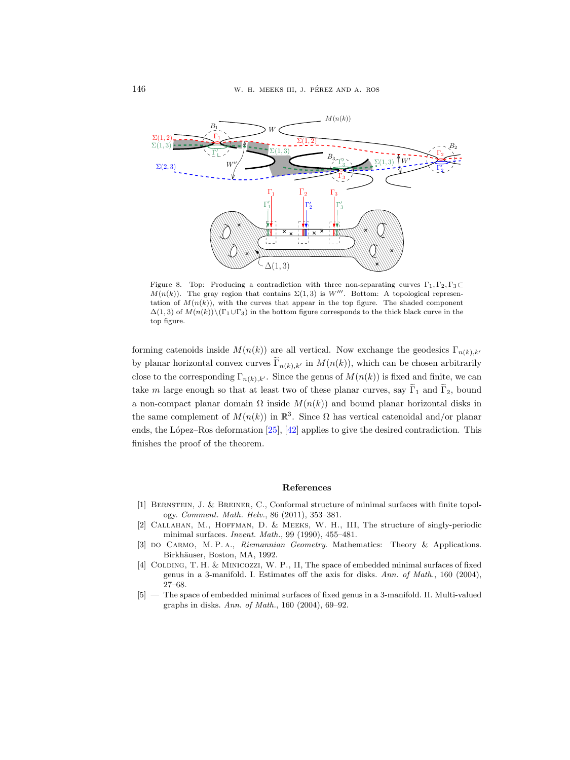Figure 8. Top: Producing a contradiction with three non-separating curves $\Gamma_1, \Gamma_2, \Gamma_3 \subset M(n(k))$. The gray region that contains $\Sigma(1,3)$ is $W'''$. Bottom: A topological representation of $M(n(k))$, with the curves that appear in the top figure. The shaded component $\Delta(1,3)$ of $M(n(k))\setminus(\Gamma_1 \cup \Gamma_3)$ in the bottom figure corresponds to the thick black curve in the top figure.

forming catenoids inside $M(n(k))$ are all vertical. Now exchange the geodesics $\Gamma_{n(k),k'}$ by planar horizontal convex curves $\widetilde{\Gamma}_{n(k),k'}$ in $M(n(k))$, which can be chosen arbitrarily close to the corresponding $\Gamma_{n(k),k'}$. Since the genus of $M(n(k))$ is fixed and finite, we can take $m$ large enough so that at least two of these planar curves, say $\widetilde{\Gamma}_1$ and $\widetilde{\Gamma}_2$, bound a non-compact planar domain $\Omega$ inside $M(n(k))$ and bound planar horizontal disks in the same complement of $M(n(k))$ in $\mathbb{R}^3$. Since $\Omega$ has vertical catenoidal and/or planar ends, the López–Ros deformation [25], [42] applies to give the desired contradiction. This finishes the proof of the theorem.

## References

[1] Bernstein, J. & Breiner, C., Conformal structure of minimal surfaces with finite topology. *Comment. Math. Helv.*, 86 (2011), 353–381.

[2] Callahan, M., Hoffman, D. & Meeks, W. H., III, The structure of singly-periodic minimal surfaces. *Invent. Math.*, 99 (1990), 455–481.

[3] do Carmo, M. P. A., *Riemannian Geometry*. Mathematics: Theory & Applications. Birkhäuser, Boston, MA, 1992.

[4] Colding, T. H. & Minicozzi, W. P., II, The space of embedded minimal surfaces of fixed genus in a 3-manifold. I. Estimates off the axis for disks. *Ann. of Math.*, 160 (2004), 27–68.

[5] — The space of embedded minimal surfaces of fixed genus in a 3-manifold. II. Multi-valued graphs in disks. *Ann. of Math.*, 160 (2004), 69–92.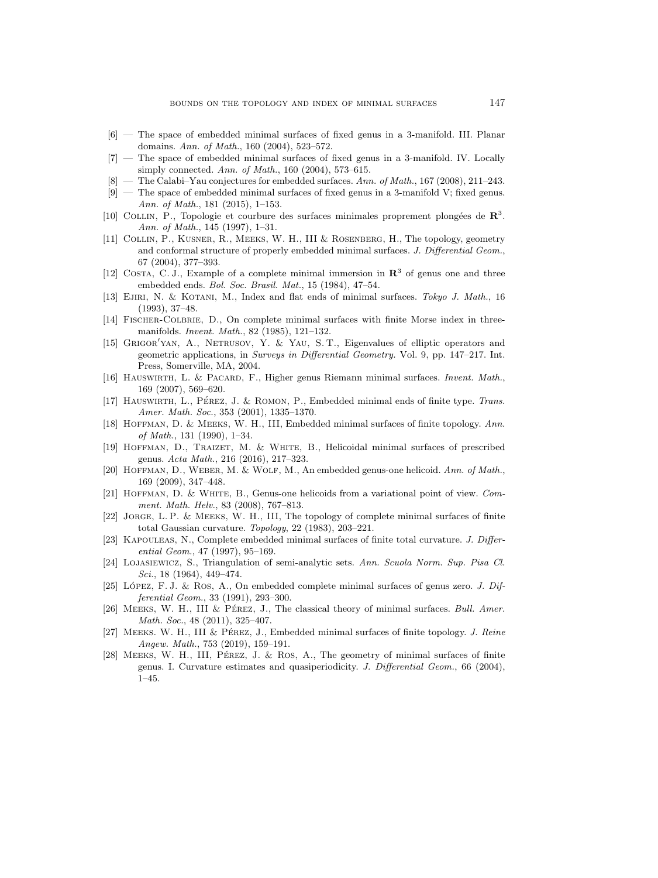[6] — The space of embedded minimal surfaces of fixed genus in a 3-manifold. III. Planar domains. *Ann. of Math.*, 160 (2004), 523–572.

[7] — The space of embedded minimal surfaces of fixed genus in a 3-manifold. IV. Locally simply connected. *Ann. of Math.*, 160 (2004), 573–615.

[8] — The Calabi–Yau conjectures for embedded surfaces. *Ann. of Math.*, 167 (2008), 211–243.

[9] — The space of embedded minimal surfaces of fixed genus in a 3-manifold V; fixed genus. *Ann. of Math.*, 181 (2015), 1–153.

[10] Collin, P., Topologie et courbure des surfaces minimales proprement plongées de $\mathbf{R}^3$. *Ann. of Math.*, 145 (1997), 1–31.

[11] Collin, P., Kusner, R., Meeks, W. H., III & Rosenberg, H., The topology, geometry and conformal structure of properly embedded minimal surfaces. *J. Differential Geom.*, 67 (2004), 377–393.

[12] Costa, C. J., Example of a complete minimal immersion in $\mathbf{R}^3$ of genus one and three embedded ends. *Bol. Soc. Brasil. Mat.*, 15 (1984), 47–54.

[13] Ejiri, N. & Kotani, M., Index and flat ends of minimal surfaces. *Tokyo J. Math.*, 16 (1993), 37–48.

[14] Fischer-Colbrie, D., On complete minimal surfaces with finite Morse index in three-manifolds. *Invent. Math.*, 82 (1985), 121–132.

[15] Grigor′yan, A., Netrusov, Y. & Yau, S. T., Eigenvalues of elliptic operators and geometric applications, in *Surveys in Differential Geometry*. Vol. 9, pp. 147–217. Int. Press, Somerville, MA, 2004.

[16] Hauswirth, L. & Pacard, F., Higher genus Riemann minimal surfaces. *Invent. Math.*, 169 (2007), 569–620.

[17] Hauswirth, L., Pérez, J. & Romon, P., Embedded minimal ends of finite type. *Trans. Amer. Math. Soc.*, 353 (2001), 1335–1370.

[18] Hoffman, D. & Meeks, W. H., III, Embedded minimal surfaces of finite topology. *Ann. of Math.*, 131 (1990), 1–34.

[19] Hoffman, D., Traizet, M. & White, B., Helicoidal minimal surfaces of prescribed genus. *Acta Math.*, 216 (2016), 217–323.

[20] Hoffman, D., Weber, M. & Wolf, M., An embedded genus-one helicoid. *Ann. of Math.*, 169 (2009), 347–448.

[21] Hoffman, D. & White, B., Genus-one helicoids from a variational point of view. *Comment. Math. Helv.*, 83 (2008), 767–813.

[22] Jorge, L. P. & Meeks, W. H., III, The topology of complete minimal surfaces of finite total Gaussian curvature. *Topology*, 22 (1983), 203–221.

[23] Kapouleas, N., Complete embedded minimal surfaces of finite total curvature. *J. Differential Geom.*, 47 (1997), 95–169.

[24] Lojasiewicz, S., Triangulation of semi-analytic sets. *Ann. Scuola Norm. Sup. Pisa Cl. Sci.*, 18 (1964), 449–474.

[25] López, F. J. & Ros, A., On embedded complete minimal surfaces of genus zero. *J. Differential Geom.*, 33 (1991), 293–300.

[26] Meeks, W. H., III & Pérez, J., The classical theory of minimal surfaces. *Bull. Amer. Math. Soc.*, 48 (2011), 325–407.

[27] Meeks. W. H., III & Pérez, J., Embedded minimal surfaces of finite topology. *J. Reine Angew. Math.*, 753 (2019), 159–191.

[28] Meeks, W. H., III, Pérez, J. & Ros, A., The geometry of minimal surfaces of finite genus. I. Curvature estimates and quasiperiodicity. *J. Differential Geom.*, 66 (2004), 1–45.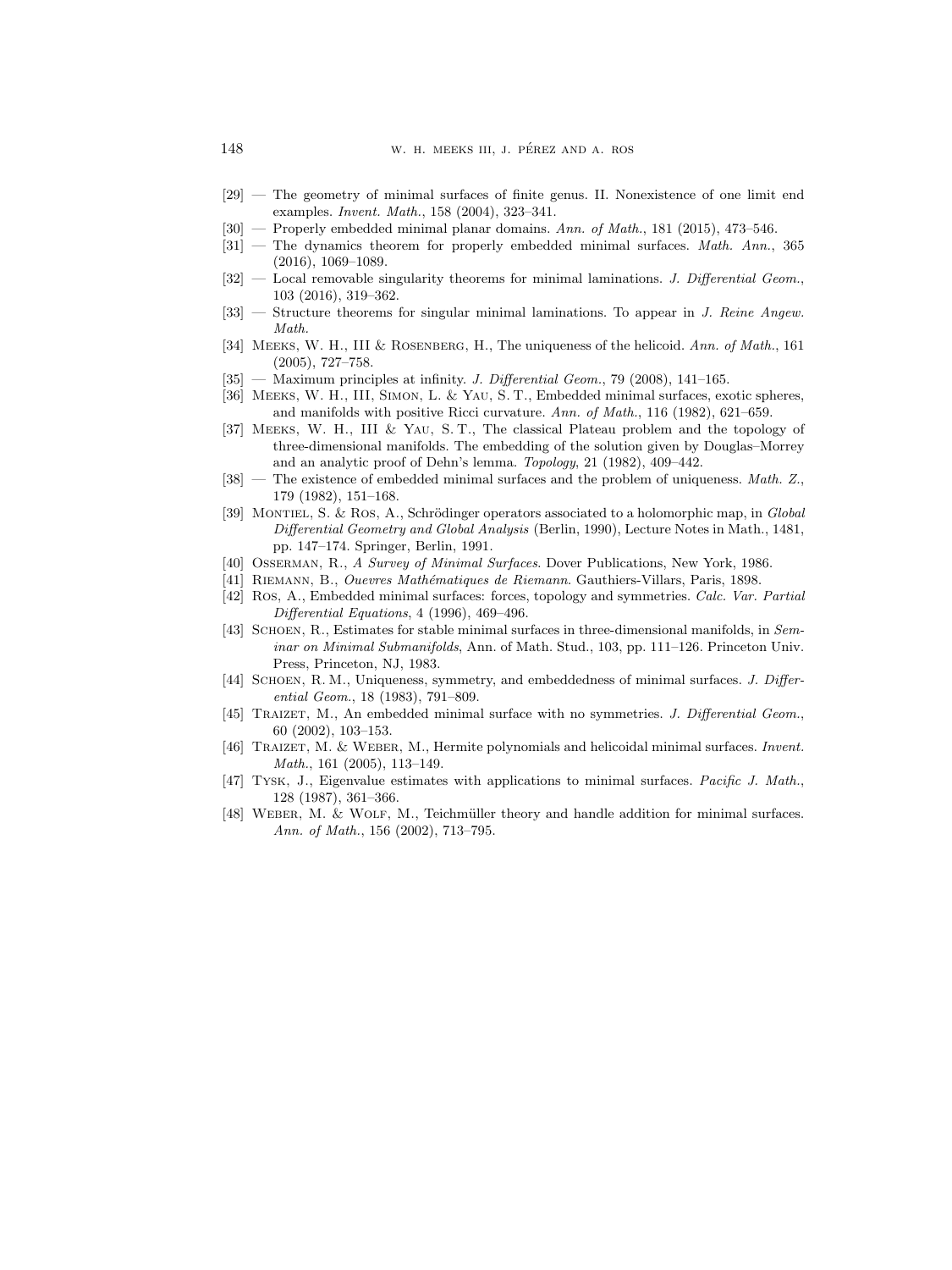[29] — The geometry of minimal surfaces of finite genus. II. Nonexistence of one limit end examples. *Invent. Math.*, 158 (2004), 323–341.

[30] — Properly embedded minimal planar domains. *Ann. of Math.*, 181 (2015), 473–546.

[31] — The dynamics theorem for properly embedded minimal surfaces. *Math. Ann.*, 365 (2016), 1069–1089.

[32] — Local removable singularity theorems for minimal laminations. *J. Differential Geom.*, 103 (2016), 319–362.

[33] — Structure theorems for singular minimal laminations. To appear in *J. Reine Angew. Math.*

[34] Meeks, W. H., III & Rosenberg, H., The uniqueness of the helicoid. *Ann. of Math.*, 161 (2005), 727–758.

[35] — Maximum principles at infinity. *J. Differential Geom.*, 79 (2008), 141–165.

[36] Meeks, W. H., III, Simon, L. & Yau, S. T., Embedded minimal surfaces, exotic spheres, and manifolds with positive Ricci curvature. *Ann. of Math.*, 116 (1982), 621–659.

[37] Meeks, W. H., III & Yau, S. T., The classical Plateau problem and the topology of three-dimensional manifolds. The embedding of the solution given by Douglas–Morrey and an analytic proof of Dehn's lemma. *Topology*, 21 (1982), 409–442.

[38] — The existence of embedded minimal surfaces and the problem of uniqueness. *Math. Z.*, 179 (1982), 151–168.

[39] Montiel, S. & Ros, A., Schrödinger operators associated to a holomorphic map, in *Global Differential Geometry and Global Analysis* (Berlin, 1990), Lecture Notes in Math., 1481, pp. 147–174. Springer, Berlin, 1991.

[40] Osserman, R., *A Survey of Minimal Surfaces*. Dover Publications, New York, 1986.

[41] Riemann, B., *Oeuvres Mathématiques de Riemann*. Gauthiers-Villars, Paris, 1898.

[42] Ros, A., Embedded minimal surfaces: forces, topology and symmetries. *Calc. Var. Partial Differential Equations*, 4 (1996), 469–496.

[43] Schoen, R., Estimates for stable minimal surfaces in three-dimensional manifolds, in *Seminar on Minimal Submanifolds*, Ann. of Math. Stud., 103, pp. 111–126. Princeton Univ. Press, Princeton, NJ, 1983.

[44] Schoen, R. M., Uniqueness, symmetry, and embeddedness of minimal surfaces. *J. Differential Geom.*, 18 (1983), 791–809.

[45] Traizet, M., An embedded minimal surface with no symmetries. *J. Differential Geom.*, 60 (2002), 103–153.

[46] Traizet, M. & Weber, M., Hermite polynomials and helicoidal minimal surfaces. *Invent. Math.*, 161 (2005), 113–149.

[47] Tysk, J., Eigenvalue estimates with applications to minimal surfaces. *Pacific J. Math.*, 128 (1987), 361–366.

[48] Weber, M. & Wolf, M., Teichmüller theory and handle addition for minimal surfaces. *Ann. of Math.*, 156 (2002), 713–795.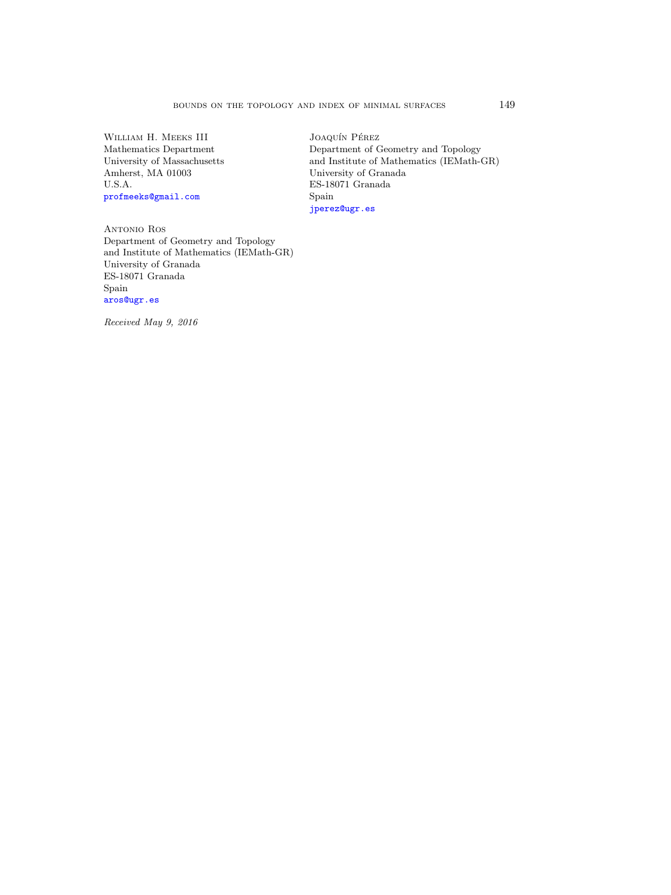William H. Meeks III
Mathematics Department
University of Massachusetts
Amherst, MA 01003
U.S.A.
profmeeks@gmail.com

Joaquín Pérez
Department of Geometry and Topology
and Institute of Mathematics (IEMath-GR)
University of Granada
ES-18071 Granada
Spain
jperez@ugr.es

Antonio Ros
Department of Geometry and Topology
and Institute of Mathematics (IEMath-GR)
University of Granada
ES-18071 Granada
Spain
aros@ugr.es

*Received May 9, 2016*